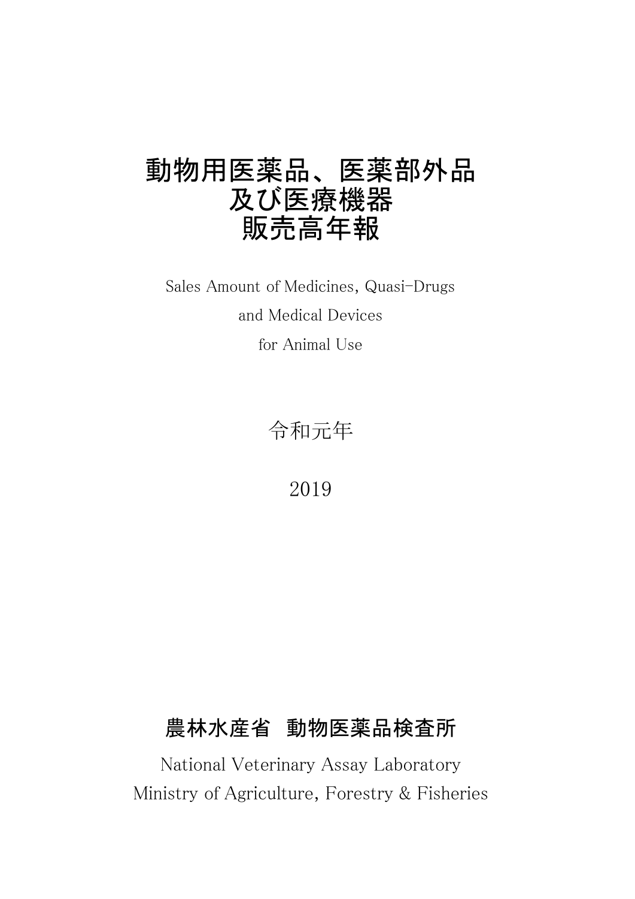# 動物用医薬品、医薬部外品
# 及び医療機器
# 販売高年報

Sales Amount of Medicines, Quasi-Drugs

and Medical Devices

for Animal Use

令和元年

2019

**農林水産省　動物医薬品検査所**

National Veterinary Assay Laboratory

Ministry of Agriculture, Forestry & Fisheries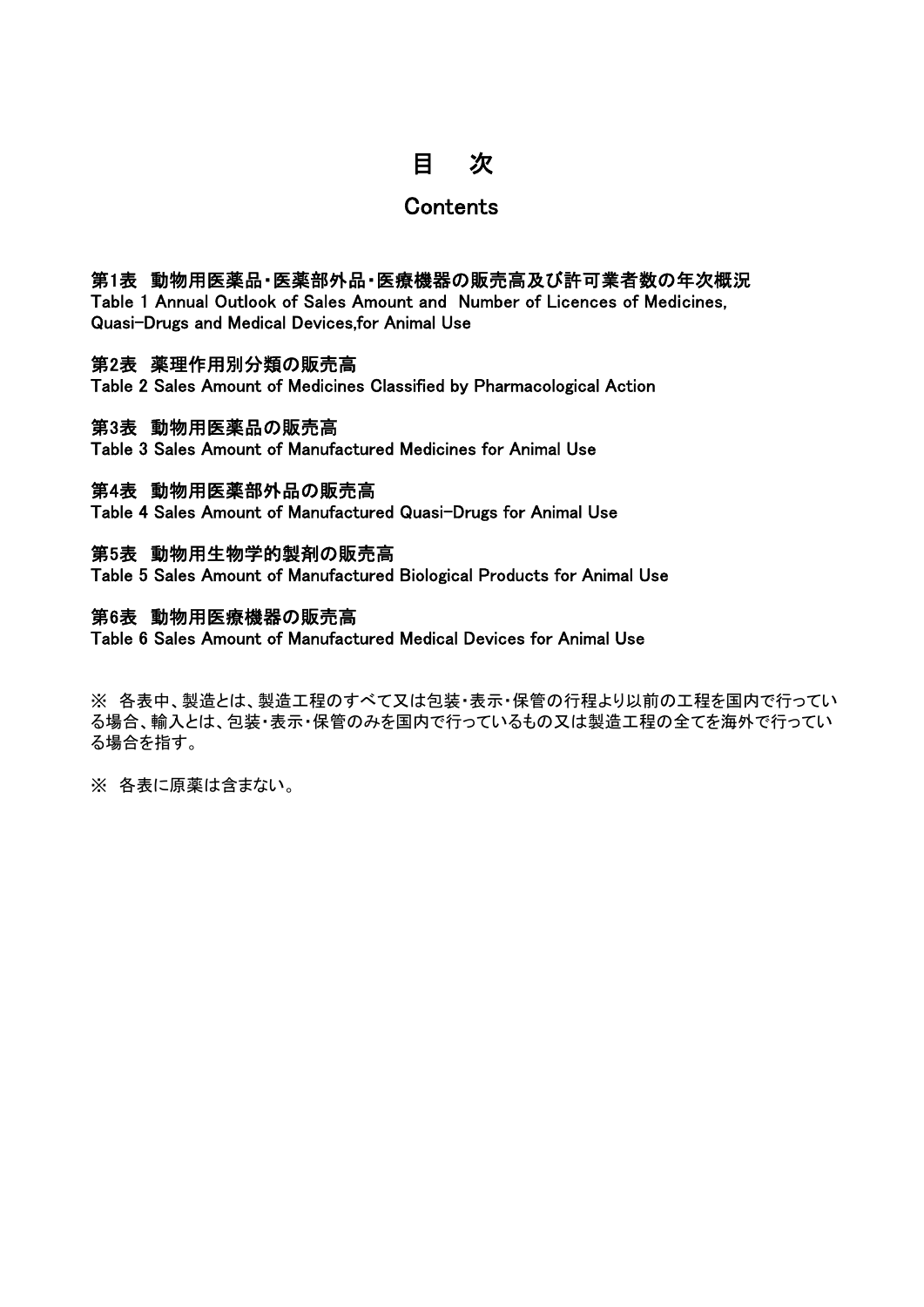# 目　次

## Contents

**第1表　動物用医薬品・医薬部外品・医療機器の販売高及び許可業者数の年次概況**
**Table 1 Annual Outlook of Sales Amount and  Number of Licences of Medicines, Quasi-Drugs and Medical Devices,for Animal Use**

**第2表　薬理作用別分類の販売高**
**Table 2 Sales Amount of Medicines Classified by Pharmacological Action**

**第3表　動物用医薬品の販売高**
**Table 3 Sales Amount of Manufactured Medicines for Animal Use**

**第4表　動物用医薬部外品の販売高**
**Table 4 Sales Amount of Manufactured Quasi-Drugs for Animal Use**

**第5表　動物用生物学的製剤の販売高**
**Table 5 Sales Amount of Manufactured Biological Products for Animal Use**

**第6表　動物用医療機器の販売高**
**Table 6 Sales Amount of Manufactured Medical Devices for Animal Use**

※ 各表中、製造とは、製造工程のすべて又は包装・表示・保管の行程より以前の工程を国内で行っている場合、輸入とは、包装・表示・保管のみを国内で行っているもの又は製造工程の全てを海外で行っている場合を指す。

※ 各表に原薬は含まない。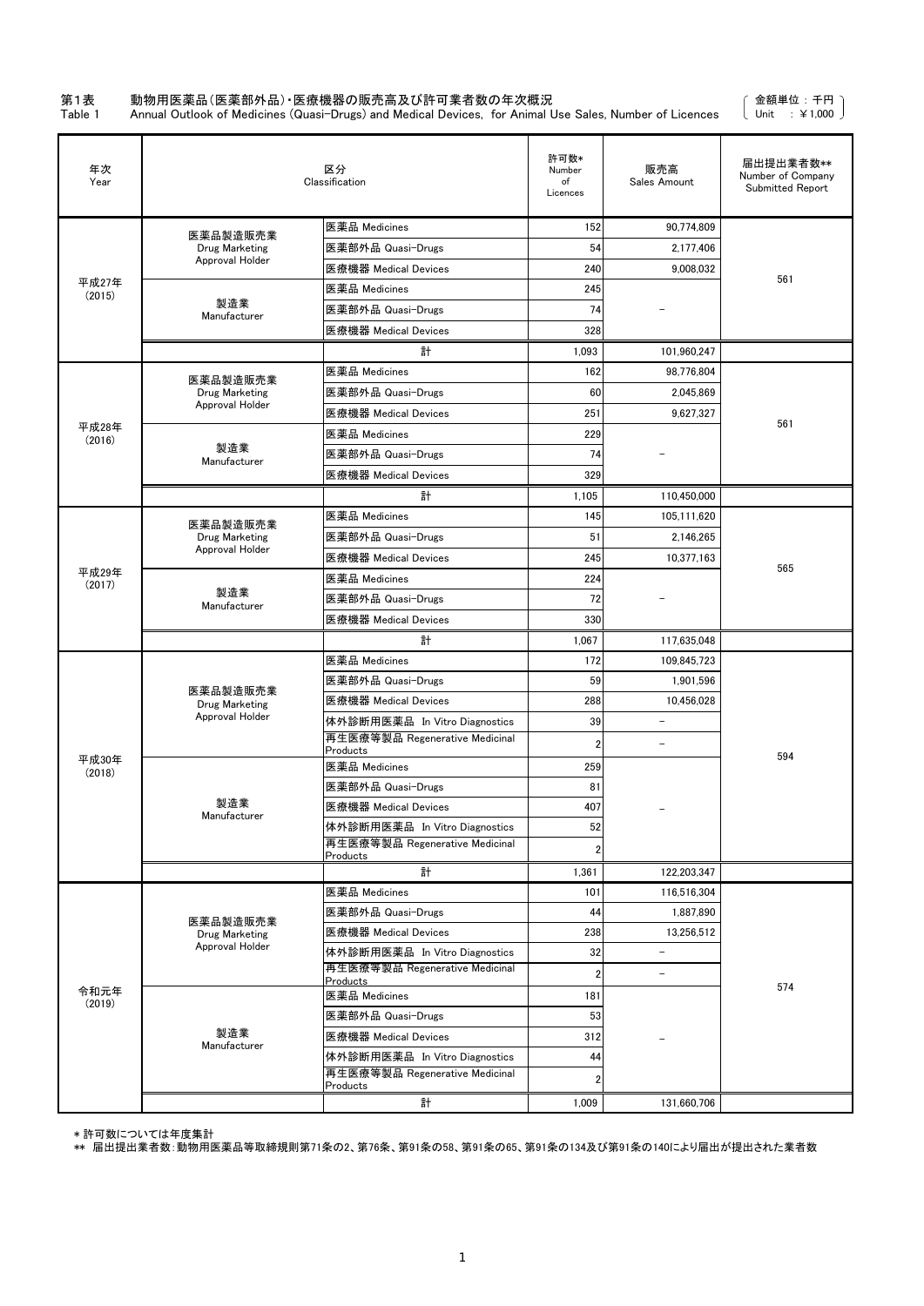第1表　動物用医薬品(医薬部外品)・医療機器の販売高及び許可業者数の年次概況

Table 1　Annual Outlook of Medicines (Quasi-Drugs) and Medical Devices, for Animal Use Sales, Number of Licences

（金額単位：千円 Unit ：￥1,000）

| 年次 Year | 区分 Classification | | 許可数* Number of Licences | 販売高 Sales Amount | 届出提出業者数** Number of Company Submitted Report |
|---|---|---|---|---|---|
| 平成27年 (2015) | 医薬品製造販売業 Drug Marketing Approval Holder | 医薬品 Medicines | 152 | 90,774,809 | 561 |
| | | 医薬部外品 Quasi-Drugs | 54 | 2,177,406 | |
| | | 医療機器 Medical Devices | 240 | 9,008,032 | |
| | 製造業 Manufacturer | 医薬品 Medicines | 245 | － | |
| | | 医薬部外品 Quasi-Drugs | 74 | | |
| | | 医療機器 Medical Devices | 328 | | |
| | | 計 | 1,093 | 101,960,247 | |
| 平成28年 (2016) | 医薬品製造販売業 Drug Marketing Approval Holder | 医薬品 Medicines | 162 | 98,776,804 | 561 |
| | | 医薬部外品 Quasi-Drugs | 60 | 2,045,869 | |
| | | 医療機器 Medical Devices | 251 | 9,627,327 | |
| | 製造業 Manufacturer | 医薬品 Medicines | 229 | － | |
| | | 医薬部外品 Quasi-Drugs | 74 | | |
| | | 医療機器 Medical Devices | 329 | | |
| | | 計 | 1,105 | 110,450,000 | |
| 平成29年 (2017) | 医薬品製造販売業 Drug Marketing Approval Holder | 医薬品 Medicines | 145 | 105,111,620 | 565 |
| | | 医薬部外品 Quasi-Drugs | 51 | 2,146,265 | |
| | | 医療機器 Medical Devices | 245 | 10,377,163 | |
| | 製造業 Manufacturer | 医薬品 Medicines | 224 | － | |
| | | 医薬部外品 Quasi-Drugs | 72 | | |
| | | 医療機器 Medical Devices | 330 | | |
| | | 計 | 1,067 | 117,635,048 | |
| 平成30年 (2018) | 医薬品製造販売業 Drug Marketing Approval Holder | 医薬品 Medicines | 172 | 109,845,723 | 594 |
| | | 医薬部外品 Quasi-Drugs | 59 | 1,901,596 | |
| | | 医療機器 Medical Devices | 288 | 10,456,028 | |
| | | 体外診断用医薬品 In Vitro Diagnostics | 39 | － | |
| | | 再生医療等製品 Regenerative Medicinal Products | 2 | － | |
| | 製造業 Manufacturer | 医薬品 Medicines | 259 | － | |
| | | 医薬部外品 Quasi-Drugs | 81 | | |
| | | 医療機器 Medical Devices | 407 | | |
| | | 体外診断用医薬品 In Vitro Diagnostics | 52 | | |
| | | 再生医療等製品 Regenerative Medicinal Products | 2 | | |
| | | 計 | 1,361 | 122,203,347 | |
| 令和元年 (2019) | 医薬品製造販売業 Drug Marketing Approval Holder | 医薬品 Medicines | 101 | 116,516,304 | 574 |
| | | 医薬部外品 Quasi-Drugs | 44 | 1,887,890 | |
| | | 医療機器 Medical Devices | 238 | 13,256,512 | |
| | | 体外診断用医薬品 In Vitro Diagnostics | 32 | － | |
| | | 再生医療等製品 Regenerative Medicinal Products | 2 | － | |
| | 製造業 Manufacturer | 医薬品 Medicines | 181 | － | |
| | | 医薬部外品 Quasi-Drugs | 53 | | |
| | | 医療機器 Medical Devices | 312 | | |
| | | 体外診断用医薬品 In Vitro Diagnostics | 44 | | |
| | | 再生医療等製品 Regenerative Medicinal Products | 2 | | |
| | | 計 | 1,009 | 131,660,706 | |

* 許可数については年度集計

** 届出提出業者数：動物用医薬品等取締規則第71条の2、第76条、第91条の58、第91条の65、第91条の134及び第91条の140により届出が提出された業者数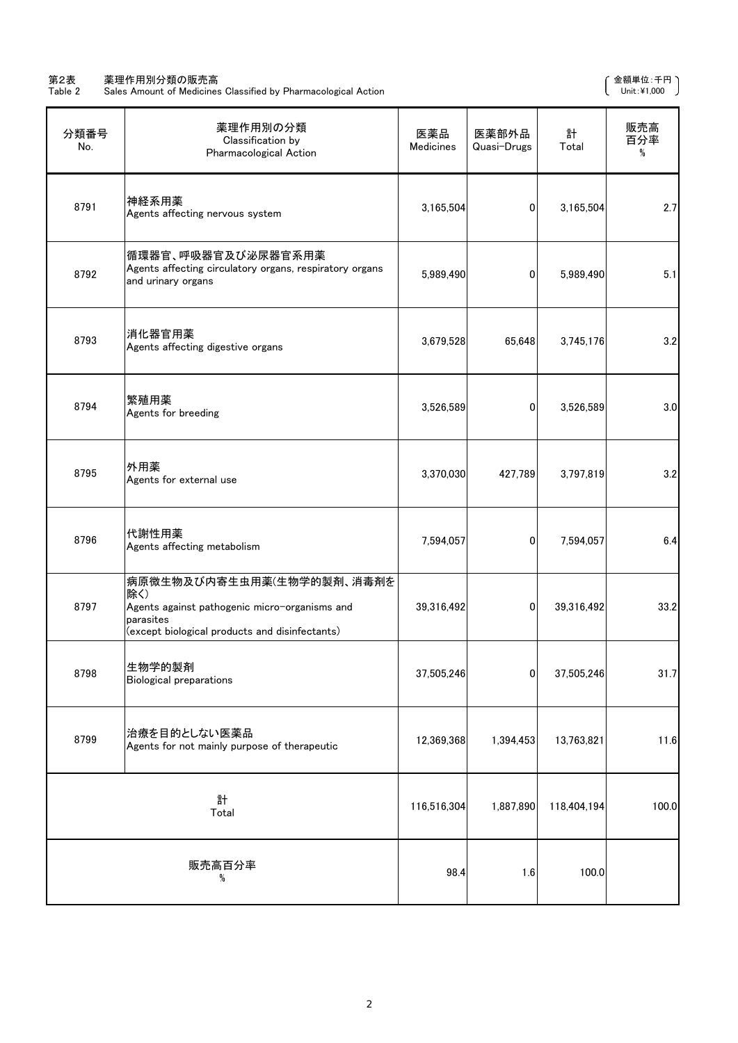第2表　薬理作用別分類の販売高
Table 2　Sales Amount of Medicines Classified by Pharmacological Action

（金額単位：千円 Unit: ¥1,000）

| 分類番号 No. | 薬理作用別の分類 Classification by Pharmacological Action | 医薬品 Medicines | 医薬部外品 Quasi-Drugs | 計 Total | 販売高百分率 % |
|---|---|---|---|---|---|
| 8791 | 神経系用薬 Agents affecting nervous system | 3,165,504 | 0 | 3,165,504 | 2.7 |
| 8792 | 循環器官、呼吸器官及び泌尿器官系用薬 Agents affecting circulatory organs, respiratory organs and urinary organs | 5,989,490 | 0 | 5,989,490 | 5.1 |
| 8793 | 消化器官用薬 Agents affecting digestive organs | 3,679,528 | 65,648 | 3,745,176 | 3.2 |
| 8794 | 繁殖用薬 Agents for breeding | 3,526,589 | 0 | 3,526,589 | 3.0 |
| 8795 | 外用薬 Agents for external use | 3,370,030 | 427,789 | 3,797,819 | 3.2 |
| 8796 | 代謝性用薬 Agents affecting metabolism | 7,594,057 | 0 | 7,594,057 | 6.4 |
| 8797 | 病原微生物及び内寄生虫用薬(生物学的製剤、消毒剤を除く) Agents against pathogenic micro-organisms and parasites (except biological products and disinfectants) | 39,316,492 | 0 | 39,316,492 | 33.2 |
| 8798 | 生物学的製剤 Biological preparations | 37,505,246 | 0 | 37,505,246 | 31.7 |
| 8799 | 治療を目的としない医薬品 Agents for not mainly purpose of therapeutic | 12,369,368 | 1,394,453 | 13,763,821 | 11.6 |
| 計 Total | | 116,516,304 | 1,887,890 | 118,404,194 | 100.0 |
| 販売高百分率 % | | 98.4 | 1.6 | 100.0 | |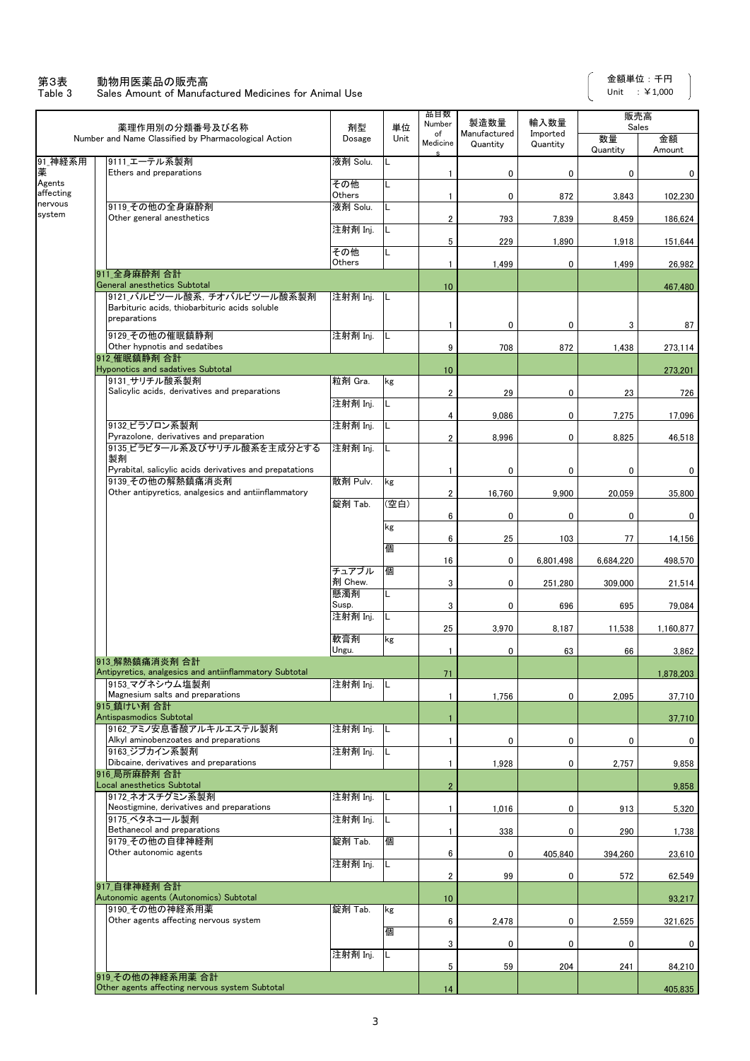第3表　動物用医薬品の販売高
Table 3　Sales Amount of Manufactured Medicines for Animal Use

金額単位：千円
Unit　: ¥1,000

| 薬理作用別の分類番号及び名称 Number and Name Classified by Pharmacological Action | | 剤型 Dosage | 単位 Unit | 品目数 Number of Medicines | 製造数量 Manufactured Quantity | 輸入数量 Imported Quantity | 販売高 Sales 数量 Quantity | 販売高 Sales 金額 Amount |
|---|---|---|---|---|---|---|---|---|
| 91_神経系用薬 Agents affecting nervous system | 9111_エーテル系製剤 Ethers and preparations | 液剤 Solu. | L | 1 | 0 | 0 | 0 | 0 |
| | | その他 Others | L | 1 | 0 | 872 | 3,843 | 102,230 |
| | 9119_その他の全身麻酔剤 Other general anesthetics | 液剤 Solu. | L | 2 | 793 | 7,839 | 8,459 | 186,624 |
| | | 注射剤 Inj. | L | 5 | 229 | 1,890 | 1,918 | 151,644 |
| | | その他 Others | L | 1 | 1,499 | 0 | 1,499 | 26,982 |
| | 911_全身麻酔剤 合計 General anesthetics Subtotal | | | 10 | | | | 467,480 |
| | 9121_バルビツール酸系, チオバルビツール酸系製剤 Barbituric acids, thiobarbituric acids soluble preparations | 注射剤 Inj. | L | 1 | 0 | 0 | 3 | 87 |
| | 9129_その他の催眠鎮静剤 Other hypnotis and sedatibes | 注射剤 Inj. | L | 9 | 708 | 872 | 1,438 | 273,114 |
| | 912_催眠鎮静剤 合計 Hyponotics and sadatives Subtotal | | | 10 | | | | 273,201 |
| | 9131_サリチル酸系製剤 Salicylic acids, derivatives and preparations | 粒剤 Gra. | kg | 2 | 29 | 0 | 23 | 726 |
| | | 注射剤 Inj. | L | 4 | 9,086 | 0 | 7,275 | 17,096 |
| | 9132_ピラゾロン系製剤 Pyrazolone, derivatives and preparation | 注射剤 Inj. | L | 2 | 8,996 | 0 | 8,825 | 46,518 |
| | 9135_ピラビタール系及びサリチル酸系を主成分とする製剤 Pyrabital, salicylic acids derivatives and prepatations | 注射剤 Inj. | L | 1 | 0 | 0 | 0 | 0 |
| | 9139_その他の解熱鎮痛消炎剤 Other antipyretics, analgesics and antiinflammatory | 散剤 Pulv. | kg | 2 | 16,760 | 9,900 | 20,059 | 35,800 |
| | | 錠剤 Tab. | (空白) | 6 | 0 | 0 | 0 | 0 |
| | | | kg | 6 | 25 | 103 | 77 | 14,156 |
| | | | 個 | 16 | 0 | 6,801,498 | 6,684,220 | 498,570 |
| | | チュアブル剤 Chew. | 個 | 3 | 0 | 251,280 | 309,000 | 21,514 |
| | | 懸濁剤 Susp. | L | 3 | 0 | 696 | 695 | 79,084 |
| | | 注射剤 Inj. | L | 25 | 3,970 | 8,187 | 11,538 | 1,160,877 |
| | | 軟膏剤 Ungu. | kg | 1 | 0 | 63 | 66 | 3,862 |
| | 913_解熱鎮痛消炎剤 合計 Antipyretics, analgesics and antiinflammatory Subtotal | | | 71 | | | | 1,878,203 |
| | 9153_マグネシウム塩製剤 Magnesium salts and preparations | 注射剤 Inj. | L | 1 | 1,756 | 0 | 2,095 | 37,710 |
| | 915_鎮けい剤 合計 Antispasmodics Subtotal | | | 1 | | | | 37,710 |
| | 9162_アミノ安息香酸アルキルエステル製剤 Alkyl aminobenzoates and preparations | 注射剤 Inj. | L | 1 | 0 | 0 | 0 | 0 |
| | 9163_ジブカイン系製剤 Dibcaine, derivatives and preparations | 注射剤 Inj. | L | 1 | 1,928 | 0 | 2,757 | 9,858 |
| | 916_局所麻酔剤 合計 Local anesthetics Subtotal | | | 2 | | | | 9,858 |
| | 9172_ネオスチグミン系製剤 Neostigmine, derivatives and preparations | 注射剤 Inj. | L | 1 | 1,016 | 0 | 913 | 5,320 |
| | 9175_ベタネコール製剤 Bethanecol and preparations | 注射剤 Inj. | L | 1 | 338 | 0 | 290 | 1,738 |
| | 9179_その他の自律神経剤 Other autonomic agents | 錠剤 Tab. | 個 | 6 | 0 | 405,840 | 394,260 | 23,610 |
| | | 注射剤 Inj. | L | 2 | 99 | 0 | 572 | 62,549 |
| | 917_自律神経剤 合計 Autonomic agents (Autonomics) Subtotal | | | 10 | | | | 93,217 |
| | 9190_その他の神経系用薬 Other agents affecting nervous system | 錠剤 Tab. | kg | 6 | 2,478 | 0 | 2,559 | 321,625 |
| | | | 個 | 3 | 0 | 0 | 0 | 0 |
| | | 注射剤 Inj. | L | 5 | 59 | 204 | 241 | 84,210 |
| | 919_その他の神経系用薬 合計 Other agents affecting nervous system Subtotal | | | 14 | | | | 405,835 |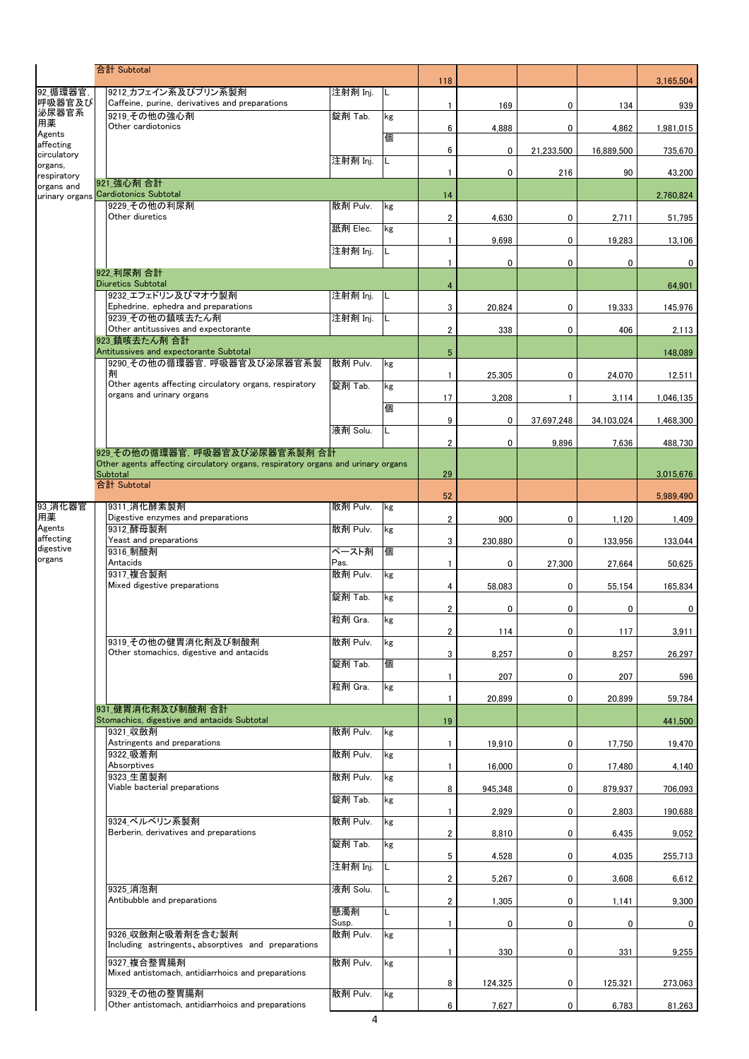| | 品目 | 剤型 | 単位 | | | | | |
|---|---|---|---|---|---|---|---|---|
| | 合計 Subtotal | | | 118 | | | | 3,165,504 |
| 92_循環器官,呼吸器官及び泌尿器官系用薬 Agents affecting circulatory organs, respiratory organs and urinary organs | 9212_カフェイン系及びプリン系製剤 Caffeine, purine, derivatives and preparations | 注射剤 Inj. | L | 1 | 169 | 0 | 134 | 939 |
| | 9219_その他の強心剤 Other cardiotonics | 錠剤 Tab. | kg | 6 | 4,888 | 0 | 4,862 | 1,981,015 |
| | | | 個 | 6 | 0 | 21,233,500 | 16,889,500 | 735,670 |
| | | 注射剤 Inj. | L | 1 | 0 | 216 | 90 | 43,200 |
| | 921_強心剤 合計 Cardiotonics Subtotal | | | 14 | | | | 2,760,824 |
| | 9229_その他の利尿剤 Other diuretics | 散剤 Pulv. | kg | 2 | 4,630 | 0 | 2,711 | 51,795 |
| | | 舐剤 Elec. | kg | 1 | 9,698 | 0 | 19,283 | 13,106 |
| | | 注射剤 Inj. | L | 1 | 0 | 0 | 0 | 0 |
| | 922_利尿剤 合計 Diuretics Subtotal | | | 4 | | | | 64,901 |
| | 9232_エフェドリン及びマオウ製剤 Ephedrine, ephedra and preparations | 注射剤 Inj. | L | 3 | 20,824 | 0 | 19,333 | 145,976 |
| | 9239_その他の鎮咳去たん剤 Other antitussives and expectorante | 注射剤 Inj. | L | 2 | 338 | 0 | 406 | 2,113 |
| | 923_鎮咳去たん剤 合計 Antitussives and expectorante Subtotal | | | 5 | | | | 148,089 |
| | 9290_その他の循環器官,呼吸器官及び泌尿器官系製剤 Other agents affecting circulatory organs, respiratory organs and urinary organs | 散剤 Pulv. | kg | 1 | 25,305 | 0 | 24,070 | 12,511 |
| | | 錠剤 Tab. | kg | 17 | 3,208 | 1 | 3,114 | 1,046,135 |
| | | | 個 | 9 | 0 | 37,697,248 | 34,103,024 | 1,468,300 |
| | | 液剤 Solu. | L | 2 | 0 | 9,896 | 7,636 | 488,730 |
| | 929_その他の循環器官,呼吸器官及び泌尿器官系製剤 合計 Other agents affecting circulatory organs, respiratory organs and urinary organs Subtotal | | | 29 | | | | 3,015,676 |
| | 合計 Subtotal | | | 52 | | | | 5,989,490 |
| 93_消化器官用薬 Agents affecting digestive organs | 9311_消化酵素製剤 Digestive enzymes and preparations | 散剤 Pulv. | kg | 2 | 900 | 0 | 1,120 | 1,409 |
| | 9312_酵母製剤 Yeast and preparations | 散剤 Pulv. | kg | 3 | 230,880 | 0 | 133,956 | 133,044 |
| | 9316_制酸剤 Antacids | ペースト剤 Pas. | 個 | 1 | 0 | 27,300 | 27,664 | 50,625 |
| | 9317_複合製剤 Mixed digestive preparations | 散剤 Pulv. | kg | 4 | 58,083 | 0 | 55,154 | 165,834 |
| | | 錠剤 Tab. | kg | 2 | 0 | 0 | 0 | 0 |
| | | 粒剤 Gra. | kg | 2 | 114 | 0 | 117 | 3,911 |
| | 9319_その他の健胃消化剤及び制酸剤 Other stomachics, digestive and antacids | 散剤 Pulv. | kg | 3 | 8,257 | 0 | 8,257 | 26,297 |
| | | 錠剤 Tab. | 個 | 1 | 207 | 0 | 207 | 596 |
| | | 粒剤 Gra. | kg | 1 | 20,899 | 0 | 20,899 | 59,784 |
| | 931_健胃消化剤及び制酸剤 合計 Stomachics, digestive and antacids Subtotal | | | 19 | | | | 441,500 |
| | 9321_収斂剤 Astringents and preparations | 散剤 Pulv. | kg | 1 | 19,910 | 0 | 17,750 | 19,470 |
| | 9322_吸着剤 Absorptives | 散剤 Pulv. | kg | 1 | 16,000 | 0 | 17,480 | 4,140 |
| | 9323_生菌製剤 Viable bacterial preparations | 散剤 Pulv. | kg | 8 | 945,348 | 0 | 879,937 | 706,093 |
| | | 錠剤 Tab. | kg | 1 | 2,929 | 0 | 2,803 | 190,688 |
| | 9324_ベルベリン系製剤 Berberin, derivatives and preparations | 散剤 Pulv. | kg | 2 | 8,810 | 0 | 6,435 | 9,052 |
| | | 錠剤 Tab. | kg | 5 | 4,528 | 0 | 4,035 | 255,713 |
| | | 注射剤 Inj. | L | 2 | 5,267 | 0 | 3,608 | 6,612 |
| | 9325_消泡剤 Antibubble and preparations | 液剤 Solu. | L | 2 | 1,305 | 0 | 1,141 | 9,300 |
| | | 懸濁剤 Susp. | L | 1 | 0 | 0 | 0 | 0 |
| | 9326_収斂剤と吸着剤を含む製剤 Including astringents、absorptives and preparations | 散剤 Pulv. | kg | 1 | 330 | 0 | 331 | 9,255 |
| | 9327_複合整胃腸剤 Mixed antistomach, antidiarrhoics and preparations | 散剤 Pulv. | kg | 8 | 124,325 | 0 | 125,321 | 273,063 |
| | 9329_その他の整胃腸剤 Other antistomach, antidiarrhoics and preparations | 散剤 Pulv. | kg | 6 | 7,627 | 0 | 6,783 | 81,263 |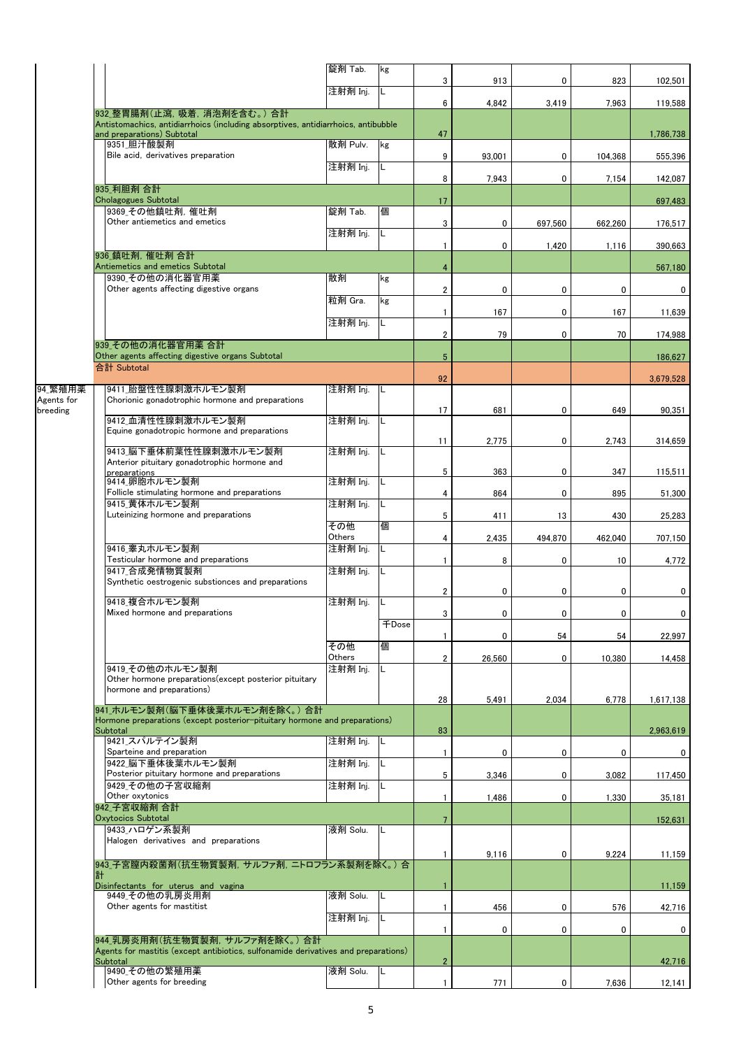| 分類 | 品目 | 剤型 | 単位 | 件数 | 数量1 | 数量2 | 数量3 | 金額 |
|---|---|---|---|---|---|---|---|---|
| | | 錠剤 Tab. | kg | 3 | 913 | 0 | 823 | 102,501 |
| | | 注射剤 Inj. | L | 6 | 4,842 | 3,419 | 7,963 | 119,588 |
| | 932_整胃腸剤(止瀉, 吸着, 消泡剤を含む。) 合計 Antistomachics, antidiarrhoics (including absorptives, antidiarrhoics, antibubble and preparations) Subtotal | | | 47 | | | | 1,786,738 |
| | 9351_胆汁酸製剤 Bile acid, derivatives preparation | 散剤 Pulv. | kg | 9 | 93,001 | 0 | 104,368 | 555,396 |
| | | 注射剤 Inj. | L | 8 | 7,943 | 0 | 7,154 | 142,087 |
| | 935_利胆剤 合計 Cholagogues Subtotal | | | 17 | | | | 697,483 |
| | 9369_その他鎮吐剤, 催吐剤 Other antiemetics and emetics | 錠剤 Tab. | 個 | 3 | 0 | 697,560 | 662,260 | 176,517 |
| | | 注射剤 Inj. | L | 1 | 0 | 1,420 | 1,116 | 390,663 |
| | 936_鎮吐剤, 催吐剤 合計 Antiemetics and emetics Subtotal | | | 4 | | | | 567,180 |
| | 9390_その他の消化器官用薬 Other agents affecting digestive organs | 散剤 | kg | 2 | 0 | 0 | 0 | 0 |
| | | 粒剤 Gra. | kg | 1 | 167 | 0 | 167 | 11,639 |
| | | 注射剤 Inj. | L | 2 | 79 | 0 | 70 | 174,988 |
| | 939_その他の消化器官用薬 合計 Other agents affecting digestive organs Subtotal | | | 5 | | | | 186,627 |
| | 合計 Subtotal | | | 92 | | | | 3,679,528 |
| 94_繁殖用薬 Agents for breeding | 9411_胎盤性性腺刺激ホルモン製剤 Chorionic gonadotrophic hormone and preparations | 注射剤 Inj. | L | 17 | 681 | 0 | 649 | 90,351 |
| | 9412_血清性性腺刺激ホルモン製剤 Equine gonadotropic hormone and preparations | 注射剤 Inj. | L | 11 | 2,775 | 0 | 2,743 | 314,659 |
| | 9413_脳下垂体前葉性性腺刺激ホルモン製剤 Anterior pituitary gonadotrophic hormone and preparations | 注射剤 Inj. | L | 5 | 363 | 0 | 347 | 115,511 |
| | 9414_卵胞ホルモン製剤 Follicle stimulating hormone and preparations | 注射剤 Inj. | L | 4 | 864 | 0 | 895 | 51,300 |
| | 9415_黄体ホルモン製剤 Luteinizing hormone and preparations | 注射剤 Inj. | L | 5 | 411 | 13 | 430 | 25,283 |
| | | その他 Others | 個 | 4 | 2,435 | 494,870 | 462,040 | 707,150 |
| | 9416_睾丸ホルモン製剤 Testicular hormone and preparations | 注射剤 Inj. | L | 1 | 8 | 0 | 10 | 4,772 |
| | 9417_合成発情物質製剤 Synthetic oestrogenic substionces and preparations | 注射剤 Inj. | L | 2 | 0 | 0 | 0 | 0 |
| | 9418_複合ホルモン製剤 Mixed hormone and preparations | 注射剤 Inj. | L | 3 | 0 | 0 | 0 | 0 |
| | | | 千Dose | 1 | 0 | 54 | 54 | 22,997 |
| | | その他 Others | 個 | 2 | 26,560 | 0 | 10,380 | 14,458 |
| | 9419_その他のホルモン製剤 Other hormone preparations(except posterior pituitary hormone and preparations) | 注射剤 Inj. | L | 28 | 5,491 | 2,034 | 6,778 | 1,617,138 |
| | 941_ホルモン製剤(脳下垂体後葉ホルモン剤を除く。) 合計 Hormone preparations (except posterior-pituitary hormone and preparations) Subtotal | | | 83 | | | | 2,963,619 |
| | 9421_スパルテイン製剤 Sparteine and preparation | 注射剤 Inj. | L | 1 | 0 | 0 | 0 | 0 |
| | 9422_脳下垂体後葉ホルモン製剤 Posterior pituitary hormone and preparations | 注射剤 Inj. | L | 5 | 3,346 | 0 | 3,082 | 117,450 |
| | 9429_その他の子宮収縮剤 Other oxytonics | 注射剤 Inj. | L | 1 | 1,486 | 0 | 1,330 | 35,181 |
| | 942_子宮収縮剤 合計 Oxytocics Subtotal | | | 7 | | | | 152,631 |
| | 9433_ハロゲン系製剤 Halogen derivatives and preparations | 液剤 Solu. | L | 1 | 9,116 | 0 | 9,224 | 11,159 |
| | 943_子宮膣内殺菌剤(抗生物質製剤, サルファ剤, ニトロフラン系製剤を除く。) 合計 Disinfectants for uterus and vagina | | | 1 | | | | 11,159 |
| | 9449_その他の乳房炎用剤 Other agents for mastitist | 液剤 Solu. | L | 1 | 456 | 0 | 576 | 42,716 |
| | | 注射剤 Inj. | L | 1 | 0 | 0 | 0 | 0 |
| | 944_乳房炎用剤(抗生物質製剤, サルファ剤を除く。) 合計 Agents for mastitis (except antibiotics, sulfonamide derivatives and preparations) Subtotal | | | 2 | | | | 42,716 |
| | 9490_その他の繁殖用薬 Other agents for breeding | 液剤 Solu. | L | 1 | 771 | 0 | 7,636 | 12,141 |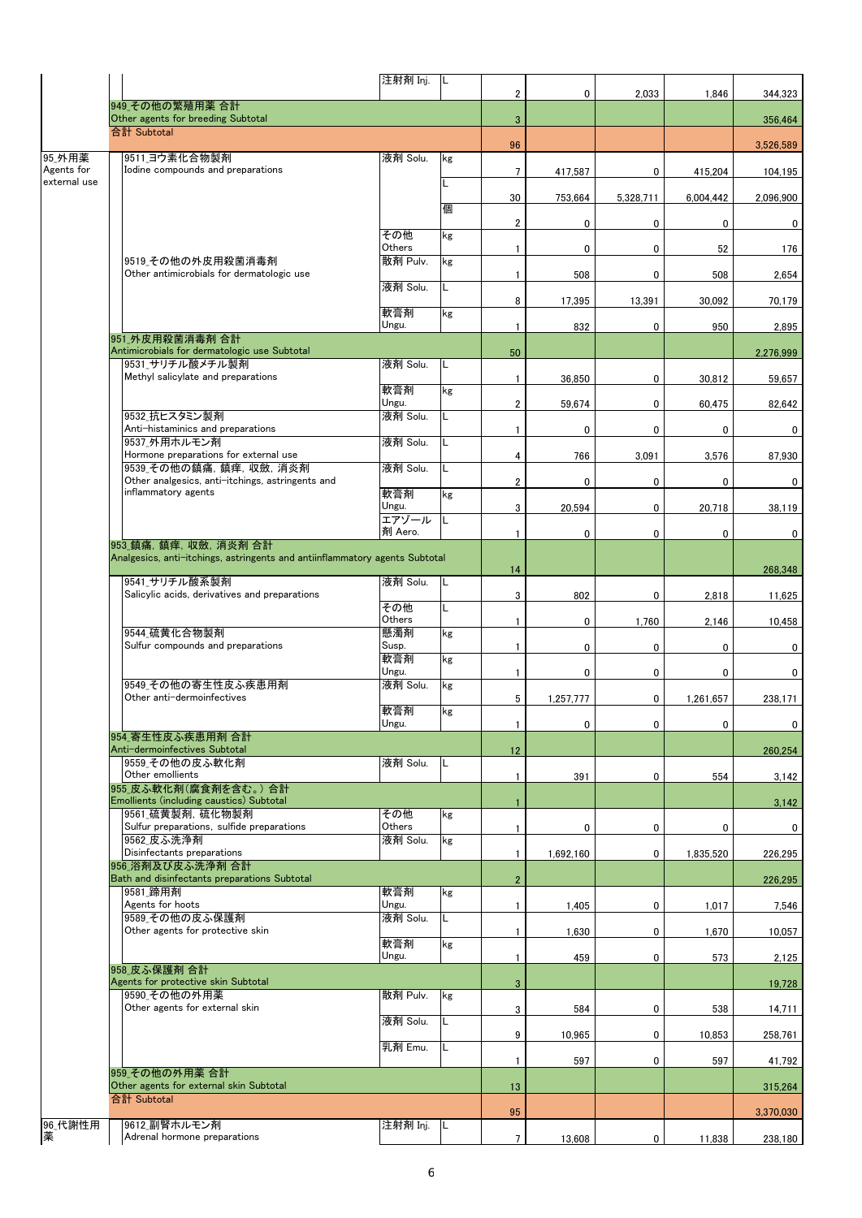| 薬効分類 | 品目 | 剤型 | 単位 | 件数 | 列1 | 列2 | 列3 | 列4 |
|---|---|---|---|---|---|---|---|---|
| | | 注射剤 Inj. | L | 2 | 0 | 2,033 | 1,846 | 344,323 |
| | 949_その他の繁殖用薬 合計 Other agents for breeding Subtotal | | | 3 | | | | 356,464 |
| | 合計 Subtotal | | | 96 | | | | 3,526,589 |
| 95_外用薬 Agents for external use | 9511_ヨウ素化合物製剤 Iodine compounds and preparations | 液剤 Solu. | kg | 7 | 417,587 | 0 | 415,204 | 104,195 |
| | | | L | 30 | 753,664 | 5,328,711 | 6,004,442 | 2,096,900 |
| | | | 個 | 2 | 0 | 0 | 0 | 0 |
| | | その他 Others | kg | 1 | 0 | 0 | 52 | 176 |
| | 9519_その他の外皮用殺菌消毒剤 Other antimicrobials for dermatologic use | 散剤 Pulv. | kg | 1 | 508 | 0 | 508 | 2,654 |
| | | 液剤 Solu. | L | 8 | 17,395 | 13,391 | 30,092 | 70,179 |
| | | 軟膏剤 Ungu. | kg | 1 | 832 | 0 | 950 | 2,895 |
| | 951_外皮用殺菌消毒剤 合計 Antimicrobials for dermatologic use Subtotal | | | 50 | | | | 2,276,999 |
| | 9531_サリチル酸メチル製剤 Methyl salicylate and preparations | 液剤 Solu. | L | 1 | 36,850 | 0 | 30,812 | 59,657 |
| | | 軟膏剤 Ungu. | kg | 2 | 59,674 | 0 | 60,475 | 82,642 |
| | 9532_抗ヒスタミン製剤 Anti-histaminics and preparations | 液剤 Solu. | L | 1 | 0 | 0 | 0 | 0 |
| | 9537_外用ホルモン剤 Hormone preparations for external use | 液剤 Solu. | L | 4 | 766 | 3,091 | 3,576 | 87,930 |
| | 9539_その他の鎮痛，鎮痒，収斂，消炎剤 Other analgesics, anti-itchings, astringents and inflammatory agents | 液剤 Solu. | L | 2 | 0 | 0 | 0 | 0 |
| | | 軟膏剤 Ungu. | kg | 3 | 20,594 | 0 | 20,718 | 38,119 |
| | | エアゾール剤 Aero. | L | 1 | 0 | 0 | 0 | 0 |
| | 953_鎮痛，鎮痒，収斂，消炎剤 合計 Analgesics, anti-itchings, astringents and antiinflammatory agents Subtotal | | | 14 | | | | 268,348 |
| | 9541_サリチル酸系製剤 Salicylic acids, derivatives and preparations | 液剤 Solu. | L | 3 | 802 | 0 | 2,818 | 11,625 |
| | | その他 Others | L | 1 | 0 | 1,760 | 2,146 | 10,458 |
| | 9544_硫黄化合物製剤 Sulfur compounds and preparations | 懸濁剤 Susp. | kg | 1 | 0 | 0 | 0 | 0 |
| | | 軟膏剤 Ungu. | kg | 1 | 0 | 0 | 0 | 0 |
| | 9549_その他の寄生性皮ふ疾患用剤 Other anti-dermoinfectives | 液剤 Solu. | kg | 5 | 1,257,777 | 0 | 1,261,657 | 238,171 |
| | | 軟膏剤 Ungu. | kg | 1 | 0 | 0 | 0 | 0 |
| | 954_寄生性皮ふ疾患用剤 合計 Anti-dermoinfectives Subtotal | | | 12 | | | | 260,254 |
| | 9559_その他の皮ふ軟化剤 Other emollients | 液剤 Solu. | L | 1 | 391 | 0 | 554 | 3,142 |
| | 955_皮ふ軟化剤(腐食剤を含む。) 合計 Emollients (including caustics) Subtotal | | | 1 | | | | 3,142 |
| | 9561_硫黄製剤，硫化物製剤 Sulfur preparations, sulfide preparations | その他 Others | kg | 1 | 0 | 0 | 0 | 0 |
| | 9562_皮ふ洗浄剤 Disinfectants preparations | 液剤 Solu. | kg | 1 | 1,692,160 | 0 | 1,835,520 | 226,295 |
| | 956_浴剤及び皮ふ洗浄剤 合計 Bath and disinfectants preparations Subtotal | | | 2 | | | | 226,295 |
| | 9581_蹄用剤 Agents for hoots | 軟膏剤 Ungu. | kg | 1 | 1,405 | 0 | 1,017 | 7,546 |
| | 9589_その他の皮ふ保護剤 Other agents for protective skin | 液剤 Solu. | L | 1 | 1,630 | 0 | 1,670 | 10,057 |
| | | 軟膏剤 Ungu. | kg | 1 | 459 | 0 | 573 | 2,125 |
| | 958_皮ふ保護剤 合計 Agents for protective skin Subtotal | | | 3 | | | | 19,728 |
| | 9590_その他の外用薬 Other agents for external skin | 散剤 Pulv. | kg | 3 | 584 | 0 | 538 | 14,711 |
| | | 液剤 Solu. | L | 9 | 10,965 | 0 | 10,853 | 258,761 |
| | | 乳剤 Emu. | L | 1 | 597 | 0 | 597 | 41,792 |
| | 959_その他の外用薬 合計 Other agents for external skin Subtotal | | | 13 | | | | 315,264 |
| | 合計 Subtotal | | | 95 | | | | 3,370,030 |
| 96_代謝性用薬 | 9612_副腎ホルモン剤 Adrenal hormone preparations | 注射剤 Inj. | L | 7 | 13,608 | 0 | 11,838 | 238,180 |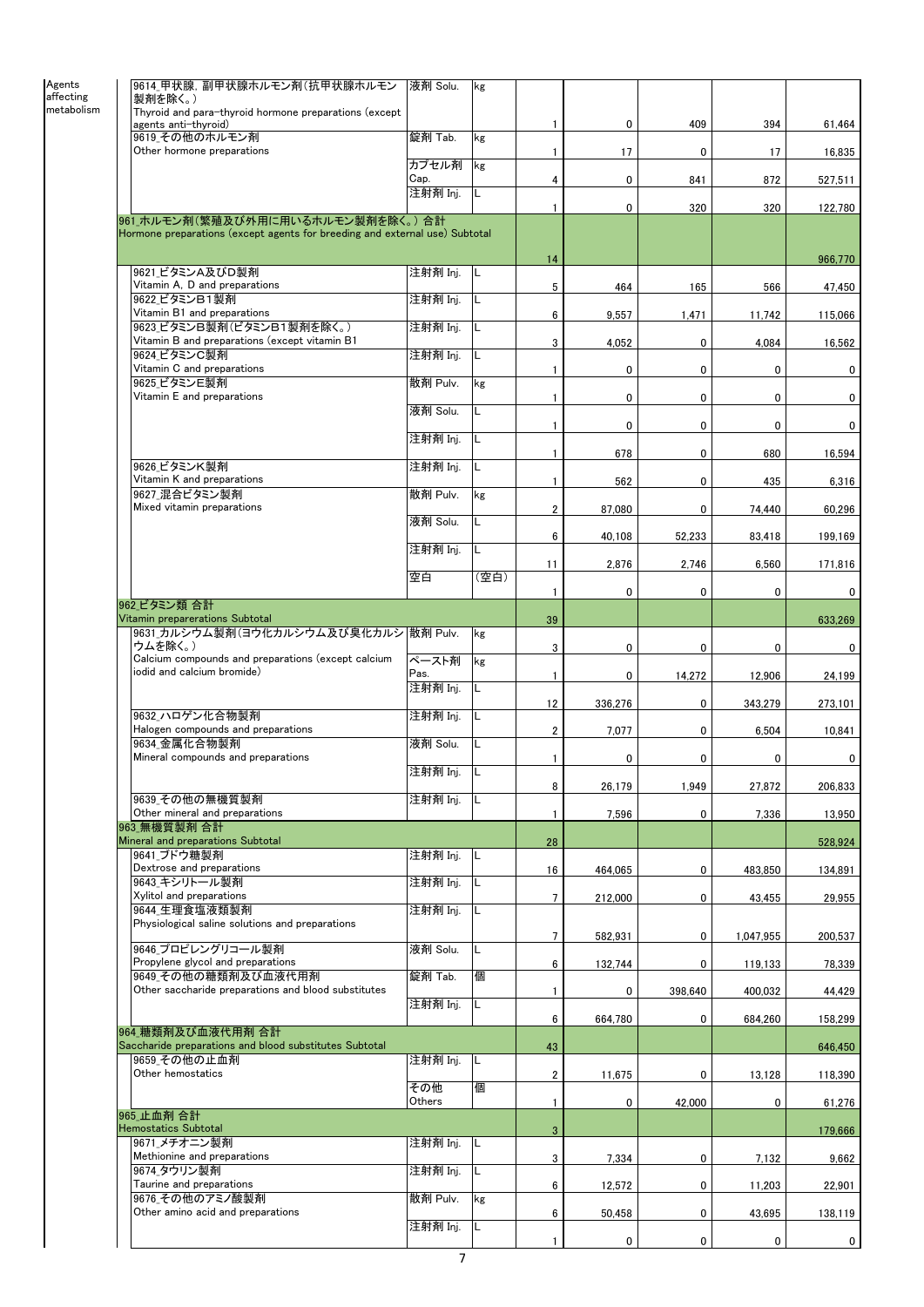| Category | Item | Form | Unit | Count | Col1 | Col2 | Col3 | Col4 |
|---|---|---|---|---|---|---|---|---|
| Agents affecting metabolism | 9614_甲状腺、副甲状腺ホルモン剤(抗甲状腺ホルモン製剤を除く。) Thyroid and para-thyroid hormone preparations (except agents anti-thyroid) | 液剤 Solu. | kg | 1 | 0 | 409 | 394 | 61,464 |
| | 9619_その他のホルモン剤 Other hormone preparations | 錠剤 Tab. | kg | 1 | 17 | 0 | 17 | 16,835 |
| | | カプセル剤 Cap. | kg | 4 | 0 | 841 | 872 | 527,511 |
| | | 注射剤 Inj. | L | 1 | 0 | 320 | 320 | 122,780 |
| | **961_ホルモン剤(繁殖及び外用に用いるホルモン製剤を除く。) 合計 Hormone preparations (except agents for breeding and external use) Subtotal** | | | 14 | | | | 966,770 |
| | 9621_ビタミンA及びD製剤 Vitamin A, D and preparations | 注射剤 Inj. | L | 5 | 464 | 165 | 566 | 47,450 |
| | 9622_ビタミンB1製剤 Vitamin B1 and preparations | 注射剤 Inj. | L | 6 | 9,557 | 1,471 | 11,742 | 115,066 |
| | 9623_ビタミンB製剤(ビタミンB1製剤を除く。) Vitamin B and preparations (except vitamin B1 | 注射剤 Inj. | L | 3 | 4,052 | 0 | 4,084 | 16,562 |
| | 9624_ビタミンC製剤 Vitamin C and preparations | 注射剤 Inj. | L | 1 | 0 | 0 | 0 | 0 |
| | 9625_ビタミンE製剤 Vitamin E and preparations | 散剤 Pulv. | kg | 1 | 0 | 0 | 0 | 0 |
| | | 液剤 Solu. | L | 1 | 0 | 0 | 0 | 0 |
| | | 注射剤 Inj. | L | 1 | 678 | 0 | 680 | 16,594 |
| | 9626_ビタミンK製剤 Vitamin K and preparations | 注射剤 Inj. | L | 1 | 562 | 0 | 435 | 6,316 |
| | 9627_混合ビタミン製剤 Mixed vitamin preparations | 散剤 Pulv. | kg | 2 | 87,080 | 0 | 74,440 | 60,296 |
| | | 液剤 Solu. | L | 6 | 40,108 | 52,233 | 83,418 | 199,169 |
| | | 注射剤 Inj. | L | 11 | 2,876 | 2,746 | 6,560 | 171,816 |
| | | 空白 | (空白) | 1 | 0 | 0 | 0 | 0 |
| | **962_ビタミン類 合計 Vitamin prepararations Subtotal** | | | 39 | | | | 633,269 |
| | 9631_カルシウム製剤(ヨウ化カルシウム及び臭化カルシウムを除く。) Calcium compounds and preparations (except calcium iodid and calcium bromide) | 散剤 Pulv. | kg | 3 | 0 | 0 | 0 | 0 |
| | | ペースト剤 Pas. | kg | 1 | 0 | 14,272 | 12,906 | 24,199 |
| | | 注射剤 Inj. | L | 12 | 336,276 | 0 | 343,279 | 273,101 |
| | 9632_ハロゲン化合物製剤 Halogen compounds and preparations | 注射剤 Inj. | L | 2 | 7,077 | 0 | 6,504 | 10,841 |
| | 9634_金属化合物製剤 Mineral compounds and preparations | 液剤 Solu. | L | 1 | 0 | 0 | 0 | 0 |
| | | 注射剤 Inj. | L | 8 | 26,179 | 1,949 | 27,872 | 206,833 |
| | 9639_その他の無機質製剤 Other mineral and preparations | 注射剤 Inj. | L | 1 | 7,596 | 0 | 7,336 | 13,950 |
| | **963_無機質製剤 合計 Mineral and preparations Subtotal** | | | 28 | | | | 528,924 |
| | 9641_ブドウ糖製剤 Dextrose and preparations | 注射剤 Inj. | L | 16 | 464,065 | 0 | 483,850 | 134,891 |
| | 9643_キシリトール製剤 Xylitol and preparations | 注射剤 Inj. | L | 7 | 212,000 | 0 | 43,455 | 29,955 |
| | 9644_生理食塩液類製剤 Physiological saline solutions and preparations | 注射剤 Inj. | L | 7 | 582,931 | 0 | 1,047,955 | 200,537 |
| | 9646_プロピレングリコール製剤 Propylene glycol and preparations | 液剤 Solu. | L | 6 | 132,744 | 0 | 119,133 | 78,339 |
| | 9649_その他の糖類剤及び血液代用剤 Other saccharide preparations and blood substitutes | 錠剤 Tab. | 個 | 1 | 0 | 398,640 | 400,032 | 44,429 |
| | | 注射剤 Inj. | L | 6 | 664,780 | 0 | 684,260 | 158,299 |
| | **964_糖類剤及び血液代用剤 合計 Saccharide preparations and blood substitutes Subtotal** | | | 43 | | | | 646,450 |
| | 9659_その他の止血剤 Other hemostatics | 注射剤 Inj. | L | 2 | 11,675 | 0 | 13,128 | 118,390 |
| | | その他 Others | 個 | 1 | 0 | 42,000 | 0 | 61,276 |
| | **965_止血剤 合計 Hemostatics Subtotal** | | | 3 | | | | 179,666 |
| | 9671_メチオニン製剤 Methionine and preparations | 注射剤 Inj. | L | 3 | 7,334 | 0 | 7,132 | 9,662 |
| | 9674_タウリン製剤 Taurine and preparations | 注射剤 Inj. | L | 6 | 12,572 | 0 | 11,203 | 22,901 |
| | 9676_その他のアミノ酸製剤 Other amino acid and preparations | 散剤 Pulv. | kg | 6 | 50,458 | 0 | 43,695 | 138,119 |
| | | 注射剤 Inj. | L | 1 | 0 | 0 | 0 | 0 |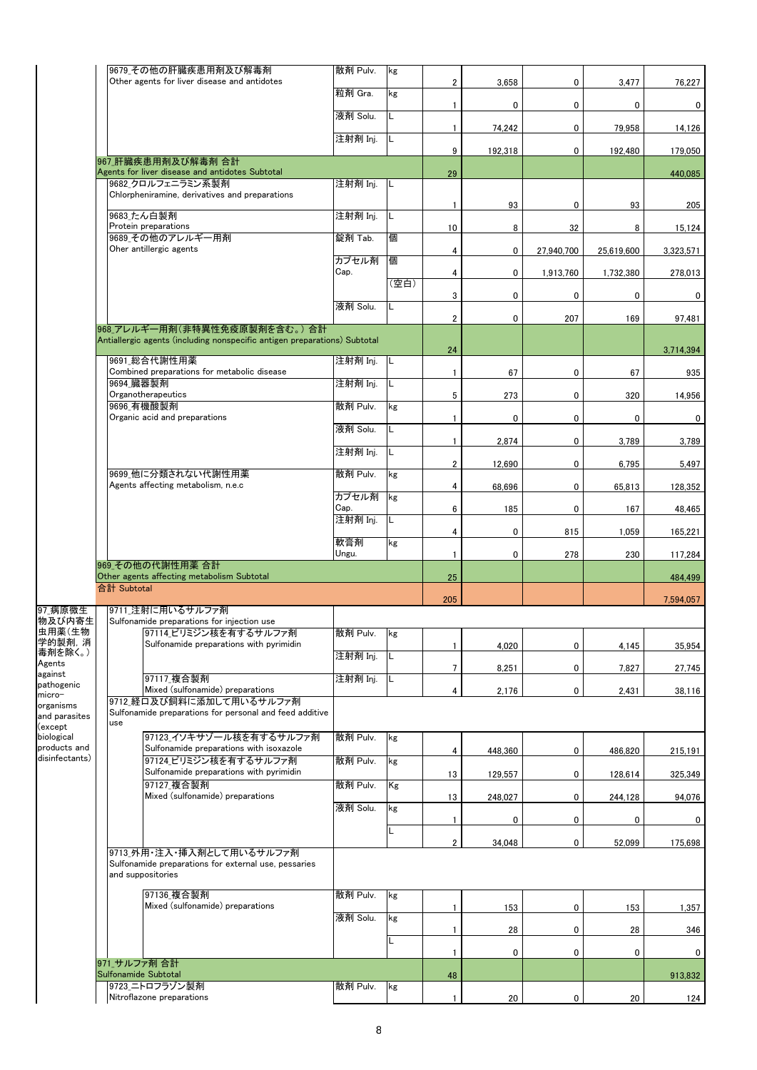| | | | | | | | | |
|---|---|---|---|---|---|---|---|---|
| | 9679_その他の肝臓疾患用剤及び解毒剤<br>Other agents for liver disease and antidotes | 散剤 Pulv. | kg | 2 | 3,658 | 0 | 3,477 | 76,227 |
| | | 粒剤 Gra. | kg | 1 | 0 | 0 | 0 | 0 |
| | | 液剤 Solu. | L | 1 | 74,242 | 0 | 79,958 | 14,126 |
| | | 注射剤 Inj. | L | 9 | 192,318 | 0 | 192,480 | 179,050 |
| | 967_肝臓疾患用剤及び解毒剤 合計<br>Agents for liver disease and antidotes Subtotal | | | 29 | | | | 440,085 |
| | 9682_クロルフェニラミン系製剤<br>Chlorpheniramine, derivatives and preparations | 注射剤 Inj. | L | 1 | 93 | 0 | 93 | 205 |
| | 9683_たん白製剤<br>Protein preparations | 注射剤 Inj. | L | 10 | 8 | 32 | 8 | 15,124 |
| | 9689_その他のアレルギー用剤<br>Oher antillergic agents | 錠剤 Tab. | 個 | 4 | 0 | 27,940,700 | 25,619,600 | 3,323,571 |
| | | カプセル剤 Cap. | 個 | 4 | 0 | 1,913,760 | 1,732,380 | 278,013 |
| | | | (空白) | 3 | 0 | 0 | 0 | 0 |
| | | 液剤 Solu. | L | 2 | 0 | 207 | 169 | 97,481 |
| | 968_アレルギー用剤(非特異性免疫原製剤を含む。) 合計<br>Antiallergic agents (including nonspecific antigen preparations) Subtotal | | | 24 | | | | 3,714,394 |
| | 9691_総合代謝性用薬<br>Combined preparations for metabolic disease | 注射剤 Inj. | L | 1 | 67 | 0 | 67 | 935 |
| | 9694_臓器製剤<br>Organotherapeutics | 注射剤 Inj. | L | 5 | 273 | 0 | 320 | 14,956 |
| | 9696_有機酸製剤<br>Organic acid and preparations | 散剤 Pulv. | kg | 1 | 0 | 0 | 0 | 0 |
| | | 液剤 Solu. | L | 1 | 2,874 | 0 | 3,789 | 3,789 |
| | | 注射剤 Inj. | L | 2 | 12,690 | 0 | 6,795 | 5,497 |
| | 9699_他に分類されない代謝性用薬<br>Agents affecting metabolism, n.e.c | 散剤 Pulv. | kg | 4 | 68,696 | 0 | 65,813 | 128,352 |
| | | カプセル剤 Cap. | kg | 6 | 185 | 0 | 167 | 48,465 |
| | | 注射剤 Inj. | L | 4 | 0 | 815 | 1,059 | 165,221 |
| | | 軟膏剤 Ungu. | kg | 1 | 0 | 278 | 230 | 117,284 |
| | 969_その他の代謝性用薬 合計<br>Other agents affecting metabolism Subtotal | | | 25 | | | | 484,499 |
| | 合計 Subtotal | | | 205 | | | | 7,594,057 |
| 97_病原微生物及び内寄生虫用薬(生物学的製剤, 消毒剤を除く。)<br>Agents against pathogenic micro-organisms and parasites (except biological products and disinfectants) | 9711_注射に用いるサルファ剤<br>Sulfonamide preparations for injection use | | | | | | | |
| | 97114_ピリミジン核を有するサルファ剤<br>Sulfonamide preparations with pyrimidin | 散剤 Pulv. | kg | 1 | 4,020 | 0 | 4,145 | 35,954 |
| | | 注射剤 Inj. | L | 7 | 8,251 | 0 | 7,827 | 27,745 |
| | 97117_複合製剤<br>Mixed (sulfonamide) preparations | 注射剤 Inj. | L | 4 | 2,176 | 0 | 2,431 | 38,116 |
| | 9712_経口及び飼料に添加して用いるサルファ剤<br>Sulfonamide preparations for personal and feed additive use | | | | | | | |
| | 97123_イソキサゾール核を有するサルファ剤<br>Sulfonamide preparations with isoxazole | 散剤 Pulv. | kg | 4 | 448,360 | 0 | 486,820 | 215,191 |
| | 97124_ピリミジン核を有するサルファ剤<br>Sulfonamide preparations with pyrimidin | 散剤 Pulv. | kg | 13 | 129,557 | 0 | 128,614 | 325,349 |
| | 97127_複合製剤<br>Mixed (sulfonamide) preparations | 散剤 Pulv. | Kg | 13 | 248,027 | 0 | 244,128 | 94,076 |
| | | 液剤 Solu. | kg | 1 | 0 | 0 | 0 | 0 |
| | | | L | 2 | 34,048 | 0 | 52,099 | 175,698 |
| | 9713_外用・注入・挿入剤として用いるサルファ剤<br>Sulfonamide preparations for external use, pessaries and suppositories | | | | | | | |
| | 97136_複合製剤<br>Mixed (sulfonamide) preparations | 散剤 Pulv. | kg | 1 | 153 | 0 | 153 | 1,357 |
| | | 液剤 Solu. | kg | 1 | 28 | 0 | 28 | 346 |
| | | | L | 1 | 0 | 0 | 0 | 0 |
| | 971_サルファ剤 合計<br>Sulfonamide Subtotal | | | 48 | | | | 913,832 |
| | 9723_ニトロフラゾン製剤<br>Nitroflazone preparations | 散剤 Pulv. | kg | 1 | 20 | 0 | 20 | 124 |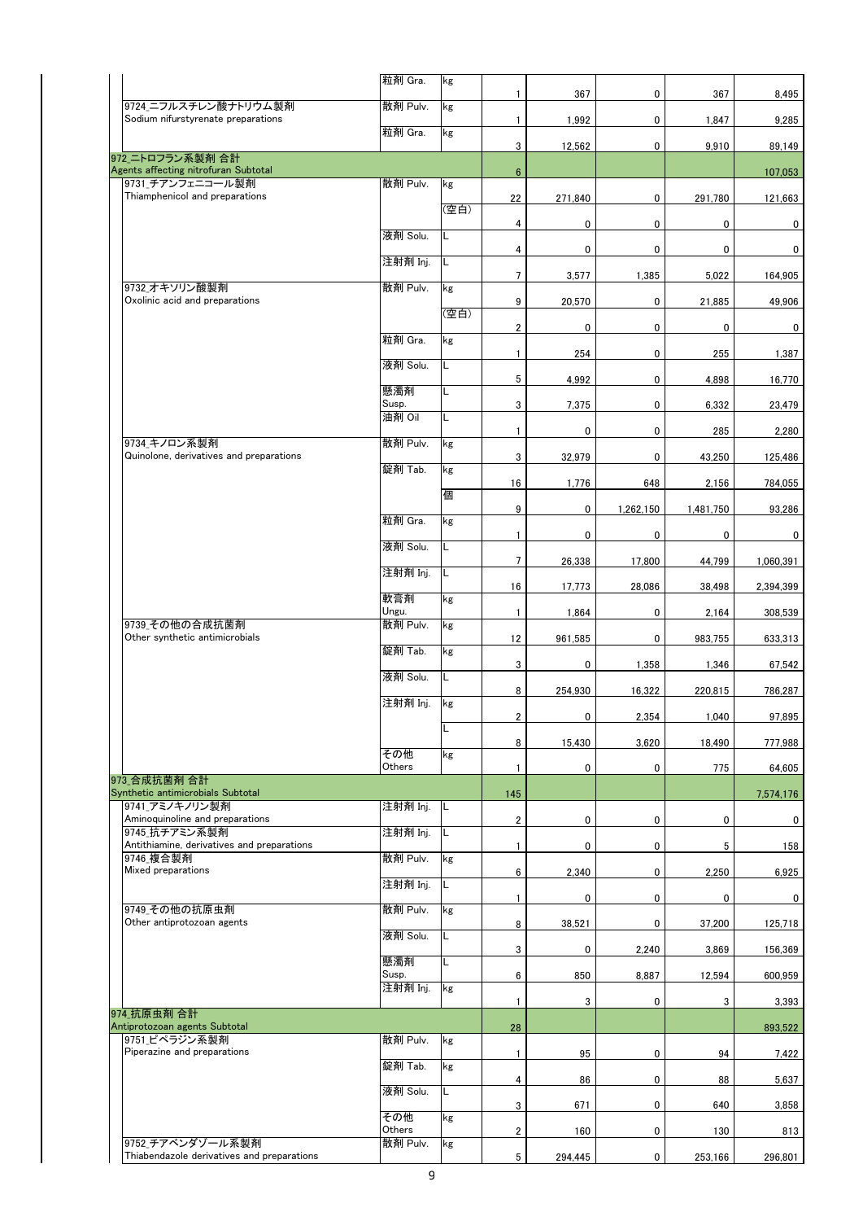| | 剤型 | 単位 | | | | | |
|---|---|---|---|---|---|---|---|
| | 粒剤 Gra. | kg | 1 | 367 | 0 | 367 | 8,495 |
| 9724_ニフルスチレン酸ナトリウム製剤 Sodium nifurstyrenate preparations | 散剤 Pulv. | kg | 1 | 1,992 | 0 | 1,847 | 9,285 |
| | 粒剤 Gra. | kg | 3 | 12,562 | 0 | 9,910 | 89,149 |
| **972_ニトロフラン系製剤 合計 Agents affecting nitrofuran Subtotal** | | | **6** | | | | **107,053** |
| 9731_チアンフェニコール製剤 Thiamphenicol and preparations | 散剤 Pulv. | kg | 22 | 271,840 | 0 | 291,780 | 121,663 |
| | | (空白) | 4 | 0 | 0 | 0 | 0 |
| | 液剤 Solu. | L | 4 | 0 | 0 | 0 | 0 |
| | 注射剤 Inj. | L | 7 | 3,577 | 1,385 | 5,022 | 164,905 |
| 9732_オキソリン酸製剤 Oxolinic acid and preparations | 散剤 Pulv. | kg | 9 | 20,570 | 0 | 21,885 | 49,906 |
| | | (空白) | 2 | 0 | 0 | 0 | 0 |
| | 粒剤 Gra. | kg | 1 | 254 | 0 | 255 | 1,387 |
| | 液剤 Solu. | L | 5 | 4,992 | 0 | 4,898 | 16,770 |
| | 懸濁剤 Susp. | L | 3 | 7,375 | 0 | 6,332 | 23,479 |
| | 油剤 Oil | L | 1 | 0 | 0 | 285 | 2,280 |
| 9734_キノロン系製剤 Quinolone, derivatives and preparations | 散剤 Pulv. | kg | 3 | 32,979 | 0 | 43,250 | 125,486 |
| | 錠剤 Tab. | kg | 16 | 1,776 | 648 | 2,156 | 784,055 |
| | | 個 | 9 | 0 | 1,262,150 | 1,481,750 | 93,286 |
| | 粒剤 Gra. | kg | 1 | 0 | 0 | 0 | 0 |
| | 液剤 Solu. | L | 7 | 26,338 | 17,800 | 44,799 | 1,060,391 |
| | 注射剤 Inj. | L | 16 | 17,773 | 28,086 | 38,498 | 2,394,399 |
| | 軟膏剤 Ungu. | kg | 1 | 1,864 | 0 | 2,164 | 308,539 |
| 9739_その他の合成抗菌剤 Other synthetic antimicrobials | 散剤 Pulv. | kg | 12 | 961,585 | 0 | 983,755 | 633,313 |
| | 錠剤 Tab. | kg | 3 | 0 | 1,358 | 1,346 | 67,542 |
| | 液剤 Solu. | L | 8 | 254,930 | 16,322 | 220,815 | 786,287 |
| | 注射剤 Inj. | kg | 2 | 0 | 2,354 | 1,040 | 97,895 |
| | | L | 8 | 15,430 | 3,620 | 18,490 | 777,988 |
| | その他 Others | kg | 1 | 0 | 0 | 775 | 64,605 |
| **973_合成抗菌剤 合計 Synthetic antimicrobials Subtotal** | | | **145** | | | | **7,574,176** |
| 9741_アミノキノリン製剤 Aminoquinoline and preparations | 注射剤 Inj. | L | 2 | 0 | 0 | 0 | 0 |
| 9745_抗チアミン系製剤 Antithiamine, derivatives and preparations | 注射剤 Inj. | L | 1 | 0 | 0 | 5 | 158 |
| 9746_複合製剤 Mixed preparations | 散剤 Pulv. | kg | 6 | 2,340 | 0 | 2,250 | 6,925 |
| | 注射剤 Inj. | L | 1 | 0 | 0 | 0 | 0 |
| 9749_その他の抗原虫剤 Other antiprotozoan agents | 散剤 Pulv. | kg | 8 | 38,521 | 0 | 37,200 | 125,718 |
| | 液剤 Solu. | L | 3 | 0 | 2,240 | 3,869 | 156,369 |
| | 懸濁剤 Susp. | L | 6 | 850 | 8,887 | 12,594 | 600,959 |
| | 注射剤 Inj. | kg | 1 | 3 | 0 | 3 | 3,393 |
| **974_抗原虫剤 合計 Antiprotozoan agents Subtotal** | | | **28** | | | | **893,522** |
| 9751_ピペラジン系製剤 Piperazine and preparations | 散剤 Pulv. | kg | 1 | 95 | 0 | 94 | 7,422 |
| | 錠剤 Tab. | kg | 4 | 86 | 0 | 88 | 5,637 |
| | 液剤 Solu. | L | 3 | 671 | 0 | 640 | 3,858 |
| | その他 Others | kg | 2 | 160 | 0 | 130 | 813 |
| 9752_チアベンダゾール系製剤 Thiabendazole derivatives and preparations | 散剤 Pulv. | kg | 5 | 294,445 | 0 | 253,166 | 296,801 |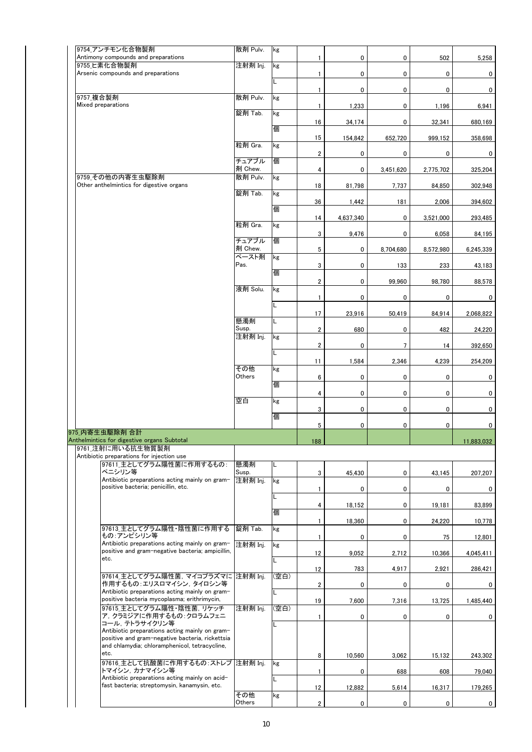| 品目 | 剤形 | 単位 | | | | | |
|---|---|---|---|---|---|---|---|
| 9754_アンチモン化合物製剤 Antimony compounds and preparations | 散剤 Pulv. | kg | 1 | 0 | 0 | 502 | 5,258 |
| 9755_ヒ素化合物製剤 Arsenic compounds and preparations | 注射剤 Inj. | kg | 1 | 0 | 0 | 0 | 0 |
| | | L | 1 | 0 | 0 | 0 | 0 |
| 9757_複合製剤 Mixed preparations | 散剤 Pulv. | kg | 1 | 1,233 | 0 | 1,196 | 6,941 |
| | 錠剤 Tab. | kg | 16 | 34,174 | 0 | 32,341 | 680,169 |
| | | 個 | 15 | 154,842 | 652,720 | 999,152 | 358,698 |
| | 粒剤 Gra. | kg | 2 | 0 | 0 | 0 | 0 |
| | チュアブル剤 Chew. | 個 | 4 | 0 | 3,451,620 | 2,775,702 | 325,204 |
| 9759_その他の内寄生虫駆除剤 Other anthelmintics for digestive organs | 散剤 Pulv. | kg | 18 | 81,798 | 7,737 | 84,850 | 302,948 |
| | 錠剤 Tab. | kg | 36 | 1,442 | 181 | 2,006 | 394,602 |
| | | 個 | 14 | 4,637,340 | 0 | 3,521,000 | 293,485 |
| | 粒剤 Gra. | kg | 3 | 9,476 | 0 | 6,058 | 84,195 |
| | チュアブル剤 Chew. | 個 | 5 | 0 | 8,704,680 | 8,572,980 | 6,245,339 |
| | ペースト剤 Pas. | kg | 3 | 0 | 133 | 233 | 43,183 |
| | | 個 | 2 | 0 | 99,960 | 98,780 | 88,578 |
| | 液剤 Solu. | kg | 1 | 0 | 0 | 0 | 0 |
| | | L | 17 | 23,916 | 50,419 | 84,914 | 2,068,822 |
| | 懸濁剤 Susp. | L | 2 | 680 | 0 | 482 | 24,220 |
| | 注射剤 Inj. | kg | 2 | 0 | 7 | 14 | 392,650 |
| | | L | 11 | 1,584 | 2,346 | 4,239 | 254,209 |
| | その他 Others | kg | 6 | 0 | 0 | 0 | 0 |
| | | 個 | 4 | 0 | 0 | 0 | 0 |
| | 空白 | kg | 3 | 0 | 0 | 0 | 0 |
| | | 個 | 5 | 0 | 0 | 0 | 0 |
| 975_内寄生虫駆除剤 合計 Anthelmintics for digestive organs Subtotal | | | 188 | | | | 11,883,032 |
| 9761_注射に用いる抗生物質製剤 Antibiotic preparations for injection use | | | | | | | |
| 97611_主としてグラム陽性菌に作用するもの：ペニシリン等 Antibiotic preparations acting mainly on gram-positive bacteria; penicillin, etc. | 懸濁剤 Susp. | L | 3 | 45,430 | 0 | 43,145 | 207,207 |
| | 注射剤 Inj. | kg | 1 | 0 | 0 | 0 | 0 |
| | | L | 4 | 18,152 | 0 | 19,181 | 83,899 |
| | | 個 | 1 | 18,360 | 0 | 24,220 | 10,778 |
| 97613_主としてグラム陽性・陰性菌に作用するもの：アンピシリン等 Antibiotic preparations acting mainly on gram-positive and gram-negative bacteria; ampicillin, etc. | 錠剤 Tab. | kg | 1 | 0 | 0 | 75 | 12,801 |
| | 注射剤 Inj. | kg | 12 | 9,052 | 2,712 | 10,366 | 4,045,411 |
| | | L | 12 | 783 | 4,917 | 2,921 | 286,421 |
| 97614_主としてグラム陽性菌，マイコプラズマに作用するもの：エリスロマイシン，タイロシン等 Antibiotic preparations acting mainly on gram-positive bacteria mycoplasma; erithrimycin, | 注射剤 Inj. | (空白) | 2 | 0 | 0 | 0 | 0 |
| | | L | 19 | 7,600 | 7,316 | 13,725 | 1,485,440 |
| 97615_主としてグラム陽性菌・陰性菌，リケッチア，クラミジアに作用するもの：クロラムフェニコール，テトラサイクリン等 Antibiotic preparations acting mainly on gram-positive and gram-negative bacteria, rickettsia and chlamydia; chloramphenicol, tetracycline, etc. | 注射剤 Inj. | (空白) | 1 | 0 | 0 | 0 | 0 |
| | | L | 8 | 10,560 | 3,062 | 15,132 | 243,302 |
| 97616_主として抗酸菌に作用するもの：ストレプトマイシン，カナマイシン等 Antibiotic preparations acting mainly on acid-fast bacteria; streptomysin, kanamysin, etc. | 注射剤 Inj. | kg | 1 | 0 | 688 | 608 | 79,040 |
| | | L | 12 | 12,882 | 5,614 | 16,317 | 179,265 |
| | その他 Others | kg | 2 | 0 | 0 | 0 | 0 |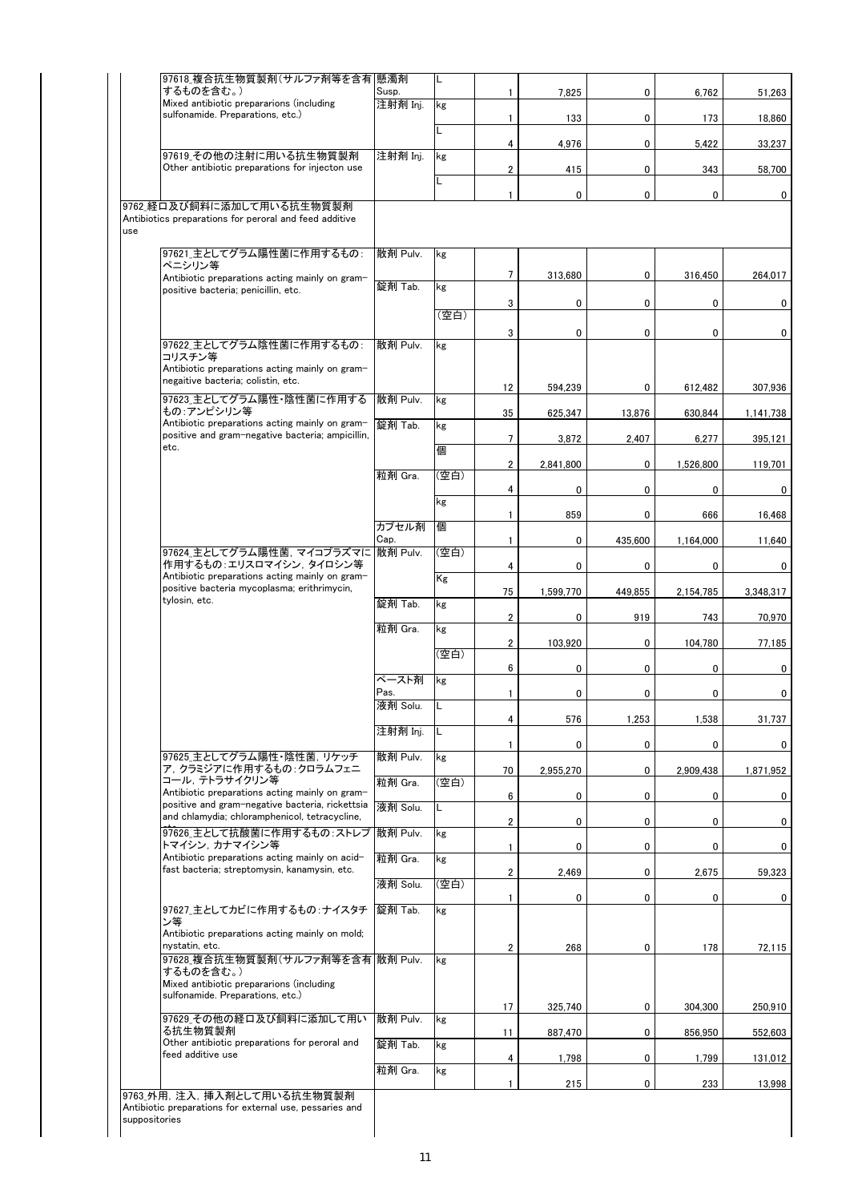| 品目 | 剤型 | 単位 | | | | | |
|---|---|---|---|---|---|---|---|
| 97618_複合抗生物質製剤(サルファ剤等を含有するものを含む。) Mixed antibiotic preprarions (including sulfonamide. Preparations, etc.) | 懸濁剤 Susp. | L | 1 | 7,825 | 0 | 6,762 | 51,263 |
| | 注射剤 Inj. | kg | 1 | 133 | 0 | 173 | 18,860 |
| | | L | 4 | 4,976 | 0 | 5,422 | 33,237 |
| 97619_その他の注射に用いる抗生物質製剤 Other antibiotic preparations for injecton use | 注射剤 Inj. | kg | 2 | 415 | 0 | 343 | 58,700 |
| | | L | 1 | 0 | 0 | 0 | 0 |
| 9762_経口及び飼料に添加して用いる抗生物質製剤 Antibiotics preparations for peroral and feed additive use | | | | | | | |
| 97621_主としてグラム陽性菌に作用するもの:ペニシリン等 Antibiotic preparations acting mainly on gram-positive bacteria; penicillin, etc. | 散剤 Pulv. | kg | 7 | 313,680 | 0 | 316,450 | 264,017 |
| | 錠剤 Tab. | kg | 3 | 0 | 0 | 0 | 0 |
| | | (空白) | 3 | 0 | 0 | 0 | 0 |
| 97622_主としてグラム陰性菌に作用するもの:コリスチン等 Antibiotic preparations acting mainly on gram-negaitive bacteria; colistin, etc. | 散剤 Pulv. | kg | 12 | 594,239 | 0 | 612,482 | 307,936 |
| 97623_主としてグラム陽性・陰性菌に作用するもの:アンピシリン等 Antibiotic preparations acting mainly on gram-positive and gram-negative bacteria; ampicillin, etc. | 散剤 Pulv. | kg | 35 | 625,347 | 13,876 | 630,844 | 1,141,738 |
| | 錠剤 Tab. | kg | 7 | 3,872 | 2,407 | 6,277 | 395,121 |
| | | 個 | 2 | 2,841,800 | 0 | 1,526,800 | 119,701 |
| | 粒剤 Gra. | (空白) | 4 | 0 | 0 | 0 | 0 |
| | | kg | 1 | 859 | 0 | 666 | 16,468 |
| | カプセル剤 Cap. | 個 | 1 | 0 | 435,600 | 1,164,000 | 11,640 |
| 97624_主としてグラム陽性菌, マイコプラズマに作用するもの:エリスロマイシン, タイロシン等 Antibiotic preparations acting mainly on gram-positive bacteria mycoplasma; erithrimycin, tylosin, etc. | 散剤 Pulv. | (空白) | 4 | 0 | 0 | 0 | 0 |
| | | Kg | 75 | 1,599,770 | 449,855 | 2,154,785 | 3,348,317 |
| | 錠剤 Tab. | kg | 2 | 0 | 919 | 743 | 70,970 |
| | 粒剤 Gra. | kg | 2 | 103,920 | 0 | 104,780 | 77,185 |
| | | (空白) | 6 | 0 | 0 | 0 | 0 |
| | ペースト剤 Pas. | kg | 1 | 0 | 0 | 0 | 0 |
| | 液剤 Solu. | L | 4 | 576 | 1,253 | 1,538 | 31,737 |
| | 注射剤 Inj. | L | 1 | 0 | 0 | 0 | 0 |
| 97625_主としてグラム陽性・陰性菌, リケッチア, クラミジアに作用するもの:クロラムフェニコール, テトラサイクリン等 Antibiotic preparations acting mainly on gram-positive and gram-negative bacteria, rickettsia and chlamydia; chloramphenicol, tetracycline, etc. | 散剤 Pulv. | kg | 70 | 2,955,270 | 0 | 2,909,438 | 1,871,952 |
| | 粒剤 Gra. | (空白) | 6 | 0 | 0 | 0 | 0 |
| | 液剤 Solu. | L | 2 | 0 | 0 | 0 | 0 |
| 97626_主として抗酸菌に作用するもの:ストレプトマイシン, カナマイシン等 Antibiotic preparations acting mainly on acid-fast bacteria; streptomysin, kanamysin, etc. | 散剤 Pulv. | kg | 1 | 0 | 0 | 0 | 0 |
| | 粒剤 Gra. | kg | 2 | 2,469 | 0 | 2,675 | 59,323 |
| | 液剤 Solu. | (空白) | 1 | 0 | 0 | 0 | 0 |
| 97627_主としてカビに作用するもの:ナイスタチン等 Antibiotic preparations acting mainly on mold; nystatin, etc. | 錠剤 Tab. | kg | 2 | 268 | 0 | 178 | 72,115 |
| 97628_複合抗生物質製剤(サルファ剤等を含有するものを含む。) Mixed antibiotic preprarions (including sulfonamide. Preparations, etc.) | 散剤 Pulv. | kg | 17 | 325,740 | 0 | 304,300 | 250,910 |
| 97629_その他の経口及び飼料に添加して用いる抗生物質製剤 Other antibiotic preparations for peroral and feed additive use | 散剤 Pulv. | kg | 11 | 887,470 | 0 | 856,950 | 552,603 |
| | 錠剤 Tab. | kg | 4 | 1,798 | 0 | 1,799 | 131,012 |
| | 粒剤 Gra. | kg | 1 | 215 | 0 | 233 | 13,998 |
| 9763_外用, 注入, 挿入剤として用いる抗生物質製剤 Antibiotic preparations for external use, pessaries and suppositories | | | | | | | |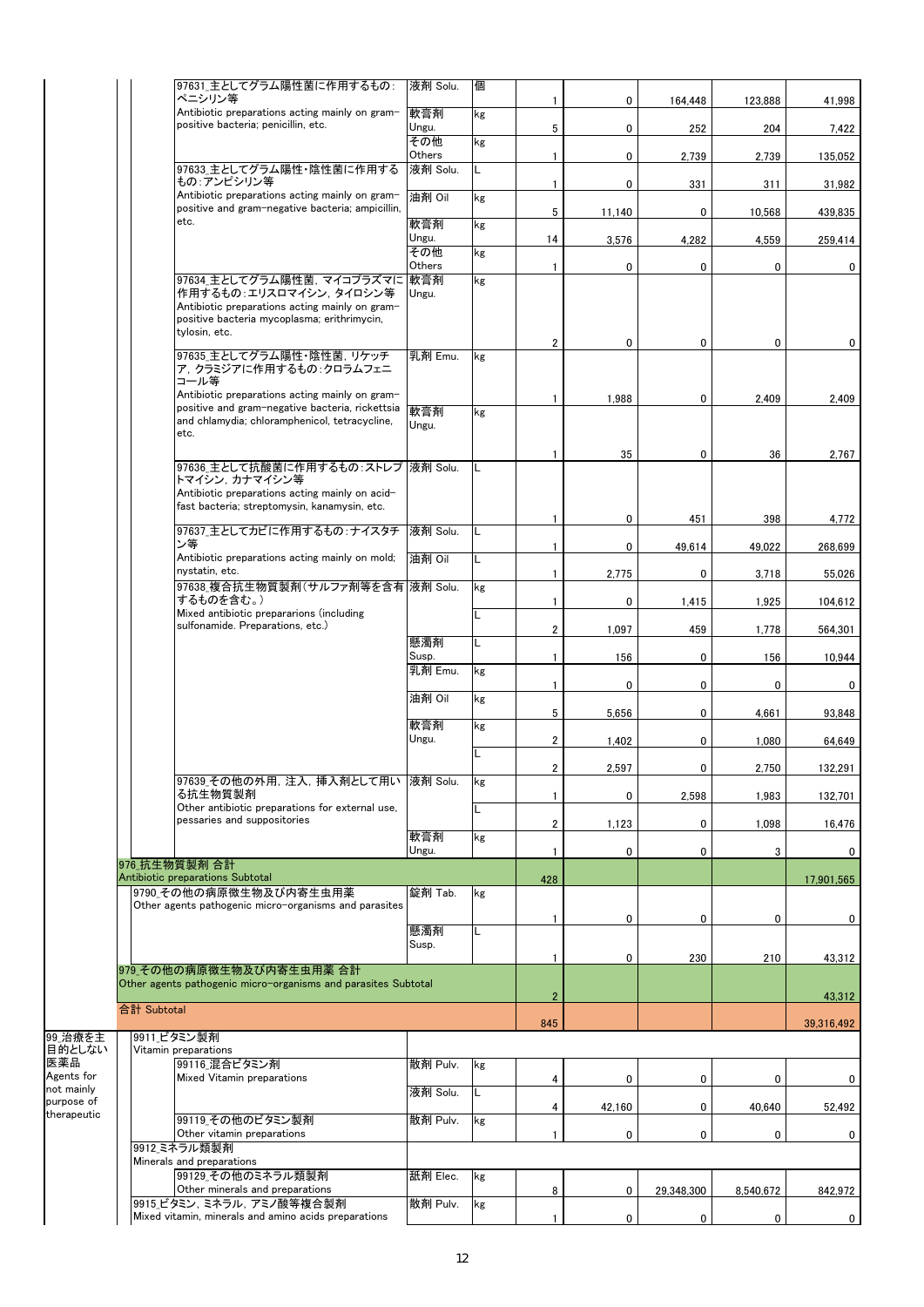| 大分類 | 中分類 | 品目 | 剤型 | 単位 | 件数 | 数量1 | 数量2 | 数量3 | 金額 |
|---|---|---|---|---|---|---|---|---|---|
| | | 97631_主としてグラム陽性菌に作用するもの：ペニシリン等<br>Antibiotic preparations acting mainly on gram-positive bacteria; penicillin, etc. | 液剤 Solu. | 個 | 1 | 0 | 164,448 | 123,888 | 41,998 |
| | | | 軟膏剤 Ungu. | kg | 5 | 0 | 252 | 204 | 7,422 |
| | | | その他 Others | kg | 1 | 0 | 2,739 | 2,739 | 135,052 |
| | | 97633_主としてグラム陽性・陰性菌に作用するもの：アンピシリン等<br>Antibiotic preparations acting mainly on gram-positive and gram-negative bacteria; ampicillin, etc. | 液剤 Solu. | L | 1 | 0 | 331 | 311 | 31,982 |
| | | | 油剤 Oil | kg | 5 | 11,140 | 0 | 10,568 | 439,835 |
| | | | 軟膏剤 Ungu. | kg | 14 | 3,576 | 4,282 | 4,559 | 259,414 |
| | | | その他 Others | kg | 1 | 0 | 0 | 0 | 0 |
| | | 97634_主としてグラム陽性菌，マイコプラズマに作用するもの：エリスロマイシン，タイロシン等<br>Antibiotic preparations acting mainly on gram-positive bacteria mycoplasma; erithrimycin, tylosin, etc. | 軟膏剤 Ungu. | kg | 2 | 0 | 0 | 0 | 0 |
| | | 97635_主としてグラム陽性・陰性菌，リケッチア，クラミジアに作用するもの：クロラムフェニコール等<br>Antibiotic preparations acting mainly on gram-positive and gram-negative bacteria, rickettsia and chlamydia; chloramphenicol, tetracycline, etc. | 乳剤 Emu. | kg | 1 | 1,988 | 0 | 2,409 | 2,409 |
| | | | 軟膏剤 Ungu. | kg | 1 | 35 | 0 | 36 | 2,767 |
| | | 97636_主として抗酸菌に作用するもの：ストレプトマイシン，カナマイシン等<br>Antibiotic preparations acting mainly on acid-fast bacteria; streptomysin, kanamysin, etc. | 液剤 Solu. | L | 1 | 0 | 451 | 398 | 4,772 |
| | | 97637_主としてカビに作用するもの：ナイスタチン等<br>Antibiotic preparations acting mainly on mold; nystatin, etc. | 液剤 Solu. | L | 1 | 0 | 49,614 | 49,022 | 268,699 |
| | | | 油剤 Oil | L | 1 | 2,775 | 0 | 3,718 | 55,026 |
| | | 97638_複合抗生物質製剤（サルファ剤等を含有するものを含む。）<br>Mixed antibiotic prepararions (including sulfonamide. Preparations, etc.) | 液剤 Solu. | kg | 1 | 0 | 1,415 | 1,925 | 104,612 |
| | | | | L | 2 | 1,097 | 459 | 1,778 | 564,301 |
| | | | 懸濁剤 Susp. | L | 1 | 156 | 0 | 156 | 10,944 |
| | | | 乳剤 Emu. | kg | 1 | 0 | 0 | 0 | 0 |
| | | | 油剤 Oil | kg | 5 | 5,656 | 0 | 4,661 | 93,848 |
| | | | 軟膏剤 Ungu. | kg | 2 | 1,402 | 0 | 1,080 | 64,649 |
| | | | | L | 2 | 2,597 | 0 | 2,750 | 132,291 |
| | | 97639_その他の外用，注入，挿入剤として用いる抗生物質製剤<br>Other antibiotic preparations for external use, pessaries and suppositories | 液剤 Solu. | kg | 1 | 0 | 2,598 | 1,983 | 132,701 |
| | | | | L | 2 | 1,123 | 0 | 1,098 | 16,476 |
| | | | 軟膏剤 Ungu. | kg | 1 | 0 | 0 | 3 | 0 |
| | 976_抗生物質製剤 合計<br>Antibiotic preparations Subtotal | | | | 428 | | | | 17,901,565 |
| | | 9790_その他の病原微生物及び内寄生虫用薬<br>Other agents pathogenic micro-organisms and parasites | 錠剤 Tab. | kg | 1 | 0 | 0 | 0 | 0 |
| | | | 懸濁剤 Susp. | L | 1 | 0 | 230 | 210 | 43,312 |
| | 979_その他の病原微生物及び内寄生虫用薬 合計<br>Other agents pathogenic micro-organisms and parasites Subtotal | | | | 2 | | | | 43,312 |
| | 合計 Subtotal | | | | 845 | | | | 39,316,492 |
| 99_治療を主目的としない医薬品<br>Agents for not mainly purpose of therapeutic | 9911_ビタミン製剤<br>Vitamin preparations | | | | | | | | |
| | | 99116_混合ビタミン剤<br>Mixed Vitamin preparations | 散剤 Pulv. | kg | 4 | 0 | 0 | 0 | 0 |
| | | | 液剤 Solu. | L | 4 | 42,160 | 0 | 40,640 | 52,492 |
| | | 99119_その他のビタミン製剤<br>Other vitamin preparations | 散剤 Pulv. | kg | 1 | 0 | 0 | 0 | 0 |
| | 9912_ミネラル類製剤<br>Minerals and preparations | | | | | | | | |
| | | 99129_その他のミネラル類製剤<br>Other minerals and preparations | 舐剤 Elec. | kg | 8 | 0 | 29,348,300 | 8,540,672 | 842,972 |
| | 9915_ビタミン，ミネラル，アミノ酸等複合製剤<br>Mixed vitamin, minerals and amino acids preparations | | 散剤 Pulv. | kg | 1 | 0 | 0 | 0 | 0 |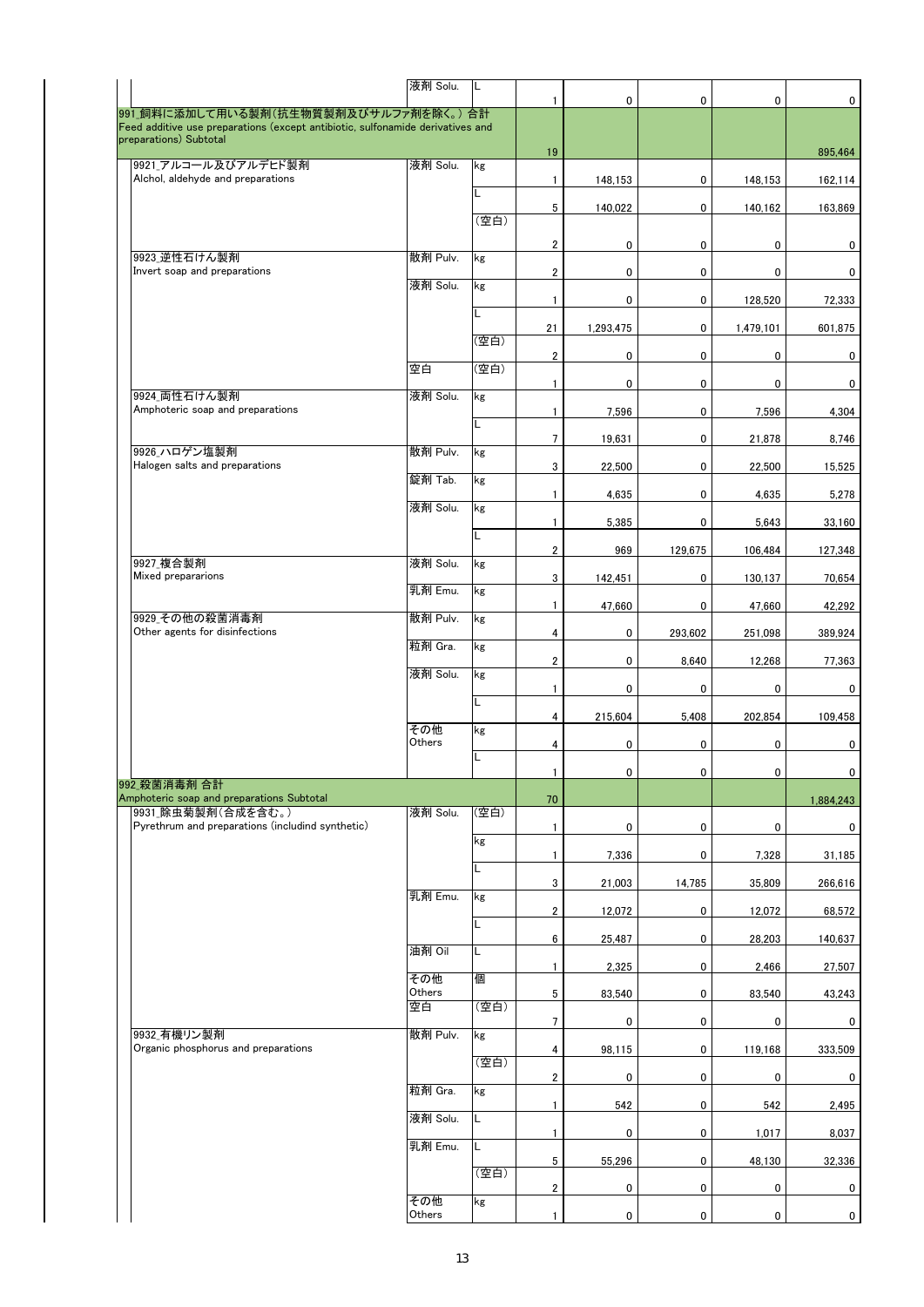| 品目 | 剤型 | 単位 | 件数 | | | | |
|---|---|---|---|---|---|---|---|
| | 液剤 Solu. | L | 1 | 0 | 0 | 0 | 0 |
| 991_飼料に添加して用いる製剤（抗生物質製剤及びサルファ剤を除く。）合計<br>Feed additive use preparations (except antibiotic, sulfonamide derivatives and preparations) Subtotal | | | 19 | | | | 895,464 |
| 9921_アルコール及びアルデヒド製剤<br>Alchol, aldehyde and preparations | 液剤 Solu. | kg | 1 | 148,153 | 0 | 148,153 | 162,114 |
| | | L | 5 | 140,022 | 0 | 140,162 | 163,869 |
| | | （空白） | 2 | 0 | 0 | 0 | 0 |
| 9923_逆性石けん製剤<br>Invert soap and preparations | 散剤 Pulv. | kg | 2 | 0 | 0 | 0 | 0 |
| | 液剤 Solu. | kg | 1 | 0 | 0 | 128,520 | 72,333 |
| | | L | 21 | 1,293,475 | 0 | 1,479,101 | 601,875 |
| | | （空白） | 2 | 0 | 0 | 0 | 0 |
| | 空白 | （空白） | 1 | 0 | 0 | 0 | 0 |
| 9924_両性石けん製剤<br>Amphoteric soap and preparations | 液剤 Solu. | kg | 1 | 7,596 | 0 | 7,596 | 4,304 |
| | | L | 7 | 19,631 | 0 | 21,878 | 8,746 |
| 9926_ハロゲン塩製剤<br>Halogen salts and preparations | 散剤 Pulv. | kg | 3 | 22,500 | 0 | 22,500 | 15,525 |
| | 錠剤 Tab. | kg | 1 | 4,635 | 0 | 4,635 | 5,278 |
| | 液剤 Solu. | kg | 1 | 5,385 | 0 | 5,643 | 33,160 |
| | | L | 2 | 969 | 129,675 | 106,484 | 127,348 |
| 9927_複合製剤<br>Mixed preparations | 液剤 Solu. | kg | 3 | 142,451 | 0 | 130,137 | 70,654 |
| | 乳剤 Emu. | kg | 1 | 47,660 | 0 | 47,660 | 42,292 |
| 9929_その他の殺菌消毒剤<br>Other agents for disinfections | 散剤 Pulv. | kg | 4 | 0 | 293,602 | 251,098 | 389,924 |
| | 粒剤 Gra. | kg | 2 | 0 | 8,640 | 12,268 | 77,363 |
| | 液剤 Solu. | kg | 1 | 0 | 0 | 0 | 0 |
| | | L | 4 | 215,604 | 5,408 | 202,854 | 109,458 |
| | その他 Others | kg | 4 | 0 | 0 | 0 | 0 |
| | | L | 1 | 0 | 0 | 0 | 0 |
| 992_殺菌消毒剤 合計<br>Amphoteric soap and preparations Subtotal | | | 70 | | | | 1,884,243 |
| 9931_除虫菊製剤（合成を含む。）<br>Pyrethrum and preparations (includind synthetic) | 液剤 Solu. | （空白） | 1 | 0 | 0 | 0 | 0 |
| | | kg | 1 | 7,336 | 0 | 7,328 | 31,185 |
| | | L | 3 | 21,003 | 14,785 | 35,809 | 266,616 |
| | 乳剤 Emu. | kg | 2 | 12,072 | 0 | 12,072 | 68,572 |
| | | L | 6 | 25,487 | 0 | 28,203 | 140,637 |
| | 油剤 Oil | L | 1 | 2,325 | 0 | 2,466 | 27,507 |
| | その他 Others | 個 | 5 | 83,540 | 0 | 83,540 | 43,243 |
| | 空白 | （空白） | 7 | 0 | 0 | 0 | 0 |
| 9932_有機リン製剤<br>Organic phosphorus and preparations | 散剤 Pulv. | kg | 4 | 98,115 | 0 | 119,168 | 333,509 |
| | | （空白） | 2 | 0 | 0 | 0 | 0 |
| | 粒剤 Gra. | kg | 1 | 542 | 0 | 542 | 2,495 |
| | 液剤 Solu. | L | 1 | 0 | 0 | 1,017 | 8,037 |
| | 乳剤 Emu. | L | 5 | 55,296 | 0 | 48,130 | 32,336 |
| | | （空白） | 2 | 0 | 0 | 0 | 0 |
| | その他 Others | kg | 1 | 0 | 0 | 0 | 0 |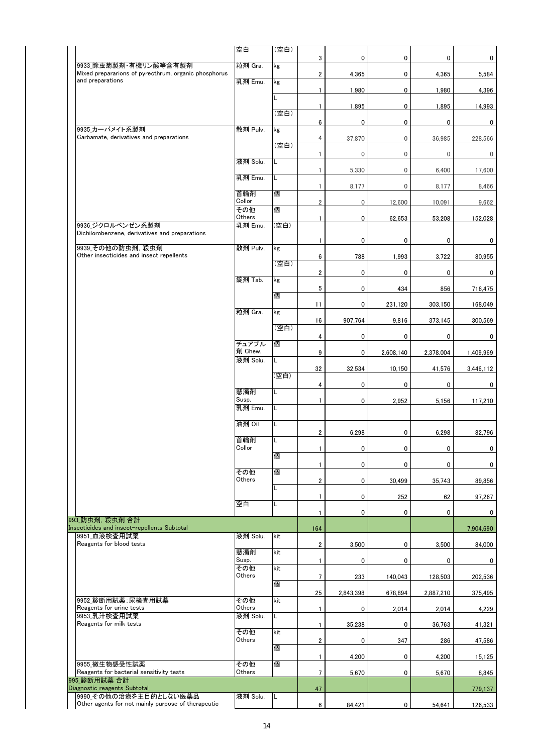| 品目 | 剤形 | 単位 | 件数 |  |  |  |  |
|---|---|---|---|---|---|---|---|
|  | 空白 | (空白) | 3 | 0 | 0 | 0 | 0 |
| 9933_除虫菊製剤・有機リン酸等含有製剤 Mixed prepararions of pyrecthrum, organic phosphorus and preparations | 粒剤 Gra. | kg | 2 | 4,365 | 0 | 4,365 | 5,584 |
|  | 乳剤 Emu. | kg | 1 | 1,980 | 0 | 1,980 | 4,396 |
|  |  | L | 1 | 1,895 | 0 | 1,895 | 14,993 |
|  |  | (空白) | 6 | 0 | 0 | 0 | 0 |
| 9935_カーバメイト系製剤 Carbamate, derivatives and preparations | 散剤 Pulv. | kg | 4 | 37,870 | 0 | 36,985 | 228,566 |
|  |  | (空白) | 1 | 0 | 0 | 0 | 0 |
|  | 液剤 Solu. | L | 1 | 5,330 | 0 | 6,400 | 17,600 |
|  | 乳剤 Emu. | L | 1 | 8,177 | 0 | 8,177 | 8,466 |
|  | 首輪剤 Collor | 個 | 2 | 0 | 12,600 | 10,091 | 9,662 |
|  | その他 Others | 個 | 1 | 0 | 62,653 | 53,208 | 152,028 |
| 9936_ジクロルベンゼン系製剤 Dichilorobenzene, derivatives and preparations | 乳剤 Emu. | (空白) | 1 | 0 | 0 | 0 | 0 |
| 9939_その他の防虫剤, 殺虫剤 Other insecticides and insect repellents | 散剤 Pulv. | kg | 6 | 788 | 1,993 | 3,722 | 80,955 |
|  |  | (空白) | 2 | 0 | 0 | 0 | 0 |
|  | 錠剤 Tab. | kg | 5 | 0 | 434 | 856 | 716,475 |
|  |  | 個 | 11 | 0 | 231,120 | 303,150 | 168,049 |
|  | 粒剤 Gra. | kg | 16 | 907,764 | 9,816 | 373,145 | 300,569 |
|  |  | (空白) | 4 | 0 | 0 | 0 | 0 |
|  | チュアブル剤 Chew. | 個 | 9 | 0 | 2,608,140 | 2,378,004 | 1,409,969 |
|  | 液剤 Solu. | L | 32 | 32,534 | 10,150 | 41,576 | 3,446,112 |
|  |  | (空白) | 4 | 0 | 0 | 0 | 0 |
|  | 懸濁剤 Susp. | L | 1 | 0 | 2,952 | 5,156 | 117,210 |
|  | 乳剤 Emu. | L |  |  |  |  |  |
|  | 油剤 Oil | L | 2 | 6,298 | 0 | 6,298 | 82,796 |
|  | 首輪剤 Collor | L | 1 | 0 | 0 | 0 | 0 |
|  |  | 個 | 1 | 0 | 0 | 0 | 0 |
|  | その他 Others | 個 | 2 | 0 | 30,499 | 35,743 | 89,856 |
|  |  | L | 1 | 0 | 252 | 62 | 97,267 |
|  | 空白 | L | 1 | 0 | 0 | 0 | 0 |
| 993_防虫剤, 殺虫剤 合計 Insecticides and insect-repellents Subtotal |  |  | 164 |  |  |  | 7,904,690 |
| 9951_血液検査用試薬 Reagents for blood tests | 液剤 Solu. | kit | 2 | 3,500 | 0 | 3,500 | 84,000 |
|  | 懸濁剤 Susp. | kit | 1 | 0 | 0 | 0 | 0 |
|  | その他 Others | kit | 7 | 233 | 140,043 | 128,503 | 202,536 |
|  |  | 個 | 25 | 2,843,398 | 678,894 | 2,887,210 | 375,495 |
| 9952_診断用試薬：尿検査用試薬 Reagents for urine tests | その他 Others | kit | 1 | 0 | 2,014 | 2,014 | 4,229 |
| 9953_乳汁検査用試薬 Reagents for milk tests | 液剤 Solu. | L | 1 | 35,238 | 0 | 36,763 | 41,321 |
|  | その他 Others | kit | 2 | 0 | 347 | 286 | 47,586 |
|  |  | 個 | 1 | 4,200 | 0 | 4,200 | 15,125 |
| 9955_微生物感受性試薬 Reagents for bacterial sensitivity tests | その他 Others | 個 | 7 | 5,670 | 0 | 5,670 | 8,845 |
| 995_診断用試薬 合計 Diagnostic reagents Subtotal |  |  | 47 |  |  |  | 779,137 |
| 9990_その他の治療を主目的としない医薬品 Other agents for not mainly purpose of therapeutic | 液剤 Solu. | L | 6 | 84,421 | 0 | 54,641 | 126,533 |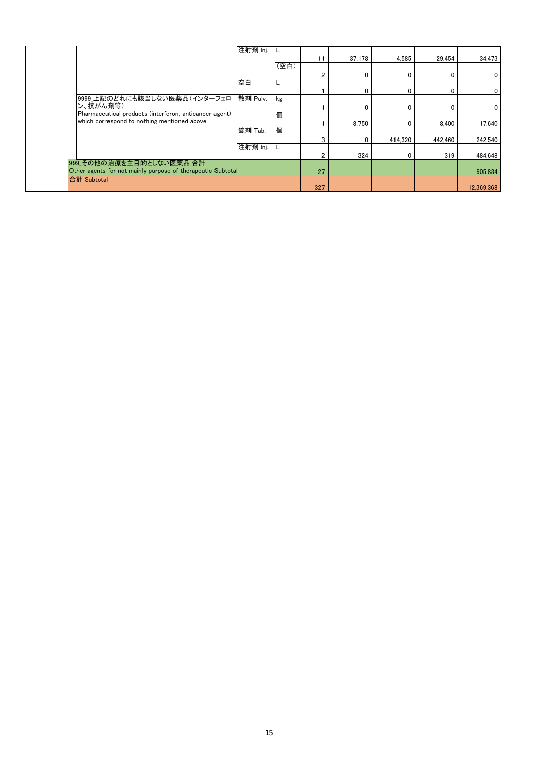| | | | | | | | |
|---|---|---|---|---|---|---|---|
| | 注射剤 Inj. | L | 11 | 37,178 | 4,585 | 29,454 | 34,473 |
| | | (空白) | 2 | 0 | 0 | 0 | 0 |
| | 空白 | L | 1 | 0 | 0 | 0 | 0 |
| 9999_上記のどれにも該当しない医薬品(インターフェロン、抗がん剤等) Pharmaceutical products (interferon, anticancer agent) which correspond to nothing mentioned above | 散剤 Pulv. | kg | 1 | 0 | 0 | 0 | 0 |
| | | 個 | 1 | 8,750 | 0 | 8,400 | 17,640 |
| | 錠剤 Tab. | 個 | 3 | 0 | 414,320 | 442,460 | 242,540 |
| | 注射剤 Inj. | L | 2 | 324 | 0 | 319 | 484,648 |
| 999_その他の治療を主目的としない医薬品 合計 Other agents for not mainly purpose of therapeutic Subtotal | | | 27 | | | | 905,834 |
| 合計 Subtotal | | | 327 | | | | 12,369,368 |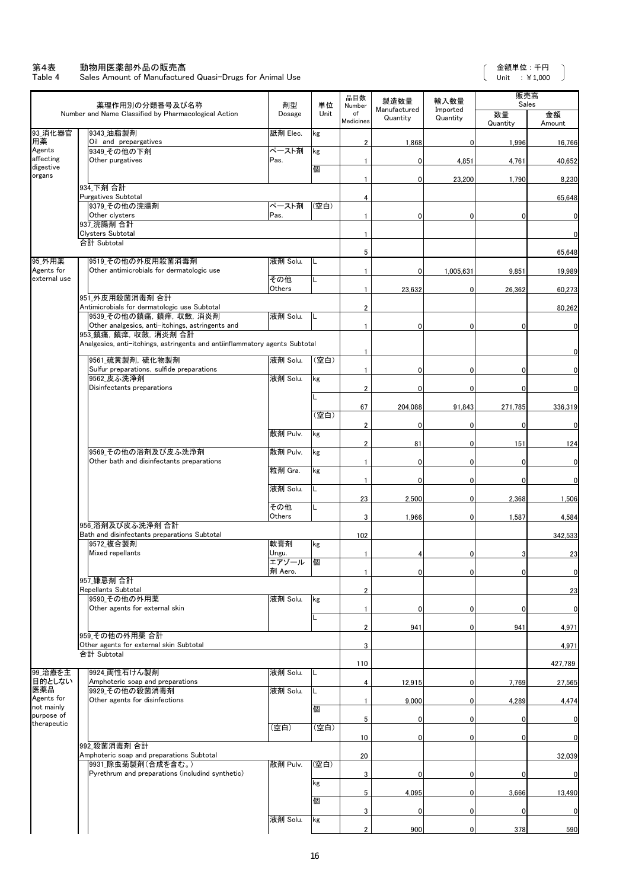# 第4表　動物用医薬部外品の販売高
Table 4　Sales Amount of Manufactured Quasi-Drugs for Animal Use

（金額単位：千円　Unit ：¥1,000）

| 薬理作用別の分類番号及び名称 Number and Name Classified by Pharmacological Action | | 剤型 Dosage | 単位 Unit | 品目数 Number of Medicines | 製造数量 Manufactured Quantity | 輸入数量 Imported Quantity | 販売高 Sales 数量 Quantity | 金額 Amount |
|---|---|---|---|---|---|---|---|---|
| 93_消化器官用薬 Agents affecting digestive organs | 9343_油脂製剤 Oil and prepargatives | 舐剤 Elec. | kg | 2 | 1,868 | 0 | 1,996 | 16,766 |
| | 9349_その他の下剤 Other purgatives | ペースト剤 Pas. | kg | 1 | 0 | 4,851 | 4,761 | 40,652 |
| | | | 個 | 1 | 0 | 23,200 | 1,790 | 8,230 |
| | 934_下剤 合計 Purgatives Subtotal | | | 4 | | | | 65,648 |
| | 9379_その他の浣腸剤 Other clysters | ペースト剤 Pas. | (空白) | 1 | 0 | 0 | 0 | 0 |
| | 937_浣腸剤 合計 Clysters Subtotal | | | 1 | | | | 0 |
| | 合計 Subtotal | | | 5 | | | | 65,648 |
| 95_外用薬 Agents for external use | 9519_その他の外皮用殺菌消毒剤 Other antimicrobials for dermatologic use | 液剤 Solu. | L | 1 | 0 | 1,005,631 | 9,851 | 19,989 |
| | | その他 Others | L | 1 | 23,632 | 0 | 26,362 | 60,273 |
| | 951_外皮用殺菌消毒剤 合計 Antimicrobials for dermatologic use Subtotal | | | 2 | | | | 80,262 |
| | 9539_その他の鎮痛，鎮痒，収斂，消炎剤 Other analgesics, anti-itchings, astringents and | 液剤 Solu. | L | 1 | 0 | 0 | 0 | 0 |
| | 953_鎮痛，鎮痒，収斂，消炎剤 合計 Analgesics, anti-itchings, astringents and antiinflammatory agents Subtotal | | | 1 | | | | 0 |
| | 9561_硫黄製剤，硫化物製剤 Sulfur preparations, sulfide preparations | 液剤 Solu. | (空白) | 1 | 0 | 0 | 0 | 0 |
| | 9562_皮ふ洗浄剤 Disinfectants preparations | 液剤 Solu. | kg | 2 | 0 | 0 | 0 | 0 |
| | | | L | 67 | 204,088 | 91,843 | 271,785 | 336,319 |
| | | | (空白) | 2 | 0 | 0 | 0 | 0 |
| | | 散剤 Pulv. | kg | 2 | 81 | 0 | 151 | 124 |
| | 9569_その他の浴剤及び皮ふ洗浄剤 Other bath and disinfectants preparations | 散剤 Pulv. | kg | 1 | 0 | 0 | 0 | 0 |
| | | 粒剤 Gra. | kg | 1 | 0 | 0 | 0 | 0 |
| | | 液剤 Solu. | L | 23 | 2,500 | 0 | 2,368 | 1,506 |
| | | その他 Others | L | 3 | 1,966 | 0 | 1,587 | 4,584 |
| | 956_浴剤及び皮ふ洗浄剤 合計 Bath and disinfectants preparations Subtotal | | | 102 | | | | 342,533 |
| | 9572_複合製剤 Mixed repellants | 軟膏剤 Ungu. | kg | 1 | 4 | 0 | 3 | 23 |
| | | エアゾール剤 Aero. | 個 | 1 | 0 | 0 | 0 | 0 |
| | 957_嫌忌剤 合計 Repellants Subtotal | | | 2 | | | | 23 |
| | 9590_その他の外用薬 Other agents for external skin | 液剤 Solu. | kg | 1 | 0 | 0 | 0 | 0 |
| | | | L | 2 | 941 | 0 | 941 | 4,971 |
| | 959_その他の外用薬 合計 Other agents for external skin Subtotal | | | 3 | | | | 4,971 |
| | 合計 Subtotal | | | 110 | | | | 427,789 |
| 99_治療を主目的としない医薬品 Agents for not mainly purpose of therapeutic | 9924_両性石けん製剤 Amphoteric soap and preparations | 液剤 Solu. | L | 4 | 12,915 | 0 | 7,769 | 27,565 |
| | 9929_その他の殺菌消毒剤 Other agents for disinfections | 液剤 Solu. | L | 1 | 9,000 | 0 | 4,289 | 4,474 |
| | | | 個 | 5 | 0 | 0 | 0 | 0 |
| | | (空白) | (空白) | 10 | 0 | 0 | 0 | 0 |
| | 992_殺菌消毒剤 合計 Amphoteric soap and preparations Subtotal | | | 20 | | | | 32,039 |
| | 9931_除虫菊製剤(合成を含む。) Pyrethrum and preparations (includind synthetic) | 散剤 Pulv. | (空白) | 3 | 0 | 0 | 0 | 0 |
| | | | kg | 5 | 4,095 | 0 | 3,666 | 13,490 |
| | | | 個 | 3 | 0 | 0 | 0 | 0 |
| | | 液剤 Solu. | kg | 2 | 900 | 0 | 378 | 590 |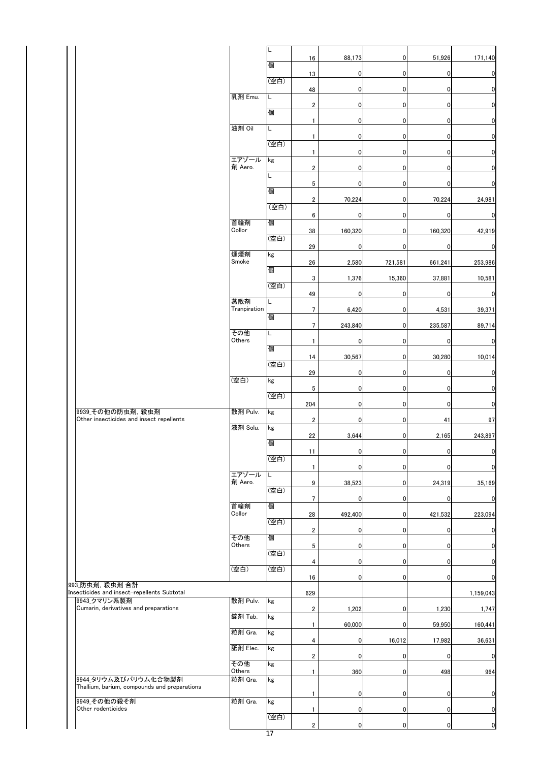| | | | | | | | |
|---|---|---|---|---|---|---|---|
| | | L | 16 | 88,173 | 0 | 51,926 | 171,140 |
| | | 個 | 13 | 0 | 0 | 0 | 0 |
| | | (空白) | 48 | 0 | 0 | 0 | 0 |
| | 乳剤 Emu. | L | 2 | 0 | 0 | 0 | 0 |
| | | 個 | 1 | 0 | 0 | 0 | 0 |
| | 油剤 Oil | L | 1 | 0 | 0 | 0 | 0 |
| | | (空白) | 1 | 0 | 0 | 0 | 0 |
| | エアゾール剤 Aero. | kg | 2 | 0 | 0 | 0 | 0 |
| | | L | 5 | 0 | 0 | 0 | 0 |
| | | 個 | 2 | 70,224 | 0 | 70,224 | 24,981 |
| | | (空白) | 6 | 0 | 0 | 0 | 0 |
| | 首輪剤 Collor | 個 | 38 | 160,320 | 0 | 160,320 | 42,919 |
| | | (空白) | 29 | 0 | 0 | 0 | 0 |
| | 燻煙剤 Smoke | kg | 26 | 2,580 | 721,581 | 661,241 | 253,986 |
| | | 個 | 3 | 1,376 | 15,360 | 37,881 | 10,581 |
| | | (空白) | 49 | 0 | 0 | 0 | 0 |
| | 蒸散剤 Tranpiration | L | 7 | 6,420 | 0 | 4,531 | 39,371 |
| | | 個 | 7 | 243,840 | 0 | 235,587 | 89,714 |
| | その他 Others | L | 1 | 0 | 0 | 0 | 0 |
| | | 個 | 14 | 30,567 | 0 | 30,280 | 10,014 |
| | | (空白) | 29 | 0 | 0 | 0 | 0 |
| | (空白) | kg | 5 | 0 | 0 | 0 | 0 |
| | | (空白) | 204 | 0 | 0 | 0 | 0 |
| 9939_その他の防虫剤, 殺虫剤 Other insecticides and insect repellents | 散剤 Pulv. | kg | 2 | 0 | 0 | 41 | 97 |
| | 液剤 Solu. | kg | 22 | 3,644 | 0 | 2,165 | 243,897 |
| | | 個 | 11 | 0 | 0 | 0 | 0 |
| | | (空白) | 1 | 0 | 0 | 0 | 0 |
| | エアゾール剤 Aero. | L | 9 | 38,523 | 0 | 24,319 | 35,169 |
| | | (空白) | 7 | 0 | 0 | 0 | 0 |
| | 首輪剤 Collor | 個 | 28 | 492,400 | 0 | 421,532 | 223,094 |
| | | (空白) | 2 | 0 | 0 | 0 | 0 |
| | その他 Others | 個 | 5 | 0 | 0 | 0 | 0 |
| | | (空白) | 4 | 0 | 0 | 0 | 0 |
| | (空白) | (空白) | 16 | 0 | 0 | 0 | 0 |
| 993_防虫剤, 殺虫剤 合計 Insecticides and insect-repellents Subtotal | | | 629 | | | | 1,159,043 |
| 9943_クマリン系製剤 Cumarin, derivatives and preparations | 散剤 Pulv. | kg | 2 | 1,202 | 0 | 1,230 | 1,747 |
| | 錠剤 Tab. | kg | 1 | 60,000 | 0 | 59,950 | 160,441 |
| | 粒剤 Gra. | kg | 4 | 0 | 16,012 | 17,982 | 36,631 |
| | 舐剤 Elec. | kg | 2 | 0 | 0 | 0 | 0 |
| | その他 Others | kg | 1 | 360 | 0 | 498 | 964 |
| 9944_タリウム及びバリウム化合物製剤 Thallium, barium, compounds and preparations | 粒剤 Gra. | kg | 1 | 0 | 0 | 0 | 0 |
| 9949_その他の殺そ剤 Other rodenticides | 粒剤 Gra. | kg | 1 | 0 | 0 | 0 | 0 |
| | | (空白) | 2 | 0 | 0 | 0 | 0 |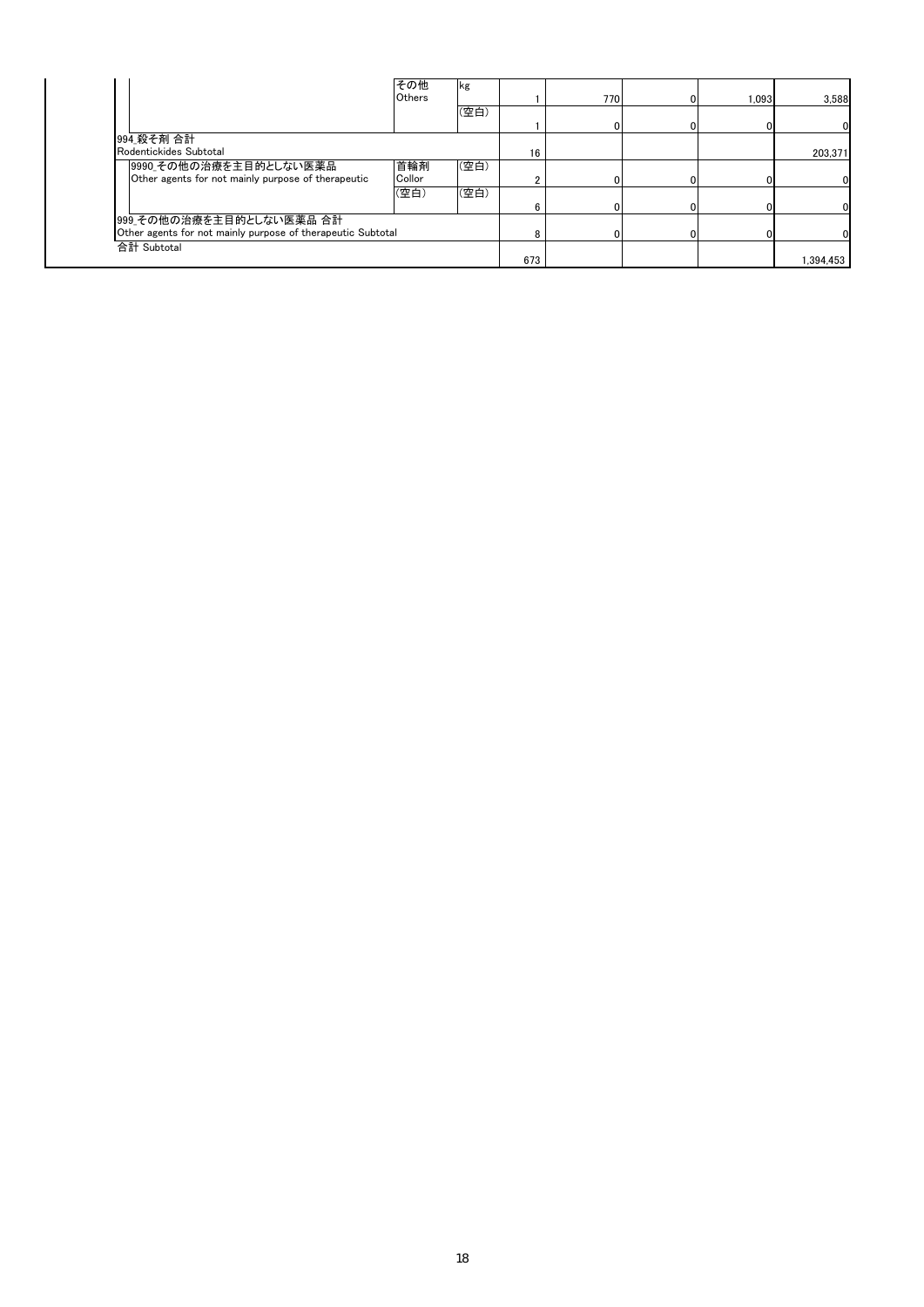| | | | | | | | |
|---|---|---|---|---|---|---|---|
| | その他<br>Others | kg | 1 | 770 | 0 | 1,093 | 3,588 |
| | | (空白) | 1 | 0 | 0 | 0 | 0 |
| 994_殺そ剤 合計<br>Rodentickides Subtotal | | | 16 | | | | 203,371 |
| 9990_その他の治療を主目的としない医薬品<br>Other agents for not mainly purpose of therapeutic | 首輪剤<br>Collor | (空白) | 2 | 0 | 0 | 0 | 0 |
| | (空白) | (空白) | 6 | 0 | 0 | 0 | 0 |
| 999_その他の治療を主目的としない医薬品 合計<br>Other agents for not mainly purpose of therapeutic Subtotal | | | 8 | 0 | 0 | 0 | 0 |
| 合計 Subtotal | | | 673 | | | | 1,394,453 |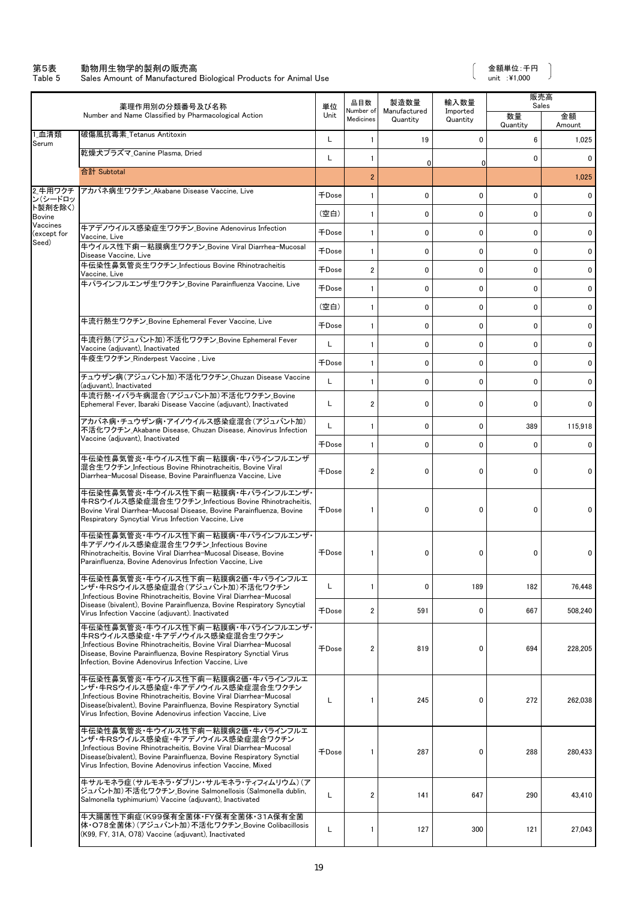第5表　動物用生物学的製剤の販売高
Table 5　Sales Amount of Manufactured Biological Products for Animal Use

（金額単位：千円　unit ：¥1,000）

| | 薬理作用別の分類番号及び名称 Number and Name Classified by Pharmacological Action | 単位 Unit | 品目数 Number of Medicines | 製造数量 Manufactured Quantity | 輸入数量 Imported Quantity | 販売高 Sales | |
|---|---|---|---|---|---|---|---|
| | | | | | | 数量 Quantity | 金額 Amount |
| 1_血清類 Serum | 破傷風抗毒素_Tetanus Antitoxin | L | 1 | 19 | 0 | 6 | 1,025 |
| | 乾燥犬プラズマ_Canine Plasma, Dried | L | 1 | 0 | 0 | 0 | 0 |
| | 合計 Subtotal | | 2 | | | | 1,025 |
| 2_牛用ワクチン(シードロット製剤を除く) Bovine Vaccines (except for Seed) | アカバネ病生ワクチン_Akabane Disease Vaccine, Live | 千Dose | 1 | 0 | 0 | 0 | 0 |
| | | (空白) | 1 | 0 | 0 | 0 | 0 |
| | 牛アデノウイルス感染症生ワクチン_Bovine Adenovirus Infection Vaccine, Live | 千Dose | 1 | 0 | 0 | 0 | 0 |
| | 牛ウイルス性下痢－粘膜病生ワクチン_Bovine Viral Diarrhea-Mucosal Disease Vaccine, Live | 千Dose | 1 | 0 | 0 | 0 | 0 |
| | 牛伝染性鼻気管炎生ワクチン_Infectious Bovine Rhinotracheitis Vaccine, Live | 千Dose | 2 | 0 | 0 | 0 | 0 |
| | 牛パラインフルエンザ生ワクチン_Bovine Parainfluenza Vaccine, Live | 千Dose | 1 | 0 | 0 | 0 | 0 |
| | | (空白) | 1 | 0 | 0 | 0 | 0 |
| | 牛流行熱生ワクチン_Bovine Ephemeral Fever Vaccine, Live | 千Dose | 1 | 0 | 0 | 0 | 0 |
| | 牛流行熱(アジュバント加)不活化ワクチン_Bovine Ephemeral Fever Vaccine (adjuvant), Inactivated | L | 1 | 0 | 0 | 0 | 0 |
| | 牛疫生ワクチン_Rinderpest Vaccine , Live | 千Dose | 1 | 0 | 0 | 0 | 0 |
| | チュウザン病(アジュバント加)不活化ワクチン_Chuzan Disease Vaccine (adjuvant), Inactivated | L | 1 | 0 | 0 | 0 | 0 |
| | 牛流行熱・イバラキ病混合(アジュバント加)不活化ワクチン_Bovine Ephemeral Fever, Ibaraki Disease Vaccine (adjuvant), Inactivated | L | 2 | 0 | 0 | 0 | 0 |
| | アカバネ病・チュウザン病・アイノウイルス感染症混合(アジュバント加)不活化ワクチン_Akabane Disease, Chuzan Disease, Ainovirus Infection Vaccine (adjuvant), Inactivated | L | 1 | 0 | 0 | 389 | 115,918 |
| | | 千Dose | 1 | 0 | 0 | 0 | 0 |
| | 牛伝染性鼻気管炎・牛ウイルス性下痢－粘膜病・牛パラインフルエンザ混合生ワクチン_Infectious Bovine Rhinotracheitis, Bovine Viral Diarrhea-Mucosal Disease, Bovine Parainfluenza Vaccine, Live | 千Dose | 2 | 0 | 0 | 0 | 0 |
| | 牛伝染性鼻気管炎・牛ウイルス性下痢－粘膜病・牛パラインフルエンザ・牛RSウイルス感染症混合生ワクチン_Infectious Bovine Rhinotracheitis, Bovine Viral Diarrhea-Mucosal Disease, Bovine Parainfluenza, Bovine Respiratory Syncytial Virus Infection Vaccine, Live | 千Dose | 1 | 0 | 0 | 0 | 0 |
| | 牛伝染性鼻気管炎・牛ウイルス性下痢－粘膜病・牛パラインフルエンザ・牛アデノウイルス感染症混合生ワクチン_Infectious Bovine Rhinotracheitis, Bovine Viral Diarrhea-Mucosal Disease, Bovine Parainfluenza, Bovine Adenovirus Infection Vaccine, Live | 千Dose | 1 | 0 | 0 | 0 | 0 |
| | 牛伝染性鼻気管炎・牛ウイルス性下痢－粘膜病2価・牛パラインフルエンザ・牛RSウイルス感染症混合(アジュバント加)不活化ワクチン_Infectious Bovine Rhinotracheitis, Bovine Viral Diarrhea-Mucosal Disease (bivalent), Bovine Parainfluenza, Bovine Respiratory Syncytial Virus Infection Vaccine (adjuvant). Inactivated | L | 1 | 0 | 189 | 182 | 76,448 |
| | | 千Dose | 2 | 591 | 0 | 667 | 508,240 |
| | 牛伝染性鼻気管炎・牛ウイルス性下痢－粘膜病・牛パラインフルエンザ・牛RSウイルス感染症・牛アデノウイルス感染症混合生ワクチン_Infectious Bovine Rhinotracheitis, Bovine Viral Diarrhea-Mucosal Disease, Bovine Parainfluenza, Bovine Respiratory Synctial Virus Infection, Bovine Adenovirus Infection Vaccine, Live | 千Dose | 2 | 819 | 0 | 694 | 228,205 |
| | 牛伝染性鼻気管炎・牛ウイルス性下痢－粘膜病2価・牛パラインフルエンザ・牛RSウイルス感染症・牛アデノウイルス感染症混合生ワクチン_Infectious Bovine Rhinotracheitis, Bovine Viral Diarrhea-Mucosal Disease(bivalent), Bovine Parainfluenza, Bovine Respiratory Synctial Virus Infection, Bovine Adenovirus infection Vaccine, Live | L | 1 | 245 | 0 | 272 | 262,038 |
| | 牛伝染性鼻気管炎・牛ウイルス性下痢－粘膜病2価・牛パラインフルエンザ・牛RSウイルス感染症・牛アデノウイルス感染症混合ワクチン_Infectious Bovine Rhinotracheitis, Bovine Viral Diarrhea-Mucosal Disease(bivalent), Bovine Parainfluenza, Bovine Respiratory Synctial Virus Infection, Bovine Adenovirus infection Vaccine, Mixed | 千Dose | 1 | 287 | 0 | 288 | 280,433 |
| | 牛サルモネラ症(サルモネラ・ダブリン・サルモネラ・ティフィムリウム)(アジュバント加)不活化ワクチン_Bovine Salmonellosis (Salmonella dublin, Salmonella typhimurium) Vaccine (adjuvant), Inactivated | L | 2 | 141 | 647 | 290 | 43,410 |
| | 牛大腸菌性下痢症(K99保有全菌体・FY保有全菌体・31A保有全菌体・O78全菌体)(アジュバント加)不活化ワクチン_Bovine Colibacillosis (K99, FY, 31A, O78) Vaccine (adjuvant), Inactivated | L | 1 | 127 | 300 | 121 | 27,043 |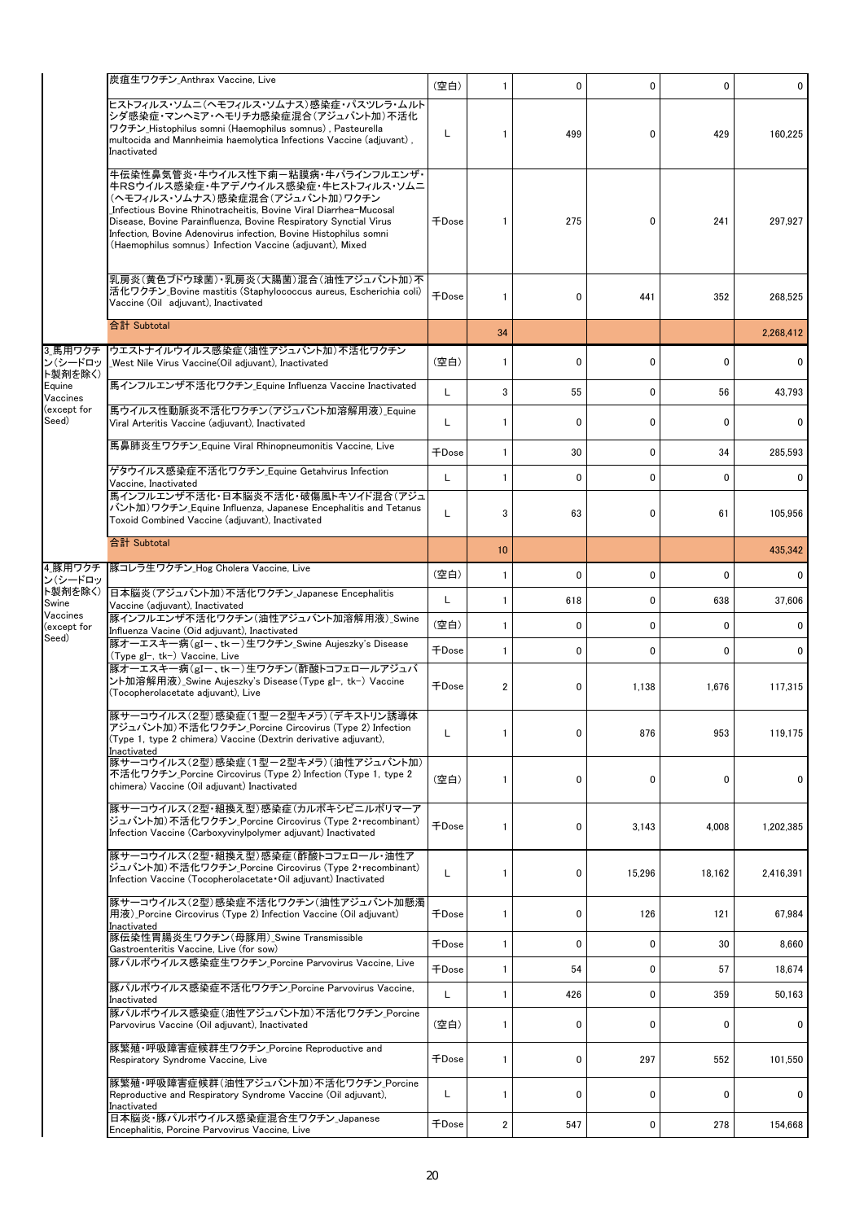| | | | | | | | |
|---|---|---|---|---|---|---|---|
| | 炭疽生ワクチン_Anthrax Vaccine, Live | (空白) | 1 | 0 | 0 | 0 | 0 |
| | ヒストフィルス・ソムニ(ヘモフィルス・ソムナス)感染症・パスツレラ・ムルトシダ感染症・マンヘミア・ヘモリチカ感染症混合(アジュバント加)不活化ワクチン_Histophilus somni (Haemophilus somnus) , Pasteurella multocida and Mannheimia haemolytica Infections Vaccine (adjuvant) , Inactivated | L | 1 | 499 | 0 | 429 | 160,225 |
| | 牛伝染性鼻気管炎・牛ウイルス性下痢－粘膜病・牛パラインフルエンザ・牛RSウイルス感染症・牛アデノウイルス感染症・牛ヒストフィルス・ソムニ(ヘモフィルス・ソムナス)感染症混合(アジュバント加)ワクチン_Infectious Bovine Rhinotracheitis, Bovine Viral Diarrhea-Mucosal Disease, Bovine Parainfluenza, Bovine Respiratory Synctial Virus Infection, Bovine Adenovirus infection, Bovine Histophilus somni (Haemophilus somnus) Infection Vaccine (adjuvant), Mixed | 千Dose | 1 | 275 | 0 | 241 | 297,927 |
| | 乳房炎(黄色ブドウ球菌)・乳房炎(大腸菌)混合(油性アジュバント加)不活化ワクチン_Bovine mastitis (Staphylococcus aureus, Escherichia coli) Vaccine (Oil adjuvant), Inactivated | 千Dose | 1 | 0 | 441 | 352 | 268,525 |
| | 合計 Subtotal | | 34 | | | | 2,268,412 |
| 3.馬用ワクチン(シードロット製剤を除く) Equine Vaccines (except for Seed) | ウエストナイルウイルス感染症(油性アジュバント加)不活化ワクチン_West Nile Virus Vaccine(Oil adjuvant), Inactivated | (空白) | 1 | 0 | 0 | 0 | 0 |
| | 馬インフルエンザ不活化ワクチン_Equine Influenza Vaccine Inactivated | L | 3 | 55 | 0 | 56 | 43,793 |
| | 馬ウイルス性動脈炎不活化ワクチン(アジュバント加溶解用液)_Equine Viral Arteritis Vaccine (adjuvant), Inactivated | L | 1 | 0 | 0 | 0 | 0 |
| | 馬鼻肺炎生ワクチン_Equine Viral Rhinopneumonitis Vaccine, Live | 千Dose | 1 | 30 | 0 | 34 | 285,593 |
| | ゲタウイルス感染症不活化ワクチン_Equine Getahvirus Infection Vaccine, Inactivated | L | 1 | 0 | 0 | 0 | 0 |
| | 馬インフルエンザ不活化・日本脳炎不活化・破傷風トキソイド混合(アジュバント加)ワクチン_Equine Influenza, Japanese Encephalitis and Tetanus Toxoid Combined Vaccine (adjuvant), Inactivated | L | 3 | 63 | 0 | 61 | 105,956 |
| | 合計 Subtotal | | 10 | | | | 435,342 |
| 4.豚用ワクチン(シードロット製剤を除く) Swine Vaccines (except for Seed) | 豚コレラ生ワクチン_Hog Cholera Vaccine, Live | (空白) | 1 | 0 | 0 | 0 | 0 |
| | 日本脳炎(アジュバント加)不活化ワクチン_Japanese Encephalitis Vaccine (adjuvant), Inactivated | L | 1 | 618 | 0 | 638 | 37,606 |
| | 豚インフルエンザ不活化ワクチン(油性アジュバント加溶解用液)_Swine Influenza Vacine (Oid adjuvant), Inactivated | (空白) | 1 | 0 | 0 | 0 | 0 |
| | 豚オーエスキー病(gI－、tk－)生ワクチン_Swine Aujeszky's Disease (Type gI-, tk-) Vaccine, Live | 千Dose | 1 | 0 | 0 | 0 | 0 |
| | 豚オーエスキー病(gI－、tk－)生ワクチン(酢酸トコフェロールアジュバント加溶解用液)_Swine Aujeszky's Disease(Type gI-, tk-) Vaccine (Tocopherolacetate adjuvant), Live | 千Dose | 2 | 0 | 1,138 | 1,676 | 117,315 |
| | 豚サーコウイルス(2型)感染症(1型－2型キメラ)(デキストリン誘導体アジュバント加)不活化ワクチン_Porcine Circovirus (Type 2) Infection (Type 1, type 2 chimera) Vaccine (Dextrin derivative adjuvant), Inactivated | L | 1 | 0 | 876 | 953 | 119,175 |
| | 豚サーコウイルス(2型)感染症(1型－2型キメラ)(油性アジュバント加)不活化ワクチン_Porcine Circovirus (Type 2) Infection (Type 1, type 2 chimera) Vaccine (Oil adjuvant) Inactivated | (空白) | 1 | 0 | 0 | 0 | 0 |
| | 豚サーコウイルス(2型・組換え型)感染症(カルボキシビニルポリマーアジュバント加)不活化ワクチン_Porcine Circovirus (Type 2・recombinant) Infection Vaccine (Carboxyvinylpolymer adjuvant) Inactivated | 千Dose | 1 | 0 | 3,143 | 4,008 | 1,202,385 |
| | 豚サーコウイルス(2型・組換え型)感染症(酢酸トコフェロール・油性アジュバント加)不活化ワクチン_Porcine Circovirus (Type 2・recombinant) Infection Vaccine (Tocopherolacetate・Oil adjuvant) Inactivated | L | 1 | 0 | 15,296 | 18,162 | 2,416,391 |
| | 豚サーコウイルス(2型)感染症不活化ワクチン(油性アジュバント加懸濁用液)_Porcine Circovirus (Type 2) Infection Vaccine (Oil adjuvant) Inactivated | 千Dose | 1 | 0 | 126 | 121 | 67,984 |
| | 豚伝染性胃腸炎生ワクチン(母豚用)_Swine Transmissible Gastroenteritis Vaccine, Live (for sow) | 千Dose | 1 | 0 | 0 | 30 | 8,660 |
| | 豚パルボウイルス感染症生ワクチン_Porcine Parvovirus Vaccine, Live | 千Dose | 1 | 54 | 0 | 57 | 18,674 |
| | 豚パルボウイルス感染症不活化ワクチン_Porcine Parvovirus Vaccine, Inactivated | L | 1 | 426 | 0 | 359 | 50,163 |
| | 豚パルボウイルス感染症(油性アジュバント加)不活化ワクチン_Porcine Parvovirus Vaccine (Oil adjuvant), Inactivated | (空白) | 1 | 0 | 0 | 0 | 0 |
| | 豚繁殖・呼吸障害症候群生ワクチン_Porcine Reproductive and Respiratory Syndrome Vaccine, Live | 千Dose | 1 | 0 | 297 | 552 | 101,550 |
| | 豚繁殖・呼吸障害症候群(油性アジュバント加)不活化ワクチン_Porcine Reproductive and Respiratory Syndrome Vaccine (Oil adjuvant), Inactivated | L | 1 | 0 | 0 | 0 | 0 |
| | 日本脳炎・豚パルボウイルス感染症混合生ワクチン_Japanese Encephalitis, Porcine Parvovirus Vaccine, Live | 千Dose | 2 | 547 | 0 | 278 | 154,668 |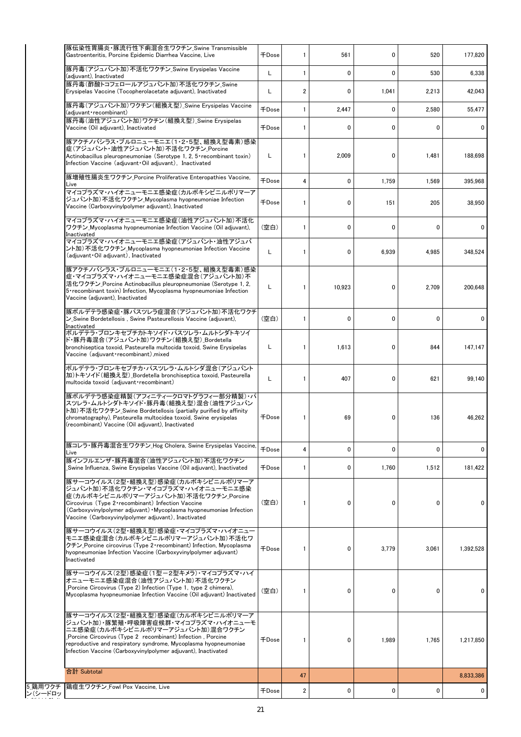| | | | | | | | |
|---|---|---|---|---|---|---|---|
| | 豚伝染性胃腸炎・豚流行性下痢混合生ワクチン_Swine Transmissible Gastroenteritis, Porcine Epidemic Diarrhea Vaccine, Live | 千Dose | 1 | 561 | 0 | 520 | 177,820 |
| | 豚丹毒(アジュバント加)不活化ワクチン_Swine Erysipelas Vaccine (adjuvant), Inactivated | L | 1 | 0 | 0 | 530 | 6,338 |
| | 豚丹毒(酢酸トコフェロールアジュバント加)不活化ワクチン_Swine Erysipelas Vaccine (Tocopherolacetate adjuvant), Inactivated | L | 2 | 0 | 1,041 | 2,213 | 42,043 |
| | 豚丹毒(アジュバント加)ワクチン(組換え型)_Swine Erysipelas Vaccine (adjuvant・recombinant) | 千Dose | 1 | 2,447 | 0 | 2,580 | 55,477 |
| | 豚丹毒(油性アジュバント加)ワクチン(組換え型)_Swine Erysipelas Vaccine (Oil adjuvant), Inactivated | 千Dose | 1 | 0 | 0 | 0 | 0 |
| | 豚アクチノバシラス・プルロニューモニエ(1・2・5型、組換え型毒素)感染症(アジュバント・油性アジュバント加)不活化ワクチン_Porcine Actinobacillus pleuropneumoniae (Serotype 1, 2, 5・recombinant toxin) Infection Vaccine (adjuvant・Oil adjuvant), Inactivated | L | 1 | 2,009 | 0 | 1,481 | 188,698 |
| | 豚増殖性腸炎生ワクチン_Porcine Proliferative Enteropathies Vaccine, Live | 千Dose | 4 | 0 | 1,759 | 1,569 | 395,968 |
| | マイコプラズマ・ハイオニューモニエ感染症(カルボキシビニルポリマーアジュバント加)不活化ワクチン_Mycoplasma hyopneumoniae Infection Vaccine (Carboxyvinylpolymer adjuvant), Inactivated | 千Dose | 1 | 0 | 151 | 205 | 38,950 |
| | マイコプラズマ・ハイオニューモニエ感染症(油性アジュバント加)不活化ワクチン_Mycoplasma hyopneumoniae Infection Vaccine (Oil adjuvant), Inactivated | (空白) | 1 | 0 | 0 | 0 | 0 |
| | マイコプラズマ・ハイオニューモニエ感染症(アジュバント・油性アジュバント加)不活化ワクチン_Mycoplasma hyopneumoniae Infection Vaccine (adjuvant・Oil adjuvant), Inactivated | L | 1 | 0 | 6,939 | 4,985 | 348,524 |
| | 豚アクチノバシラス・プルロニューモニエ(1・2・5型、組換え型毒素)感染症・マイコプラズマ・ハイオニューモニエ感染症混合(アジュバント加)不活化ワクチン_Porcine Actinobacillus pleuropneumoniae (Serotype 1, 2, 5・recombinant toxin) Infection, Mycoplasma hyopneumoniae Infection Vaccine (adjuvant), Inactivated | L | 1 | 10,923 | 0 | 2,709 | 200,648 |
| | 豚ボルデテラ感染症・豚パスツレラ症混合(アジュバント加)不活化ワクチン_Swine Bordetellosis , Swine Pasteurellosis Vaccine (adjuvant), Inactivated | (空白) | 1 | 0 | 0 | 0 | 0 |
| | ボルデテラ・ブロンキセプチカトキソイド・パスツレラ・ムルトシダトキソイド・豚丹毒混合(アジュバント加)ワクチン(組換え型)_Bordetella bronchiseptica toxoid, Pasteurella multocida toxoid, Swine Erysipelas Vaccine (adjuvant・recombinant),mixed | L | 1 | 1,613 | 0 | 844 | 147,147 |
| | ボルデテラ・ブロンキセプチカ・パスツレラ・ムルトシダ混合(アジュバント加)トキソイド(組換え型)_Bordetella bronchiseptica toxoid, Pasteurella multocida toxoid (adjuvant・recombinant) | L | 1 | 407 | 0 | 621 | 99,140 |
| | 豚ボルデテラ感染症精製(アフィニティークロマトグラフィー部分精製)・パスツレラ・ムルトシダトキソイド・豚丹毒(組換え型)混合(油性アジュバント加)不活化ワクチン_Swine Bordetellosis (partially purified by affinity chromatography), Pasteurella multocidea toxoid, Swine erysipelas (recombinant) Vaccine (Oil adjuvant), Inactivated | 千Dose | 1 | 69 | 0 | 136 | 46,262 |
| | 豚コレラ・豚丹毒混合生ワクチン_Hog Cholera, Swine Erysipelas Vaccine, Live | 千Dose | 4 | 0 | 0 | 0 | 0 |
| | 豚インフルエンザ・豚丹毒混合(油性アジュバント加)不活化ワクチン_Swine Influenza, Swine Erysipelas Vaccine (Oil adjuvant), Inactivated | 千Dose | 1 | 0 | 1,760 | 1,512 | 181,422 |
| | 豚サーコウイルス(2型・組換え型)感染症(カルボキシビニルポリマーアジュバント加)不活化ワクチン・マイコプラズマ・ハイオニューモニエ感染症(カルボキシビニルポリマーアジュバント加)不活化ワクチン_Porcine Circovirus (Type 2・recombinant) Infection Vaccine (Carboxyvinylpolymer adjuvant)・Mycoplasma hyopneumoniae Infection Vaccine (Carboxyvinylpolymer adjuvant), Inactivated | (空白) | 1 | 0 | 0 | 0 | 0 |
| | 豚サーコウイルス(2型・組換え型)感染症・マイコプラズマ・ハイオニューモニエ感染症混合(カルボキシビニルポリマーアジュバント加)不活化ワクチン_Porcine circovirus (Type 2・recombinant) Infection, Mycoplasma hyopneumoniae Infection Vaccine (Carboxyvinylpolymer adjuvant) Inactivated | 千Dose | 1 | 0 | 3,779 | 3,061 | 1,392,528 |
| | 豚サーコウイルス(2型)感染症(1型－2型キメラ)・マイコプラズマ・ハイオニューモニエ感染症混合(油性アジュバント加)不活化ワクチン_Porcine Circovirus (Type 2) Infection (Type 1, type 2 chimera), Mycoplasma hyopneumoniae Infection Vaccine (Oil adjuvant) Inactivated | (空白) | 1 | 0 | 0 | 0 | 0 |
| | 豚サーコウイルス(2型・組換え型)感染症(カルボキシビニルポリマーアジュバント加)・豚繁殖・呼吸障害症候群・マイコプラズマ・ハイオニューモニエ感染症(カルボキシビニルポリマーアジュバント加)混合ワクチン_Porcine Circovirus (Type 2 recombinant) Infection , Porcine reproductive and respiratory syndrome, Mycoplasma hyopneumoniae Infection Vaccine (Carboxyvinylpolymer adjuvant), Inactivated | 千Dose | 1 | 0 | 1,989 | 1,765 | 1,217,850 |
| | 合計 Subtotal | | 47 | | | | 8,833,386 |
| 5.鶏用ワクチン(シードロッ | 鶏痘生ワクチン_Fowl Pox Vaccine, Live | 千Dose | 2 | 0 | 0 | 0 | 0 |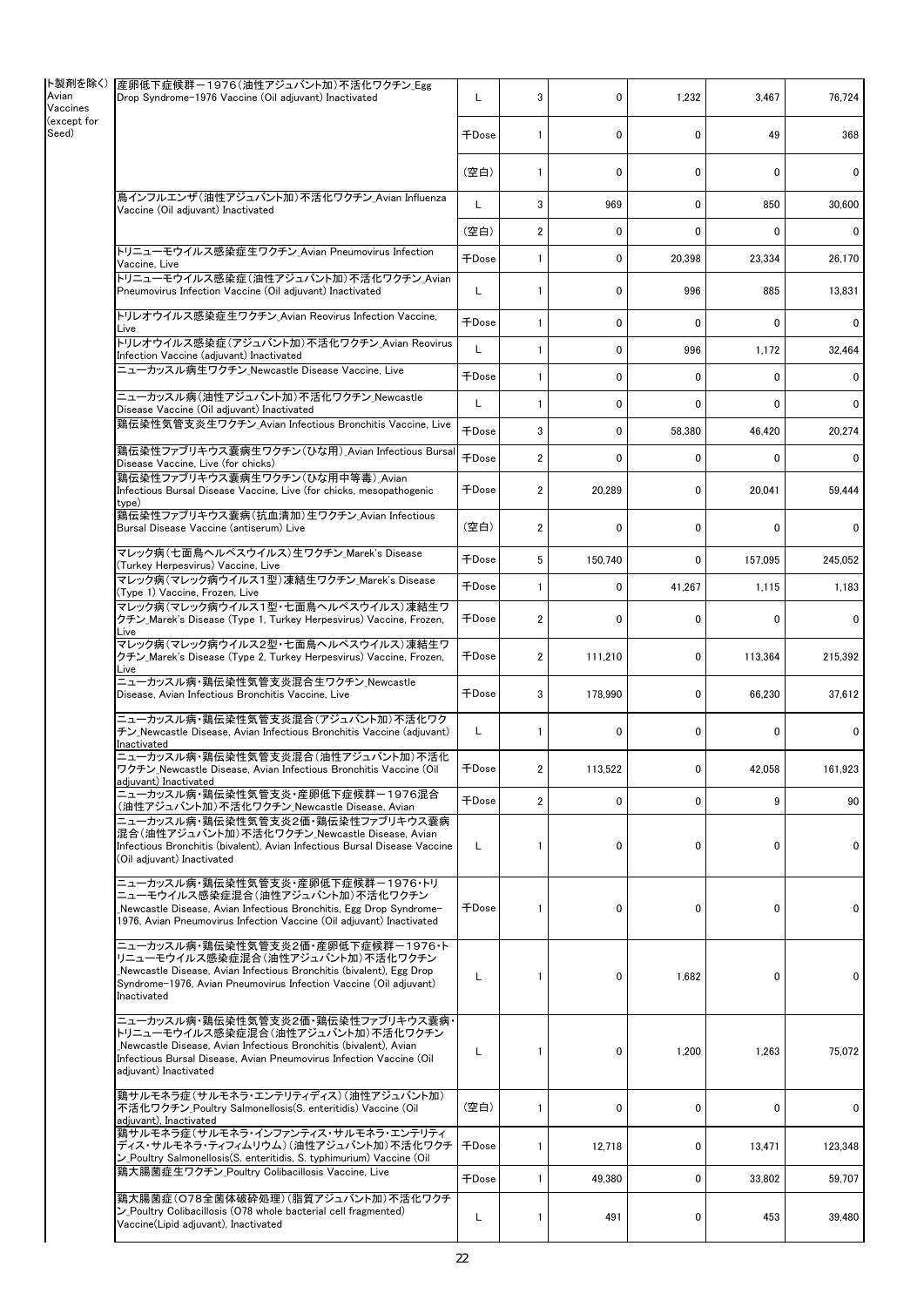| | | | | | | | |
|---|---|---|---|---|---|---|---|
| ト製剤を除く) Avian Vaccines (except for Seed) | 産卵低下症候群－1976(油性アジュバント加)不活化ワクチン_Egg Drop Syndrome-1976 Vaccine (Oil adjuvant) Inactivated | L | 3 | 0 | 1,232 | 3,467 | 76,724 |
| | | 千Dose | 1 | 0 | 0 | 49 | 368 |
| | | (空白) | 1 | 0 | 0 | 0 | 0 |
| | 鳥インフルエンザ(油性アジュバント加)不活化ワクチン_Avian Influenza Vaccine (Oil adjuvant) Inactivated | L | 3 | 969 | 0 | 850 | 30,600 |
| | | (空白) | 2 | 0 | 0 | 0 | 0 |
| | トリニューモウイルス感染症生ワクチン_Avian Pneumovirus Infection Vaccine, Live | 千Dose | 1 | 0 | 20,398 | 23,334 | 26,170 |
| | トリニューモウイルス感染症(油性アジュバント加)不活化ワクチン_Avian Pneumovirus Infection Vaccine (Oil adjuvant) Inactivated | L | 1 | 0 | 996 | 885 | 13,831 |
| | トリレオウイルス感染症生ワクチン_Avian Reovirus Infection Vaccine, Live | 千Dose | 1 | 0 | 0 | 0 | 0 |
| | トリレオウイルス感染症(アジュバント加)不活化ワクチン_Avian Reovirus Infection Vaccine (adjuvant) Inactivated | L | 1 | 0 | 996 | 1,172 | 32,464 |
| | ニューカッスル病生ワクチン_Newcastle Disease Vaccine, Live | 千Dose | 1 | 0 | 0 | 0 | 0 |
| | ニューカッスル病(油性アジュバント加)不活化ワクチン_Newcastle Disease Vaccine (Oil adjuvant) Inactivated | L | 1 | 0 | 0 | 0 | 0 |
| | 鶏伝染性気管支炎生ワクチン_Avian Infectious Bronchitis Vaccine, Live | 千Dose | 3 | 0 | 58,380 | 46,420 | 20,274 |
| | 鶏伝染性ファブリキウス嚢病生ワクチン(ひな用)_Avian Infectious Bursal Disease Vaccine, Live (for chicks) | 千Dose | 2 | 0 | 0 | 0 | 0 |
| | 鶏伝染性ファブリキウス嚢病生ワクチン(ひな用中等毒)_Avian Infectious Bursal Disease Vaccine, Live (for chicks, mesopathogenic type) | 千Dose | 2 | 20,289 | 0 | 20,041 | 59,444 |
| | 鶏伝染性ファブリキウス嚢病(抗血清加)生ワクチン_Avian Infectious Bursal Disease Vaccine (antiserum) Live | (空白) | 2 | 0 | 0 | 0 | 0 |
| | マレック病(七面鳥ヘルペスウイルス)生ワクチン_Marek's Disease (Turkey Herpesvirus) Vaccine, Live | 千Dose | 5 | 150,740 | 0 | 157,095 | 245,052 |
| | マレック病(マレック病ウイルス1型)凍結生ワクチン_Marek's Disease (Type 1) Vaccine, Frozen, Live | 千Dose | 1 | 0 | 41,267 | 1,115 | 1,183 |
| | マレック病(マレック病ウイルス1型・七面鳥ヘルペスウイルス)凍結生ワクチン_Marek's Disease (Type 1, Turkey Herpesvirus) Vaccine, Frozen, Live | 千Dose | 2 | 0 | 0 | 0 | 0 |
| | マレック病(マレック病ウイルス2型・七面鳥ヘルペスウイルス)凍結生ワクチン_Marek's Disease (Type 2, Turkey Herpesvirus) Vaccine, Frozen, Live | 千Dose | 2 | 111,210 | 0 | 113,364 | 215,392 |
| | ニューカッスル病・鶏伝染性気管支炎混合生ワクチン_Newcastle Disease, Avian Infectious Bronchitis Vaccine, Live | 千Dose | 3 | 178,990 | 0 | 66,230 | 37,612 |
| | ニューカッスル病・鶏伝染性気管支炎混合(アジュバント加)不活化ワクチン_Newcastle Disease, Avian Infectious Bronchitis Vaccine (adjuvant) Inactivated | L | 1 | 0 | 0 | 0 | 0 |
| | ニューカッスル病・鶏伝染性気管支炎混合(油性アジュバント加)不活化ワクチン_Newcastle Disease, Avian Infectious Bronchitis Vaccine (Oil adjuvant) Inactivated | 千Dose | 2 | 113,522 | 0 | 42,058 | 161,923 |
| | ニューカッスル病・鶏伝染性気管支炎・産卵低下症候群－1976混合(油性アジュバント加)不活化ワクチン_Newcastle Disease, Avian | 千Dose | 2 | 0 | 0 | 9 | 90 |
| | ニューカッスル病・鶏伝染性気管支炎2価・鶏伝染性ファブリキウス嚢病混合(油性アジュバント加)不活化ワクチン_Newcastle Disease, Avian Infectious Bronchitis (bivalent), Avian Infectious Bursal Disease Vaccine (Oil adjuvant) Inactivated | L | 1 | 0 | 0 | 0 | 0 |
| | ニューカッスル病・鶏伝染性気管支炎・産卵低下症候群－1976・トリニューモウイルス感染症混合(油性アジュバント加)不活化ワクチン_Newcastle Disease, Avian Infectious Bronchitis, Egg Drop Syndrome-1976, Avian Pneumovirus Infection Vaccine (Oil adjuvant) Inactivated | 千Dose | 1 | 0 | 0 | 0 | 0 |
| | ニューカッスル病・鶏伝染性気管支炎2価・産卵低下症候群－1976・トリニューモウイルス感染症混合(油性アジュバント加)不活化ワクチン_Newcastle Disease, Avian Infectious Bronchitis (bivalent), Egg Drop Syndrome-1976, Avian Pneumovirus Infection Vaccine (Oil adjuvant) Inactivated | L | 1 | 0 | 1,682 | 0 | 0 |
| | ニューカッスル病・鶏伝染性気管支炎2価・鶏伝染性ファブリキウス嚢病・トリニューモウイルス感染症混合(油性アジュバント加)不活化ワクチン_Newcastle Disease, Avian Infectious Bronchitis (bivalent), Avian Infectious Bursal Disease, Avian Pneumovirus Infection Vaccine (Oil adjuvant) Inactivated | L | 1 | 0 | 1,200 | 1,263 | 75,072 |
| | 鶏サルモネラ症(サルモネラ・エンテリティディス)(油性アジュバント加)不活化ワクチン_Poultry Salmonellosis(S. enteritidis) Vaccine (Oil adjuvant), Inactivated | (空白) | 1 | 0 | 0 | 0 | 0 |
| | 鶏サルモネラ症(サルモネラ・インファンティス・サルモネラ・エンテリティディス・サルモネラ・ティフィムリウム)(油性アジュバント加)不活化ワクチン_Poultry Salmonellosis(S. enteritidis, S. typhimurium) Vaccine (Oil | 千Dose | 1 | 12,718 | 0 | 13,471 | 123,348 |
| | 鶏大腸菌症生ワクチン_Poultry Colibacillosis Vaccine, Live | 千Dose | 1 | 49,380 | 0 | 33,802 | 59,707 |
| | 鶏大腸菌症(O78全菌体破砕処理)(脂質アジュバント加)不活化ワクチン_Poultry Colibacillosis (O78 whole bacterial cell fragmented) Vaccine(Lipid adjuvant), Inactivated | L | 1 | 491 | 0 | 453 | 39,480 |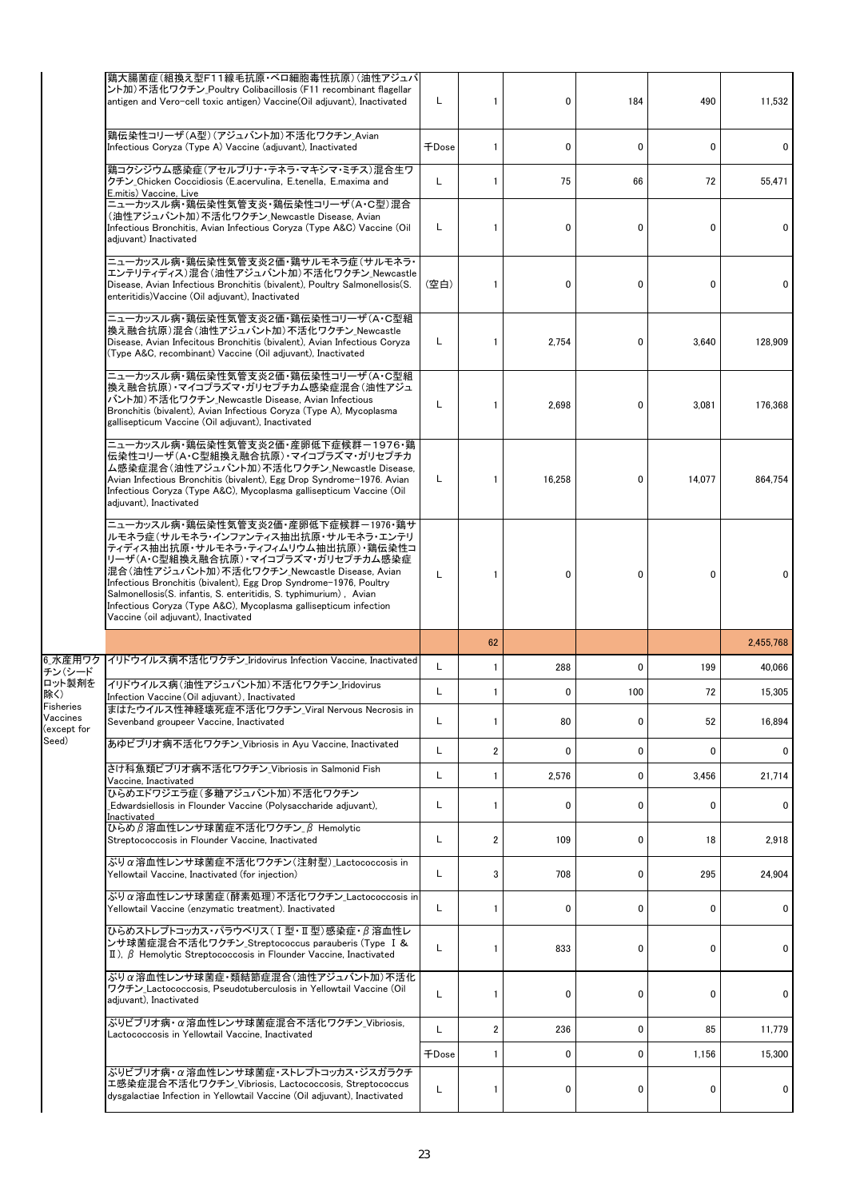| | | | | | | | |
|---|---|---|---|---|---|---|---|
| | 鶏大腸菌症(組換え型F11線毛抗原・ベロ細胞毒性抗原)(油性アジュバント加)不活化ワクチン_Poultry Colibacillosis (F11 recombinant flagellar antigen and Vero-cell toxic antigen) Vaccine(Oil adjuvant), Inactivated | L | 1 | 0 | 184 | 490 | 11,532 |
| | 鶏伝染性コリーザ(A型)(アジュバント加)不活化ワクチン_Avian Infectious Coryza (Type A) Vaccine (adjuvant), Inactivated | 千Dose | 1 | 0 | 0 | 0 | 0 |
| | 鶏コクシジウム感染症(アセルブリナ・テネラ・マキシマ・ミチス)混合生ワクチン_Chicken Coccidiosis (E.acervulina, E.tenella, E.maxima and E.mitis) Vaccine, Live | L | 1 | 75 | 66 | 72 | 55,471 |
| | ニューカッスル病・鶏伝染性気管支炎・鶏伝染性コリーザ(A・C型)混合(油性アジュバント加)不活化ワクチン_Newcastle Disease, Avian Infectious Bronchitis, Avian Infectious Coryza (Type A&C) Vaccine (Oil adjuvant) Inactivated | L | 1 | 0 | 0 | 0 | 0 |
| | ニューカッスル病・鶏伝染性気管支炎2価・鶏サルモネラ症(サルモネラ・エンテリティディス)混合(油性アジュバント加)不活化ワクチン_Newcastle Disease, Avian Infectious Bronchitis (bivalent), Poultry Salmonellosis(S. enteritidis)Vaccine (Oil adjuvant), Inactivated | (空白) | 1 | 0 | 0 | 0 | 0 |
| | ニューカッスル病・鶏伝染性気管支炎2価・鶏伝染性コリーザ(A・C型組換え融合抗原)混合(油性アジュバント加)不活化ワクチン_Newcastle Disease, Avian Infecitous Bronchitis (bivalent), Avian Infectious Coryza (Type A&C, recombinant) Vaccine (Oil adjuvant), Inactivated | L | 1 | 2,754 | 0 | 3,640 | 128,909 |
| | ニューカッスル病・鶏伝染性気管支炎2価・鶏伝染性コリーザ(A・C型組換え融合抗原)・マイコプラズマ・ガリセプチカム感染症混合(油性アジュバント加)不活化ワクチン_Newcastle Disease, Avian Infectious Bronchitis (bivalent), Avian Infectious Coryza (Type A), Mycoplasma gallisepticum Vaccine (Oil adjuvant), Inactivated | L | 1 | 2,698 | 0 | 3,081 | 176,368 |
| | ニューカッスル病・鶏伝染性気管支炎2価・産卵低下症候群－1976・鶏伝染性コリーザ(A・C型組換え融合抗原)・マイコプラズマ・ガリセプチカム感染症混合(油性アジュバント加)不活化ワクチン_Newcastle Disease, Avian Infectious Bronchitis (bivalent), Egg Drop Syndrome-1976, Avian Infectious Coryza (Type A&C), Mycoplasma gallisepticum Vaccine (Oil adjuvant), Inactivated | L | 1 | 16,258 | 0 | 14,077 | 864,754 |
| | ニューカッスル病・鶏伝染性気管支炎2価・産卵低下症候群－1976・鶏サルモネラ症(サルモネラ・インファンティス抽出抗原・サルモネラ・エンテリティディス抽出抗原・サルモネラ・ティフィムリウム抽出抗原)・鶏伝染性コリーザ(A・C型組換え融合抗原)・マイコプラズマ・ガリセプチカム感染症混合(油性アジュバント加)不活化ワクチン_Newcastle Disease, Avian Infectious Bronchitis (bivalent), Egg Drop Syndrome-1976, Poultry Salmonellosis(S. infantis, S. enteritidis, S. typhimurium) , Avian Infectious Coryza (Type A&C), Mycoplasma gallisepticum infection Vaccine (oil adjuvant), Inactivated | L | 1 | 0 | 0 | 0 | 0 |
| | | | 62 | | | | 2,455,768 |
| 6_水産用ワクチン(シードロット製剤を除く) Fisheries Vaccines (except for Seed) | イリドウイルス病不活化ワクチン_Iridovirus Infection Vaccine, Inactivated | L | 1 | 288 | 0 | 199 | 40,066 |
| | イリドウイルス病(油性アジュバント加)不活化ワクチン_Iridovirus Infection Vaccine(Oil adjuvant), Inactivated | L | 1 | 0 | 100 | 72 | 15,305 |
| | まはたウイルス性神経壊死症不活化ワクチン_Viral Nervous Necrosis in Sevenband grouper Vaccine, Inactivated | L | 1 | 80 | 0 | 52 | 16,894 |
| | あゆビブリオ病不活化ワクチン_Vibriosis in Ayu Vaccine, Inactivated | L | 2 | 0 | 0 | 0 | 0 |
| | さけ科魚類ビブリオ病不活化ワクチン_Vibriosis in Salmonid Fish Vaccine, Inactivated | L | 1 | 2,576 | 0 | 3,456 | 21,714 |
| | ひらめエドワジエラ症(多糖アジュバント加)不活化ワクチン_Edwardsiellosis in Flounder Vaccine (Polysaccharide adjuvant), Inactivated | L | 1 | 0 | 0 | 0 | 0 |
| | ひらめβ溶血性レンサ球菌症不活化ワクチン_β Hemolytic Streptococcosis in Flounder Vaccine, Inactivated | L | 2 | 109 | 0 | 18 | 2,918 |
| | ぶりα溶血性レンサ球菌症不活化ワクチン(注射型)_Lactococcosis in Yellowtail Vaccine, Inactivated (for injection) | L | 3 | 708 | 0 | 295 | 24,904 |
| | ぶりα溶血性レンサ球菌症(酵素処理)不活化ワクチン_Lactococcosis in Yellowtail Vaccine (enzymatic treatment). Inactivated | L | 1 | 0 | 0 | 0 | 0 |
| | ひらめストレプトコッカス・パラウベリス(Ⅰ型・Ⅱ型)感染症・β溶血性レンサ球菌症混合不活化ワクチン_Streptococcus parauberis (Type Ⅰ & Ⅱ), β Hemolytic Streptococcosis in Flounder Vaccine, Inactivated | L | 1 | 833 | 0 | 0 | 0 |
| | ぶりα溶血性レンサ球菌症・類結節症混合(油性アジュバント加)不活化ワクチン_Lactococcosis, Pseudotuberculosis in Yellowtail Vaccine (Oil adjuvant), Inactivated | L | 1 | 0 | 0 | 0 | 0 |
| | ぶりビブリオ病・α溶血性レンサ球菌症混合不活化ワクチン_Vibriosis, Lactococcosis in Yellowtail Vaccine, Inactivated | L | 2 | 236 | 0 | 85 | 11,779 |
| | | 千Dose | 1 | 0 | 0 | 1,156 | 15,300 |
| | ぶりビブリオ病・α溶血性レンサ球菌症・ストレプトコッカス・ジスガラクチエ感染症混合不活化ワクチン_Vibriosis, Lactococcosis, Streptococcus dysgalactiae Infection in Yellowtail Vaccine (Oil adjuvant), Inactivated | L | 1 | 0 | 0 | 0 | 0 |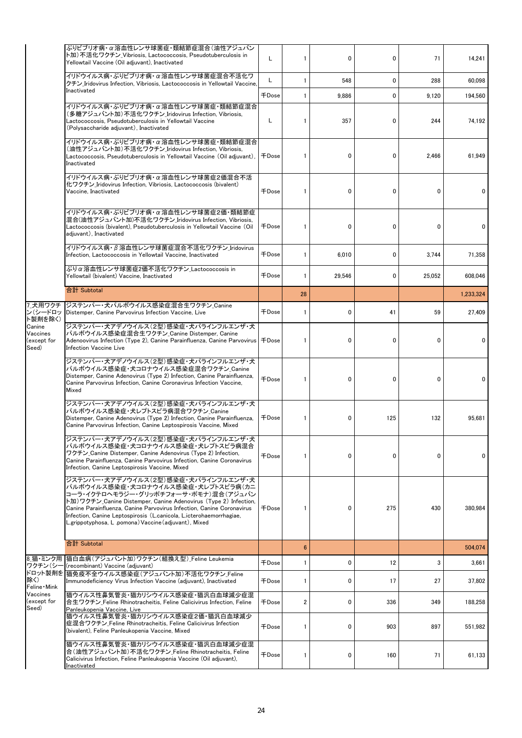| | | | | | | | |
|---|---|---|---|---|---|---|---|
| | ぶりビブリオ病・α溶血性レンサ球菌症・類結節症混合(油性アジュバント加)不活化ワクチン_Vibriosis, Lactococcosis, Pseudotuberculosis in Yellowtail Vaccine (Oil adjuvant), Inactivated | L | 1 | 0 | 0 | 71 | 14,241 |
| | イリドウイルス病・ぶりビブリオ病・α溶血性レンサ球菌症混合不活化ワクチン_Iridovirus Infection, Vibriosis, Lactococcosis in Yellowtail Vaccine, Inactivated | L | 1 | 548 | 0 | 288 | 60,098 |
| | | 千Dose | 1 | 9,886 | 0 | 9,120 | 194,560 |
| | イリドウイルス病・ぶりビブリオ病・α溶血性レンサ球菌症・類結節症混合(多糖アジュバント加)不活化ワクチン_Iridovirus Infection, Vibriosis, Lactococcosis, Pseudotuberculosis in Yellowtail Vaccine (Polysaccharide adjuvant), Inactivated | L | 1 | 357 | 0 | 244 | 74,192 |
| | イリドウイルス病・ぶりビブリオ病・α溶血性レンサ球菌症・類結節症混合(油性アジュバント加)不活化ワクチン_Iridovirus Infection, Vibriosis, Lactococcosis, Pseudotuberculosis in Yellowtail Vaccine (Oil adjuvant), Inactivated | 千Dose | 1 | 0 | 0 | 2,466 | 61,949 |
| | イリドウイルス病・ぶりビブリオ病・α溶血性レンサ球菌症2価混合不活化ワクチン_Iridovirus Infection, Vibriosis, Lactococcosis (bivalent) Vaccine, Inactivated | 千Dose | 1 | 0 | 0 | 0 | 0 |
| | イリドウイルス病・ぶりビブリオ病・α溶血性レンサ球菌症2価・類結節症混合(油性アジュバント加)不活化ワクチン_Iridovirus Infection, Vibriosis, Lactococcosis (bivalent), Pseudotuberculosis in Yellowtail Vaccine (Oil adjuvant), Inactivated | 千Dose | 1 | 0 | 0 | 0 | 0 |
| | イリドウイルス病・β溶血性レンサ球菌症混合不活化ワクチン_Iridovirus Infection, Lactococcosis in Yellowtail Vaccine, Inactivated | 千Dose | 1 | 6,010 | 0 | 3,744 | 71,358 |
| | ぶりα溶血性レンサ球菌症2価不活化ワクチン_Lactococcosis in Yellowtail (bivalent) Vaccine, Inactivated | 千Dose | 1 | 29,546 | 0 | 25,052 | 608,046 |
| | 合計 Subtotal | | 28 | | | | 1,233,324 |
| 7_犬用ワクチン(シードロット製剤を除く) Canine Vaccines (except for Seed) | ジステンパー・犬パルボウイルス感染症混合生ワクチン_Canine Distemper, Canine Parvovirus Infection Vaccine, Live | 千Dose | 1 | 0 | 41 | 59 | 27,409 |
| | ジステンパー・犬アデノウイルス(2型)感染症・犬パラインフルエンザ・犬パルボウイルス感染症混合生ワクチン_Canine Distemper, Canine Adenoovirus Infection (Type 2), Canine Parainfluenza, Canine Parvovirus Infection Vaccine Live | 千Dose | 1 | 0 | 0 | 0 | 0 |
| | ジステンパー・犬アデノウイルス(2型)感染症・犬パラインフルエンザ・犬パルボウイルス感染症・犬コロナウイルス感染症混合ワクチン_Canine Distemper, Canine Adenovirus (Type 2) Infection, Canine Parainfluenza, Canine Parvovirus Infection, Canine Coronavirus Infection Vaccine, Mixed | 千Dose | 1 | 0 | 0 | 0 | 0 |
| | ジステンパー・犬アデノウイルス(2型)感染症・犬パラインフルエンザ・犬パルボウイルス感染症・犬レプトスピラ病混合ワクチン_Canine Distemper, Canine Adenovirus (Type 2) Infection, Canine Parainfluenza, Canine Parvovirus Infection, Canine Leptospirosis Vaccine, Mixed | 千Dose | 1 | 0 | 125 | 132 | 95,681 |
| | ジステンパー・犬アデノウイルス(2型)感染症・犬パラインフルエンザ・犬パルボウイルス感染症・犬コロナウイルス感染症・犬レプトスピラ病混合ワクチン_Canine Distemper, Canine Adenovirus (Type 2) Infection, Canine Parainfluenza, Canine Parvovirus Infection, Canine Coronavirus Infection, Canine Leptospirosis Vaccine, Mixed | 千Dose | 1 | 0 | 0 | 0 | 0 |
| | ジステンパー・犬アデノウイルス(2型)感染症・犬パラインフルエンザ・犬パルボウイルス感染症・犬コロナウイルス感染症・犬レプトスピラ病(カニコーラ・イクテロヘモラジー・グリッポチフォーサ・ポモナ)混合(アジュバント加)ワクチン_Canine Distemper, Canine Adenovirus (Type 2) Infection, Canine Parainfluenza, Canine Parvovirus Infection, Canine Coronavirus Infection, Canine Leptospirosis (L.canicola, L.icterohaemorrhagiae, L.grippotyphosa, L .pomona) Vaccine (adjuvant), Mixed | 千Dose | 1 | 0 | 275 | 430 | 380,984 |
| | 合計 Subtotal | | 6 | | | | 504,074 |
| 8_猫・ミンク用ワクチン(シードロット製剤を除く) Feline・Mink Vaccines (except for Seed) | 猫白血病(アジュバント加)ワクチン(組換え型)_Feline Leukemia (recombinant) Vaccine (adjuvant) | 千Dose | 1 | 0 | 12 | 3 | 3,661 |
| | 猫免疫不全ウイルス感染症(アジュバント加)不活化ワクチン_Feline Immunodeficiency Virus Infection Vaccine (adjuvant), Inactivated | 千Dose | 1 | 0 | 17 | 27 | 37,802 |
| | 猫ウイルス性鼻気管炎・猫カリシウイルス感染症・猫汎白血球減少症混合生ワクチン_Feline Rhinotracheitis, Feline Calicivirus Infection, Feline Panleukopenia Vaccine, Live | 千Dose | 2 | 0 | 336 | 349 | 188,258 |
| | 猫ウイルス性鼻気管炎・猫カリシウイルス感染症2価・猫汎白血球減少症混合ワクチン_Feline Rhinotracheitis, Feline Calicivirus Infection (bivalent), Feline Panleukopenia Vaccine, Mixed | 千Dose | 1 | 0 | 903 | 897 | 551,982 |
| | 猫ウイルス性鼻気管炎・猫カリシウイルス感染症・猫汎白血球減少症混合(油性アジュバント加)不活化ワクチン_Feline Rhinotracheitis, Feline Calicivirus Infection, Feline Panleukopenia Vaccine (Oil adjuvant), Inactivated | 千Dose | 1 | 0 | 160 | 71 | 61,133 |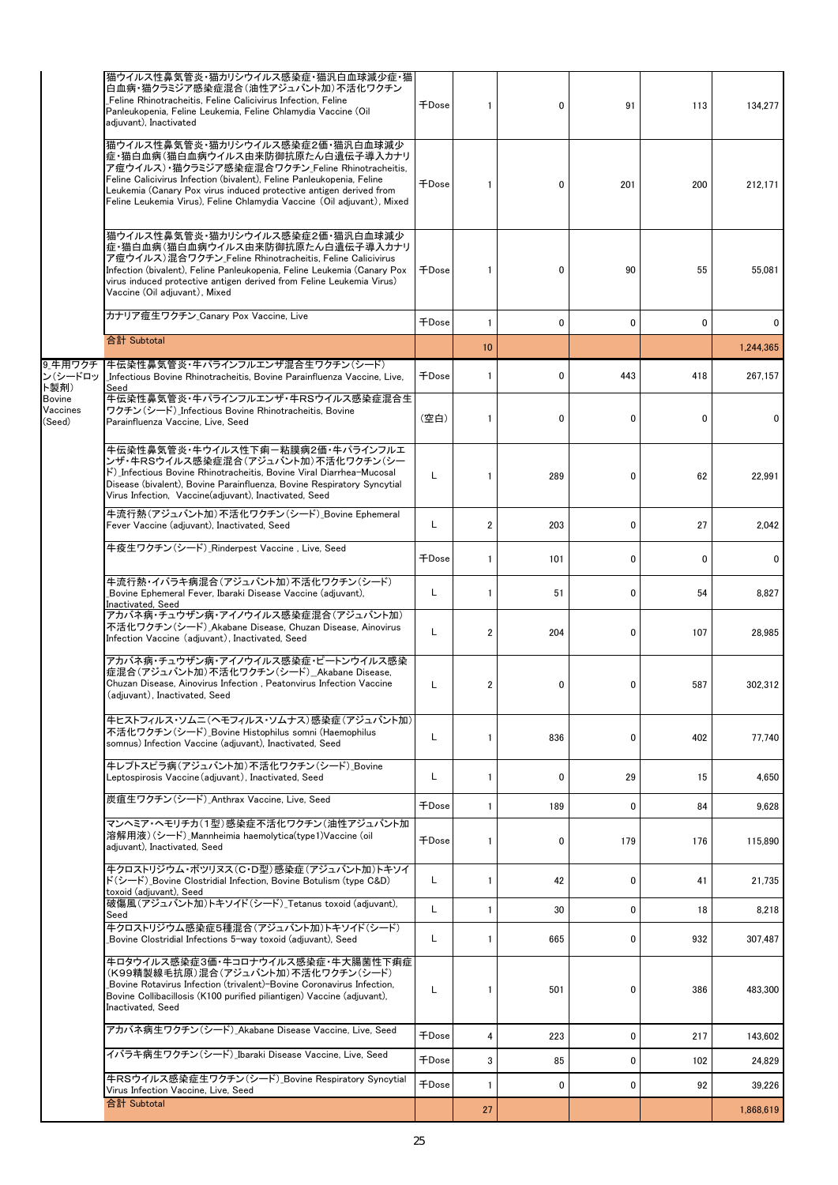| | | | | | | | |
|---|---|---|---|---|---|---|---|
| | 猫ウイルス性鼻気管炎・猫カリシウイルス感染症・猫汎白血球減少症・猫白血病・猫クラミジア感染症混合(油性アジュバント加)不活化ワクチン_Feline Rhinotracheitis, Feline Calicivirus Infection, Feline Panleukopenia, Feline Leukemia, Feline Chlamydia Vaccine (Oil adjuvant), Inactivated | 千Dose | 1 | 0 | 91 | 113 | 134,277 |
| | 猫ウイルス性鼻気管炎・猫カリシウイルス感染症2価・猫汎白血球減少症・猫白血病(猫白血病ウイルス由来防御抗原たん白遺伝子導入カナリア痘ウイルス)・猫クラミジア感染症混合ワクチン_Feline Rhinotracheitis, Feline Calicivirus Infection (bivalent), Feline Panleukopenia, Feline Leukemia (Canary Pox virus induced protective antigen derived from Feline Leukemia Virus), Feline Chlamydia Vaccine (Oil adjuvant), Mixed | 千Dose | 1 | 0 | 201 | 200 | 212,171 |
| | 猫ウイルス性鼻気管炎・猫カリシウイルス感染症2価・猫汎白血球減少症・猫白血病(猫白血病ウイルス由来防御抗原たん白遺伝子導入カナリア痘ウイルス)混合ワクチン_Feline Rhinotracheitis, Feline Calicivirus Infection (bivalent), Feline Panleukopenia, Feline Leukemia (Canary Pox virus induced protective antigen derived from Feline Leukemia Virus) Vaccine (Oil adjuvant), Mixed | 千Dose | 1 | 0 | 90 | 55 | 55,081 |
| | カナリア痘生ワクチン_Canary Pox Vaccine, Live | 千Dose | 1 | 0 | 0 | 0 | 0 |
| | 合計 Subtotal | | 10 | | | | 1,244,365 |
| 9_牛用ワクチン(シードロット製剤) Bovine Vaccines (Seed) | 牛伝染性鼻気管炎・牛パラインフルエンザ混合生ワクチン(シード)_Infectious Bovine Rhinotracheitis, Bovine Parainfluenza Vaccine, Live, Seed | 千Dose | 1 | 0 | 443 | 418 | 267,157 |
| | 牛伝染性鼻気管炎・牛パラインフルエンザ・牛RSウイルス感染症混合生ワクチン(シード)_Infectious Bovine Rhinotracheitis, Bovine Parainfluenza Vaccine, Live, Seed | (空白) | 1 | 0 | 0 | 0 | 0 |
| | 牛伝染性鼻気管炎・牛ウイルス性下痢ー粘膜病2価・牛パラインフルエンザ・牛RSウイルス感染症混合(アジュバント加)不活化ワクチン(シード)_Infectious Bovine Rhinotracheitis, Bovine Viral Diarrhea-Mucosal Disease (bivalent), Bovine Parainfluenza, Bovine Respiratory Syncytial Virus Infection, Vaccine(adjuvant), Inactivated, Seed | L | 1 | 289 | 0 | 62 | 22,991 |
| | 牛流行熱(アジュバント加)不活化ワクチン(シード)_Bovine Ephemeral Fever Vaccine (adjuvant), Inactivated, Seed | L | 2 | 203 | 0 | 27 | 2,042 |
| | 牛疫生ワクチン(シード)_Rinderpest Vaccine , Live, Seed | 千Dose | 1 | 101 | 0 | 0 | 0 |
| | 牛流行熱・イバラキ病混合(アジュバント加)不活化ワクチン(シード)_Bovine Ephemeral Fever, Ibaraki Disease Vaccine (adjuvant), Inactivated, Seed | L | 1 | 51 | 0 | 54 | 8,827 |
| | アカバネ病・チュウザン病・アイノウイルス感染症混合(アジュバント加)不活化ワクチン(シード)_Akabane Disease, Chuzan Disease, Ainovirus Infection Vaccine (adjuvant), Inactivated, Seed | L | 2 | 204 | 0 | 107 | 28,985 |
| | アカバネ病・チュウザン病・アイノウイルス感染症・ピートンウイルス感染症混合(アジュバント加)不活化ワクチン(シード)_Akabane Disease, Chuzan Disease, Ainovirus Infection , Peatonvirus Infection Vaccine (adjuvant), Inactivated, Seed | L | 2 | 0 | 0 | 587 | 302,312 |
| | 牛ヒストフィルス・ソムニ(ヘモフィルス・ソムナス)感染症(アジュバント加)不活化ワクチン(シード)_Bovine Histophilus somni (Haemophilus somnus) Infection Vaccine (adjuvant), Inactivated, Seed | L | 1 | 836 | 0 | 402 | 77,740 |
| | 牛レプトスピラ病(アジュバント加)不活化ワクチン(シード)_Bovine Leptospirosis Vaccine(adjuvant), Inactivated, Seed | L | 1 | 0 | 29 | 15 | 4,650 |
| | 炭疽生ワクチン(シード)_Anthrax Vaccine, Live, Seed | 千Dose | 1 | 189 | 0 | 84 | 9,628 |
| | マンヘミア・ヘモリチカ(1型)感染症不活化ワクチン(油性アジュバント加溶解用液)(シード)_Mannheimia haemolytica(type1)Vaccine (oil adjuvant), Inactivated, Seed | 千Dose | 1 | 0 | 179 | 176 | 115,890 |
| | 牛クロストリジウム・ボツリヌス(C・D型)感染症(アジュバント加)トキソイド(シード)_Bovine Clostridial Infection, Bovine Botulism (type C&D) toxoid (adjuvant), Seed | L | 1 | 42 | 0 | 41 | 21,735 |
| | 破傷風(アジュバント加)トキソイド(シード)_Tetanus toxoid (adjuvant), Seed | L | 1 | 30 | 0 | 18 | 8,218 |
| | 牛クロストリジウム感染症5種混合(アジュバント加)トキソイド(シード)_Bovine Clostridial Infections 5-way toxoid (adjuvant), Seed | L | 1 | 665 | 0 | 932 | 307,487 |
| | 牛ロタウイルス感染症3価・牛コロナウイルス感染症・牛大腸菌性下痢症(K99精製線毛抗原)混合(アジュバント加)不活化ワクチン(シード)_Bovine Rotavirus Infection (trivalent)-Bovine Coronavirus Infection, Bovine Collibacillosis (K100 purified piliantigen) Vaccine (adjuvant), Inactivated, Seed | L | 1 | 501 | 0 | 386 | 483,300 |
| | アカバネ病生ワクチン(シード)_Akabane Disease Vaccine, Live, Seed | 千Dose | 4 | 223 | 0 | 217 | 143,602 |
| | イバラキ病生ワクチン(シード)_Ibaraki Disease Vaccine, Live, Seed | 千Dose | 3 | 85 | 0 | 102 | 24,829 |
| | 牛RSウイルス感染症生ワクチン(シード)_Bovine Respiratory Syncytial Virus Infection Vaccine, Live, Seed | 千Dose | 1 | 0 | 0 | 92 | 39,226 |
| | 合計 Subtotal | | 27 | | | | 1,868,619 |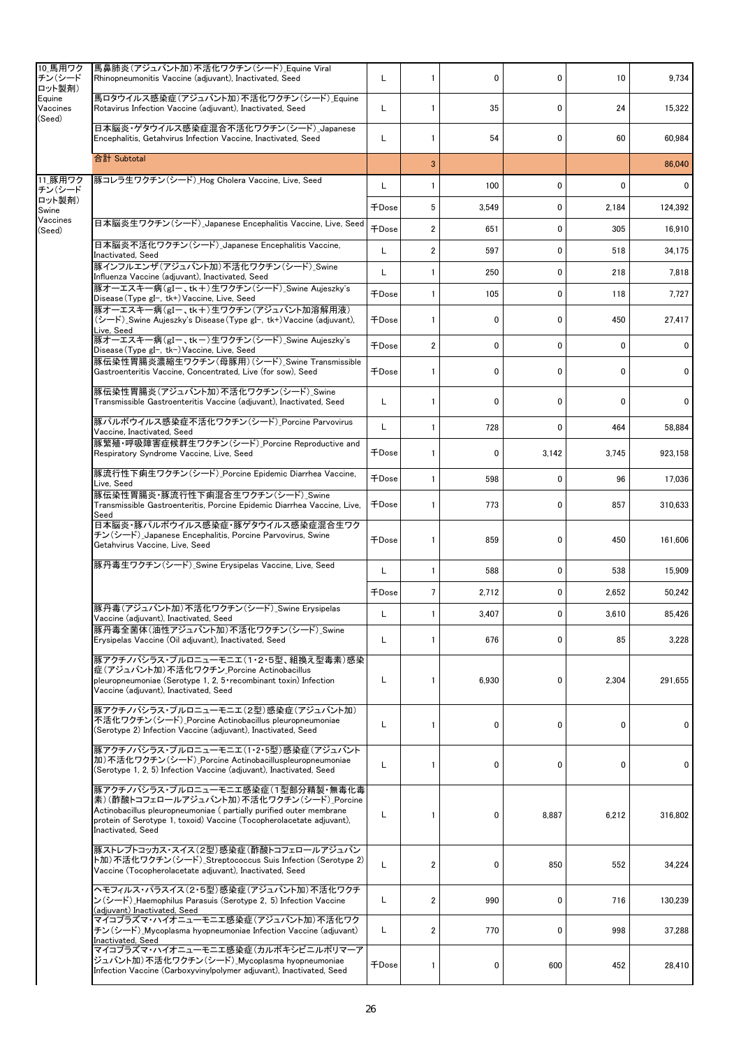| | | | | | | | |
|---|---|---|---|---|---|---|---|
| 10_馬用ワクチン(シードロット製剤) Equine Vaccines (Seed) | 馬鼻肺炎(アジュバント加)不活化ワクチン(シード)_Equine Viral Rhinopneumonitis Vaccine (adjuvant), Inactivated, Seed | L | 1 | 0 | 0 | 10 | 9,734 |
| | 馬ロタウイルス感染症(アジュバント加)不活化ワクチン(シード)_Equine Rotavirus Infection Vaccine (adjuvant), Inactivated, Seed | L | 1 | 35 | 0 | 24 | 15,322 |
| | 日本脳炎・ゲタウイルス感染症混合不活化ワクチン(シード)_Japanese Encephalitis, Getahvirus Infection Vaccine, Inactivated, Seed | L | 1 | 54 | 0 | 60 | 60,984 |
| | 合計 Subtotal | | 3 | | | | 86,040 |
| 11_豚用ワクチン(シードロット製剤) Swine Vaccines (Seed) | 豚コレラ生ワクチン(シード)_Hog Cholera Vaccine, Live, Seed | L | 1 | 100 | 0 | 0 | 0 |
| | | 千Dose | 5 | 3,549 | 0 | 2,184 | 124,392 |
| | 日本脳炎生ワクチン(シード)_Japanese Encephalitis Vaccine, Live, Seed | 千Dose | 2 | 651 | 0 | 305 | 16,910 |
| | 日本脳炎不活化ワクチン(シード)_Japanese Encephalitis Vaccine, Inactivated, Seed | L | 2 | 597 | 0 | 518 | 34,175 |
| | 豚インフルエンザ(アジュバント加)不活化ワクチン(シード)_Swine Influenza Vaccine (adjuvant), Inactivated, Seed | L | 1 | 250 | 0 | 218 | 7,818 |
| | 豚オーエスキー病(gI−、tk+)生ワクチン(シード)_Swine Aujeszky's Disease (Type gI-, tk+) Vaccine, Live, Seed | 千Dose | 1 | 105 | 0 | 118 | 7,727 |
| | 豚オーエスキー病(gI−、tk+)生ワクチン(アジュバント加溶解用液)(シード)_Swine Aujeszky's Disease (Type gI-, tk+) Vaccine (adjuvant), Live, Seed | 千Dose | 1 | 0 | 0 | 450 | 27,417 |
| | 豚オーエスキー病(gI−、tk−)生ワクチン(シード)_Swine Aujeszky's Disease (Type gI-, tk-) Vaccine, Live, Seed | 千Dose | 2 | 0 | 0 | 0 | 0 |
| | 豚伝染性胃腸炎濃縮生ワクチン(母豚用)(シード)_Swine Transmissible Gastroenteritis Vaccine, Concentrated, Live (for sow), Seed | 千Dose | 1 | 0 | 0 | 0 | 0 |
| | 豚伝染性胃腸炎(アジュバント加)不活化ワクチン(シード)_Swine Transmissible Gastroenteritis Vaccine (adjuvant), Inactivated, Seed | L | 1 | 0 | 0 | 0 | 0 |
| | 豚パルボウイルス感染症不活化ワクチン(シード)_Porcine Parvovirus Vaccine, Inactivated, Seed | L | 1 | 728 | 0 | 464 | 58,884 |
| | 豚繁殖・呼吸障害症候群生ワクチン(シード)_Porcine Reproductive and Respiratory Syndrome Vaccine, Live, Seed | 千Dose | 1 | 0 | 3,142 | 3,745 | 923,158 |
| | 豚流行性下痢生ワクチン(シード)_Porcine Epidemic Diarrhea Vaccine, Live, Seed | 千Dose | 1 | 598 | 0 | 96 | 17,036 |
| | 豚伝染性胃腸炎・豚流行性下痢混合生ワクチン(シード)_Swine Transmissible Gastroenteritis, Porcine Epidemic Diarrhea Vaccine, Live, Seed | 千Dose | 1 | 773 | 0 | 857 | 310,633 |
| | 日本脳炎・豚パルボウイルス感染症・豚ゲタウイルス感染症混合生ワクチン(シード)_Japanese Encephalitis, Porcine Parvovirus, Swine Getahvirus Vaccine, Live, Seed | 千Dose | 1 | 859 | 0 | 450 | 161,606 |
| | 豚丹毒生ワクチン(シード)_Swine Erysipelas Vaccine, Live, Seed | L | 1 | 588 | 0 | 538 | 15,909 |
| | | 千Dose | 7 | 2,712 | 0 | 2,652 | 50,242 |
| | 豚丹毒(アジュバント加)不活化ワクチン(シード)_Swine Erysipelas Vaccine (adjuvant), Inactivated, Seed | L | 1 | 3,407 | 0 | 3,610 | 85,426 |
| | 豚丹毒全菌体(油性アジュバント加)不活化ワクチン(シード)_Swine Erysipelas Vaccine (Oil adjuvant), Inactivated, Seed | L | 1 | 676 | 0 | 85 | 3,228 |
| | 豚アクチノバシラス・プルロニューモニエ(1・2・5型、組換え型毒素)感染症(アジュバント加)不活化ワクチン_Porcine Actinobacillus pleuropneumoniae (Serotype 1, 2, 5・recombinant toxin) Infection Vaccine (adjuvant), Inactivated, Seed | L | 1 | 6,930 | 0 | 2,304 | 291,655 |
| | 豚アクチノバシラス・プルロニューモニエ(2型)感染症(アジュバント加)不活化ワクチン(シード)_Porcine Actinobacillus pleuropneumoniae (Serotype 2) Infection Vaccine (adjuvant), Inactivated, Seed | L | 1 | 0 | 0 | 0 | 0 |
| | 豚アクチノバシラス・プルロニューモニエ(1・2・5型)感染症(アジュバント加)不活化ワクチン(シード)_Porcine Actinobacilluspleuropneumoniae (Serotype 1, 2, 5) Infection Vaccine (adjuvant), Inactivated, Seed | L | 1 | 0 | 0 | 0 | 0 |
| | 豚アクチノバシラス・プルロニューモニエ感染症(1型部分精製・無毒化毒素)(酢酸トコフェロールアジュバント加)不活化ワクチン(シード)_Porcine Actinobacillus pleuropneumoniae ( partially purified outer membrane protein of Serotype 1, toxoid) Vaccine (Tocopherolacetate adjuvant), Inactivated, Seed | L | 1 | 0 | 8,887 | 6,212 | 316,802 |
| | 豚ストレプトコッカス・スイス(2型)感染症(酢酸トコフェロールアジュバント加)不活化ワクチン(シード)_Streptococcus Suis Infection (Serotype 2) Vaccine (Tocopherolacetate adjuvant), Inactivated, Seed | L | 2 | 0 | 850 | 552 | 34,224 |
| | ヘモフィルス・パラスイス(2・5型)感染症(アジュバント加)不活化ワクチン(シード)_Haemophilus Parasuis (Serotype 2, 5) Infection Vaccine (adjuvant) Inactivated, Seed | L | 2 | 990 | 0 | 716 | 130,239 |
| | マイコプラズマ・ハイオニューモニエ感染症(アジュバント加)不活化ワクチン(シード)_Mycoplasma hyopneumoniae Infection Vaccine (adjuvant) Inactivated, Seed | L | 2 | 770 | 0 | 998 | 37,288 |
| | マイコプラズマ・ハイオニューモニエ感染症(カルボキシビニルポリマーアジュバント加)不活化ワクチン(シード)_Mycoplasma hyopneumoniae Infection Vaccine (Carboxyvinylpolymer adjuvant), Inactivated, Seed | 千Dose | 1 | 0 | 600 | 452 | 28,410 |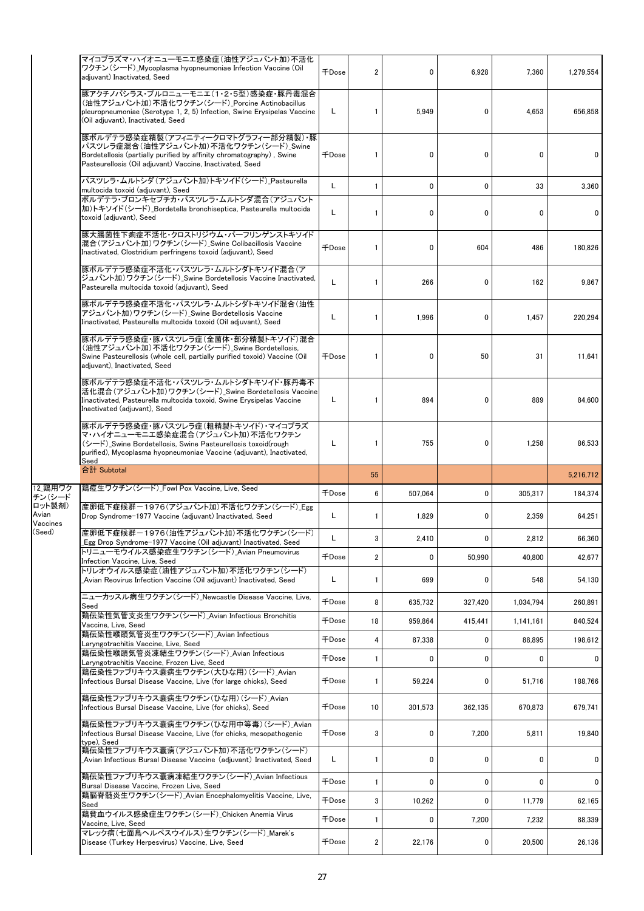| | | | | | | | |
|---|---|---|---|---|---|---|---|
| | マイコプラズマ・ハイオニューモニエ感染症（油性アジュバント加）不活化ワクチン（シード）_Mycoplasma hyopneumoniae Infection Vaccine (Oil adjuvant) Inactivated, Seed | 千Dose | 2 | 0 | 6,928 | 7,360 | 1,279,554 |
| | 豚アクチノバシラス・プルロニューモニエ（1・2・5型）感染症・豚丹毒混合（油性アジュバント加）不活化ワクチン（シード）_Porcine Actinobacillus pleuropneumoniae (Serotype 1, 2, 5) Infection, Swine Erysipelas Vaccine (Oil adjuvant), Inactivated, Seed | L | 1 | 5,949 | 0 | 4,653 | 656,858 |
| | 豚ボルデテラ感染症精製（アフィニティークロマトグラフィー部分精製）・豚パスツレラ症混合（油性アジュバント加）不活化ワクチン（シード）_Swine Bordetellosis (partially purified by affinity chromatography) , Swine Pasteurellosis (Oil adjuvant) Vaccine, Inactivated, Seed | 千Dose | 1 | 0 | 0 | 0 | 0 |
| | パスツレラ・ムルトシダ（アジュバント加）トキソイド（シード）_Pasteurella multocida toxoid (adjuvant), Seed | L | 1 | 0 | 0 | 33 | 3,360 |
| | ボルデテラ・ブロンキセプチカ・パスツレラ・ムルトシダ混合（アジュバント加）トキソイド（シード）_Bordetella bronchiseptica, Pasteurella multocida toxoid (adjuvant), Seed | L | 1 | 0 | 0 | 0 | 0 |
| | 豚大腸菌性下痢症不活化・クロストリジウム・パーフリンゲンストキソイド混合（アジュバント加）ワクチン（シード）_Swine Colibacillosis Vaccine Inactivated, Clostridium perfringens toxoid (adjuvant), Seed | 千Dose | 1 | 0 | 604 | 486 | 180,826 |
| | 豚ボルデテラ感染症不活化・パスツレラ・ムルトシダトキソイド混合（アジュバント加）ワクチン（シード）_Swine Bordetellosis Vaccine Inactivated, Pasteurella multocida toxoid (adjuvant), Seed | L | 1 | 266 | 0 | 162 | 9,867 |
| | 豚ボルデテラ感染症不活化・パスツレラ・ムルトシダトキソイド混合（油性アジュバント加）ワクチン（シード）_Swine Bordetellosis Vaccine Iinactivated, Pasteurella multocida toxoid (Oil adjuvant), Seed | L | 1 | 1,996 | 0 | 1,457 | 220,294 |
| | 豚ボルデテラ感染症・豚パスツレラ症（全菌体・部分精製トキソイド）混合（油性アジュバント加）不活化ワクチン（シード）_Swine Bordetellosis, Swine Pasteurellosis (whole cell, partially purified toxoid) Vaccine (Oil adjuvant), Inactivated, Seed | 千Dose | 1 | 0 | 50 | 31 | 11,641 |
| | 豚ボルデテラ感染症不活化・パスツレラ・ムルトシダトキソイド・豚丹毒不活化混合（アジュバント加）ワクチン（シード）_Swine Bordetellosis Vaccine Iinactivated, Pasteurella multocida toxoid, Swine Erysipelas Vaccine Inactivated (adjuvant), Seed | L | 1 | 894 | 0 | 889 | 84,600 |
| | 豚ボルデテラ感染症・豚パスツレラ症（粗精製トキソイド）・マイコプラズマ・ハイオニューモニエ感染症混合（アジュバント加）不活化ワクチン（シード）_Swine Bordetellosis, Swine Pasteurellosis toxoid(rough purified), Mycoplasma hyopneumoniae Vaccine (adjuvant), Inactivated, Seed | L | 1 | 755 | 0 | 1,258 | 86,533 |
| | 合計 Subtotal | | 55 | | | | 5,216,712 |
| 12_鶏用ワクチン（シードロット製剤）Avian Vaccines (Seed) | 鶏痘生ワクチン（シード）_Fowl Pox Vaccine, Live, Seed | 千Dose | 6 | 507,064 | 0 | 305,317 | 184,374 |
| | 産卵低下症候群－1976（アジュバント加）不活化ワクチン（シード）_Egg Drop Syndrome-1977 Vaccine (adjuvant) Inactivated, Seed | L | 1 | 1,829 | 0 | 2,359 | 64,251 |
| | 産卵低下症候群－1976（油性アジュバント加）不活化ワクチン（シード）_Egg Drop Syndrome-1977 Vaccine (Oil adjuvant) Inactivated, Seed | L | 3 | 2,410 | 0 | 2,812 | 66,360 |
| | トリニューモウイルス感染症生ワクチン（シード）_Avian Pneumovirus Infection Vaccine, Live, Seed | 千Dose | 2 | 0 | 50,990 | 40,800 | 42,677 |
| | トリレオウイルス感染症（油性アジュバント加）不活化ワクチン（シード）_Avian Reovirus Infection Vaccine (Oil adjuvant) Inactivated, Seed | L | 1 | 699 | 0 | 548 | 54,130 |
| | ニューカッスル病生ワクチン（シード）_Newcastle Disease Vaccine, Live, Seed | 千Dose | 8 | 635,732 | 327,420 | 1,034,794 | 260,891 |
| | 鶏伝染性気管支炎生ワクチン（シード）_Avian Infectious Bronchitis Vaccine, Live, Seed | 千Dose | 18 | 959,864 | 415,441 | 1,141,161 | 840,524 |
| | 鶏伝染性喉頭気管炎生ワクチン（シード）_Avian Infectious Laryngotrachitis Vaccine, Live, Seed | 千Dose | 4 | 87,338 | 0 | 88,895 | 198,612 |
| | 鶏伝染性喉頭気管炎凍結生ワクチン（シード）_Avian Infectious Laryngotrachitis Vaccine, Frozen Live, Seed | 千Dose | 1 | 0 | 0 | 0 | 0 |
| | 鶏伝染性ファブリキウス嚢病生ワクチン（大ひな用）（シード）_Avian Infectious Bursal Disease Vaccine, Live (for large chicks), Seed | 千Dose | 1 | 59,224 | 0 | 51,716 | 188,766 |
| | 鶏伝染性ファブリキウス嚢病生ワクチン（ひな用）（シード）_Avian Infectious Bursal Disease Vaccine, Live (for chicks), Seed | 千Dose | 10 | 301,573 | 362,135 | 670,873 | 679,741 |
| | 鶏伝染性ファブリキウス嚢病生ワクチン（ひな用中等毒）（シード）_Avian Infectious Bursal Disease Vaccine, Live (for chicks, mesopathogenic type), Seed | 千Dose | 3 | 0 | 7,200 | 5,811 | 19,840 |
| | 鶏伝染性ファブリキウス嚢病（アジュバント加）不活化ワクチン（シード）_Avian Infectious Bursal Disease Vaccine (adjuvant) Inactivated, Seed | L | 1 | 0 | 0 | 0 | 0 |
| | 鶏伝染性ファブリキウス嚢病凍結生ワクチン（シード）_Avian Infectious Bursal Disease Vaccine, Frozen Live, Seed | 千Dose | 1 | 0 | 0 | 0 | 0 |
| | 鶏脳脊髄炎生ワクチン（シード）_Avian Encephalomyelitis Vaccine, Live, Seed | 千Dose | 3 | 10,262 | 0 | 11,779 | 62,165 |
| | 鶏貧血ウイルス感染症生ワクチン（シード）_Chicken Anemia Virus Vaccine, Live, Seed | 千Dose | 1 | 0 | 7,200 | 7,232 | 88,339 |
| | マレック病（七面鳥ヘルペスウイルス）生ワクチン（シード）_Marek's Disease (Turkey Herpesvirus) Vaccine, Live, Seed | 千Dose | 2 | 22,176 | 0 | 20,500 | 26,136 |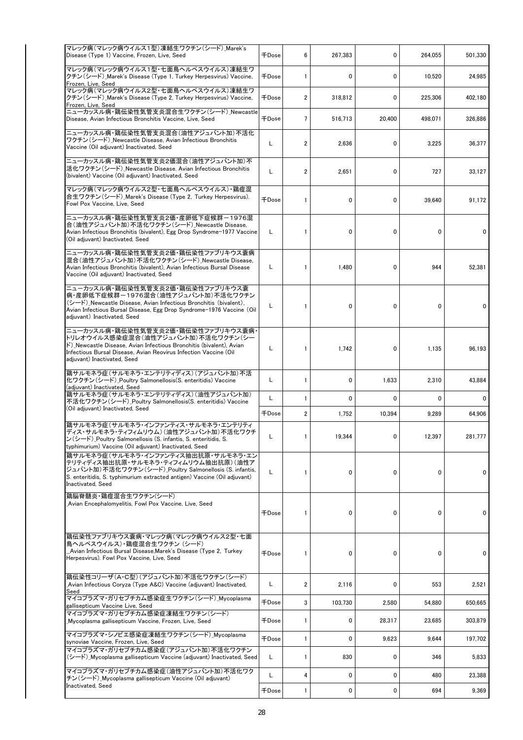| | | | | | | |
|---|---|---|---|---|---|---|
| マレック病(マレック病ウイルス1型)凍結生ワクチン(シード)_Marek's Disease (Type 1) Vaccine, Frozen, Live, Seed | 千Dose | 6 | 267,383 | 0 | 264,055 | 501,330 |
| マレック病(マレック病ウイルス1型・七面鳥ヘルペスウイルス)凍結生ワクチン(シード)_Marek's Disease (Type 1, Turkey Herpesvirus) Vaccine, Frozen, Live, Seed | 千Dose | 1 | 0 | 0 | 10,520 | 24,985 |
| マレック病(マレック病ウイルス2型・七面鳥ヘルペスウイルス)凍結生ワクチン(シード)_Marek's Disease (Type 2, Turkey Herpesvirus) Vaccine, Frozen, Live, Seed | 千Dose | 2 | 318,812 | 0 | 225,306 | 402,180 |
| ニューカッスル病・鶏伝染性気管支炎混合生ワクチン(シード)_Newcastle Disease, Avian Infectious Bronchitis Vaccine, Live, Seed | 千Dose | 7 | 516,713 | 20,400 | 498,071 | 326,886 |
| ニューカッスル病・鶏伝染性気管支炎混合(油性アジュバント加)不活化ワクチン(シード)_Newcastle Disease, Avian Infectious Bronchitis Vaccine (Oil adjuvant) Inactivated, Seed | L | 2 | 2,636 | 0 | 3,225 | 36,377 |
| ニューカッスル病・鶏伝染性気管支炎2価混合(油性アジュバント加)不活化ワクチン(シード)_Newcastle Disease. Avian Infectious Bronchitis (bivalent) Vaccine (Oil adjuvant) Inactivated, Seed | L | 2 | 2,651 | 0 | 727 | 33,127 |
| マレック病(マレック病ウイルス2型・七面鳥ヘルペスウイルス)・鶏痘混合生ワクチン(シード)_Marek's Disease (Type 2, Turkey Herpesvirus). Fowl Pox Vaccine, Live, Seed | 千Dose | 1 | 0 | 0 | 39,640 | 91,172 |
| ニューカッスル病・鶏伝染性気管支炎2価・産卵低下症候群－1976混合(油性アジュバント加)不活化ワクチン(シード)_Newcastle Disease, Avian Infectious Bronchitis (bivalent), Egg Drop Syndrome-1977 Vaccine (Oil adjuvant) Inactivated, Seed | L | 1 | 0 | 0 | 0 | 0 |
| ニューカッスル病・鶏伝染性気管支炎2価・鶏伝染性ファブリキウス嚢病混合(油性アジュバント加)不活化ワクチン(シード)_Newcastle Disease, Avian Infectious Bronchitis (bivalent), Avian Infectious Bursal Disease Vaccine (Oil adjuvant) Inactivated, Seed | L | 1 | 1,480 | 0 | 944 | 52,381 |
| ニューカッスル病・鶏伝染性気管支炎2価・鶏伝染性ファブリキウス嚢病・産卵低下症候群－1976混合(油性アジュバント加)不活化ワクチン(シード)_Newcastle Disease, Avian Infectious Bronchitis (bivalent), Avian Infectious Bursal Disease, Egg Drop Syndrome-1976 Vaccine (Oil adjuvant) Inactivated, Seed | L | 1 | 0 | 0 | 0 | 0 |
| ニューカッスル病・鶏伝染性気管支炎2価・鶏伝染性ファブリキウス嚢病・トリレオウイルス感染症混合(油性アジュバント加)不活化ワクチン(シード)_Newcastle Disease, Avian Infectious Bronchitis (bivalent), Avian Infectious Bursal Disease, Avian Reovirus Infection Vaccine (Oil adjuvant) Inactivated, Seed | L | 1 | 1,742 | 0 | 1,135 | 96,193 |
| 鶏サルモネラ症(サルモネラ・エンテリティディス)(アジュバント加)不活化ワクチン(シード)_Poultry Salmonellosis(S. enteritidis) Vaccine (adjuvant) Inactivated, Seed | L | 1 | 0 | 1,633 | 2,310 | 43,884 |
| 鶏サルモネラ症(サルモネラ・エンテリティディス)(油性アジュバント加)不活化ワクチン(シード)_Poultry Salmonellosis(S. enteritidis) Vaccine (Oil adjuvant) Inactivated, Seed | L | 1 | 0 | 0 | 0 | 0 |
| | 千Dose | 2 | 1,752 | 10,394 | 9,289 | 64,906 |
| 鶏サルモネラ症(サルモネラ・インファンティス・サルモネラ・エンテリティディス・サルモネラ・ティフィムリウム)(油性アジュバント加)不活化ワクチン(シード)_Poultry Salmonellosis (S. infantis, S. enteritidis, S. typhimurium) Vaccine (Oil adjuvant) Inactivated, Seed | L | 1 | 19,344 | 0 | 12,397 | 281,777 |
| 鶏サルモネラ症(サルモネラ・インファンティス抽出抗原・サルモネラ・エンテリティディス抽出抗原・サルモネラ・ティフィムリウム抽出抗原)(油性アジュバント加)不活化ワクチン(シード)_Poultry Salmonellosis (S. infantis, S. enteritidis, S. typhimurium extracted antigen) Vaccine (Oil adjuvant) Inactivated, Seed | L | 1 | 0 | 0 | 0 | 0 |
| 鶏脳脊髄炎・鶏痘混合生ワクチン(シード)_Avian Encephalomyelitis, Fowl Pox Vaccine, Live, Seed | 千Dose | 1 | 0 | 0 | 0 | 0 |
| 鶏伝染性ファブリキウス嚢病・マレック病(マレック病ウイルス2型・七面鳥ヘルペスウイルス)・鶏痘混合生ワクチン (シード)_Avian Infectious Bursal Disease,Marek's Disease (Type 2, Turkey Herpesvirus). Fowl Pox Vaccine, Live, Seed | 千Dose | 1 | 0 | 0 | 0 | 0 |
| 鶏伝染性コリーザ(A・C型)(アジュバント加)不活化ワクチン(シード)_Avian Infectious Coryza (Type A&C) Vaccine (adjuvant) Inactivated, Seed | L | 2 | 2,116 | 0 | 553 | 2,521 |
| マイコプラズマ・ガリセプチカム感染症生ワクチン(シード)_Mycoplasma gallisepticum Vaccine Live, Seed | 千Dose | 3 | 103,730 | 2,580 | 54,880 | 650,665 |
| マイコプラズマ・ガリセプチカム感染症凍結生ワクチン(シード)_Mycoplasma gallisepticum Vaccine, Frozen, Live, Seed | 千Dose | 1 | 0 | 28,317 | 23,685 | 303,879 |
| マイコプラズマ・シノビエ感染症凍結生ワクチン(シード)_Mycoplasma synoviae Vaccine, Frozen, Live, Seed | 千Dose | 1 | 0 | 9,623 | 9,644 | 197,702 |
| マイコプラズマ・ガリセプチカム感染症(アジュバント加)不活化ワクチン(シード)_Mycoplasma gallisepticum Vaccine (adjuvant) Inactivated, Seed | L | 1 | 830 | 0 | 346 | 5,833 |
| マイコプラズマ・ガリセプチカム感染症(油性アジュバント加)不活化ワクチン(シード)_Mycoplasma gallisepticum Vaccine (Oil adjuvant) Inactivated, Seed | L | 4 | 0 | 0 | 480 | 23,388 |
| | 千Dose | 1 | 0 | 0 | 694 | 9,369 |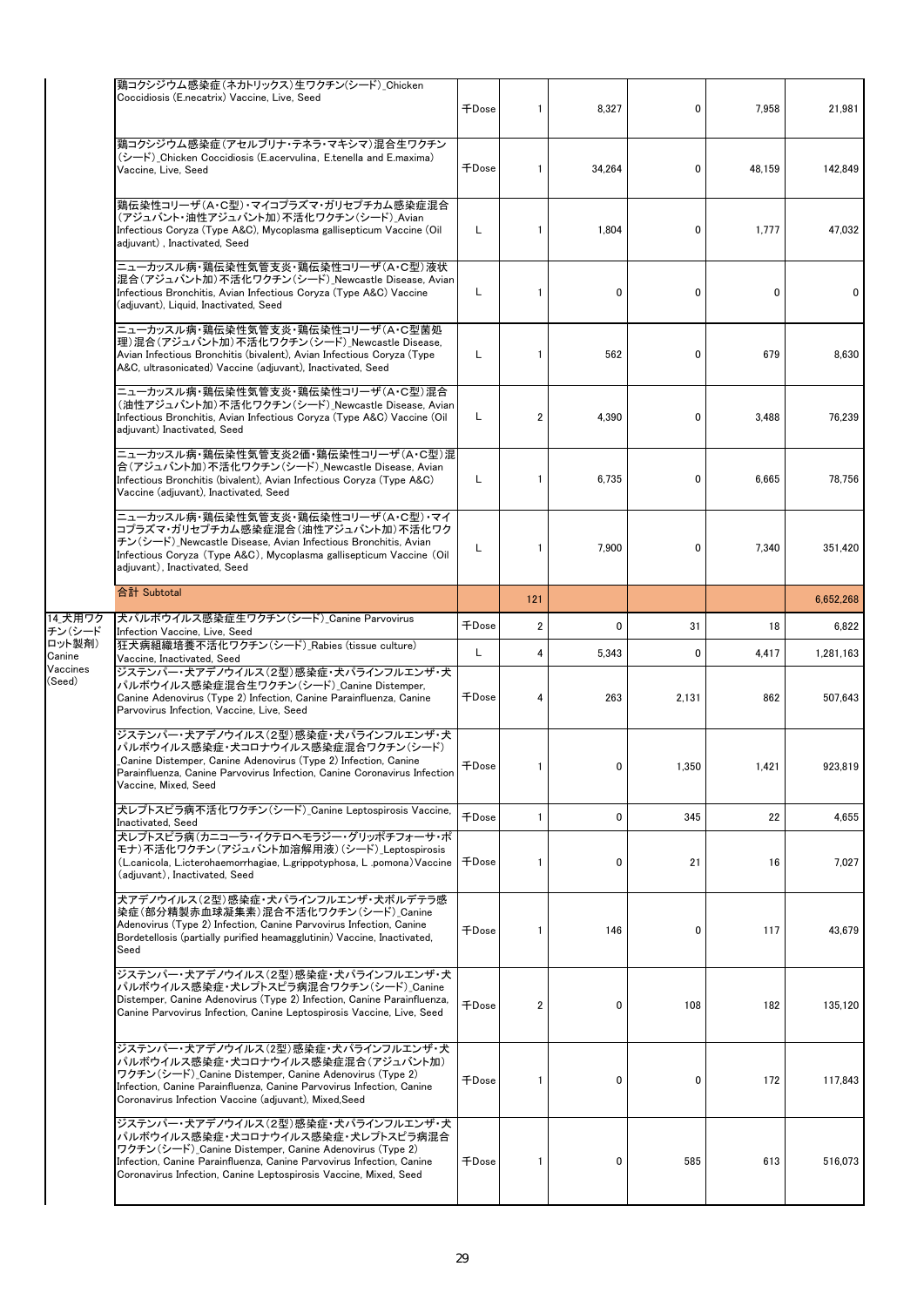| | | | | | | | |
|---|---|---|---|---|---|---|---|
| | 鶏コクシジウム感染症（ネカトリックス）生ワクチン(シード)_Chicken Coccidiosis (E.necatrix) Vaccine, Live, Seed | 千Dose | 1 | 8,327 | 0 | 7,958 | 21,981 |
| | 鶏コクシジウム感染症（アセルブリナ・テネラ・マキシマ）混合生ワクチン(シード)_Chicken Coccidiosis (E.acervulina, E.tenella and E.maxima) Vaccine, Live, Seed | 千Dose | 1 | 34,264 | 0 | 48,159 | 142,849 |
| | 鶏伝染性コリーザ（A・C型）・マイコプラズマ・ガリセプチカム感染症混合（アジュバント・油性アジュバント加）不活化ワクチン(シード)_Avian Infectious Coryza (Type A&C), Mycoplasma gallisepticum Vaccine (Oil adjuvant) , Inactivated, Seed | L | 1 | 1,804 | 0 | 1,777 | 47,032 |
| | ニューカッスル病・鶏伝染性気管支炎・鶏伝染性コリーザ（A・C型）液状混合（アジュバント加）不活化ワクチン(シード)_Newcastle Disease, Avian Infectious Bronchitis, Avian Infectious Coryza (Type A&C) Vaccine (adjuvant), Liquid, Inactivated, Seed | L | 1 | 0 | 0 | 0 | 0 |
| | ニューカッスル病・鶏伝染性気管支炎・鶏伝染性コリーザ（A・C型菌処理）混合（アジュバント加）不活化ワクチン(シード)_Newcastle Disease, Avian Infectious Bronchitis (bivalent), Avian Infectious Coryza (Type A&C, ultrasonicated) Vaccine (adjuvant), Inactivated, Seed | L | 1 | 562 | 0 | 679 | 8,630 |
| | ニューカッスル病・鶏伝染性気管支炎・鶏伝染性コリーザ（A・C型）混合（油性アジュバント加）不活化ワクチン(シード)_Newcastle Disease, Avian Infectious Bronchitis, Avian Infectious Coryza (Type A&C) Vaccine (Oil adjuvant) Inactivated, Seed | L | 2 | 4,390 | 0 | 3,488 | 76,239 |
| | ニューカッスル病・鶏伝染性気管支炎2価・鶏伝染性コリーザ（A・C型）混合（アジュバント加）不活化ワクチン(シード)_Newcastle Disease, Avian Infectious Bronchitis (bivalent), Avian Infectious Coryza (Type A&C) Vaccine (adjuvant), Inactivated, Seed | L | 1 | 6,735 | 0 | 6,665 | 78,756 |
| | ニューカッスル病・鶏伝染性気管支炎・鶏伝染性コリーザ（A・C型）・マイコプラズマ・ガリセプチカム感染症混合（油性アジュバント加）不活化ワクチン(シード)_Newcastle Disease, Avian Infectious Bronchitis, Avian Infectious Coryza (Type A&C), Mycoplasma gallisepticum Vaccine (Oil adjuvant), Inactivated, Seed | L | 1 | 7,900 | 0 | 7,340 | 351,420 |
| | 合計 Subtotal | | 121 | | | | 6,652,268 |
| 14.犬用ワクチン(シードロット製剤) Canine Vaccines (Seed) | 犬パルボウイルス感染症生ワクチン(シード)_Canine Parvovirus Infection Vaccine, Live, Seed | 千Dose | 2 | 0 | 31 | 18 | 6,822 |
| | 狂犬病組織培養不活化ワクチン(シード)_Rabies (tissue culture) Vaccine, Inactivated, Seed | L | 4 | 5,343 | 0 | 4,417 | 1,281,163 |
| | ジステンパー・犬アデノウイルス（2型）感染症・犬パラインフルエンザ・犬パルボウイルス感染症混合生ワクチン(シード)_Canine Distemper, Canine Adenovirus (Type 2) Infection, Canine Parainfluenza, Canine Parvovirus Infection, Vaccine, Live, Seed | 千Dose | 4 | 263 | 2,131 | 862 | 507,643 |
| | ジステンパー・犬アデノウイルス（2型）感染症・犬パラインフルエンザ・犬パルボウイルス感染症・犬コロナウイルス感染症混合ワクチン(シード)_Canine Distemper, Canine Adenovirus (Type 2) Infection, Canine Parainfluenza, Canine Parvovirus Infection, Canine Coronavirus Infection Vaccine, Mixed, Seed | 千Dose | 1 | 0 | 1,350 | 1,421 | 923,819 |
| | 犬レプトスピラ病不活化ワクチン(シード)_Canine Leptospirosis Vaccine, Inactivated, Seed | 千Dose | 1 | 0 | 345 | 22 | 4,655 |
| | 犬レプトスピラ病（カニコーラ・イクテロヘモラジー・グリッポチフォーサ・ポモナ）不活化ワクチン（アジュバント加溶解用液）(シード)_Leptospirosis (L.canicola, L.icterohaemorrhagiae, L.grippotyphosa, L .pomona) Vaccine (adjuvant), Inactivated, Seed | 千Dose | 1 | 0 | 21 | 16 | 7,027 |
| | 犬アデノウイルス（2型）感染症・犬パラインフルエンザ・犬ボルデテラ感染症（部分精製赤血球凝集素）混合不活化ワクチン(シード)_Canine Adenovirus (Type 2) Infection, Canine Parvovirus Infection, Canine Bordetellosis (partially purified heamagglutinin) Vaccine, Inactivated, Seed | 千Dose | 1 | 146 | 0 | 117 | 43,679 |
| | ジステンパー・犬アデノウイルス（2型）感染症・犬パラインフルエンザ・犬パルボウイルス感染症・犬レプトスピラ病混合ワクチン(シード)_Canine Distemper, Canine Adenovirus (Type 2) Infection, Canine Parainfluenza, Canine Parvovirus Infection, Canine Leptospirosis Vaccine, Live, Seed | 千Dose | 2 | 0 | 108 | 182 | 135,120 |
| | ジステンパー・犬アデノウイルス（2型）感染症・犬パラインフルエンザ・犬パルボウイルス感染症・犬コロナウイルス感染症混合（アジュバント加）ワクチン(シード)_Canine Distemper, Canine Adenovirus (Type 2) Infection, Canine Parainfluenza, Canine Parvovirus Infection, Canine Coronavirus Infection Vaccine (adjuvant), Mixed,Seed | 千Dose | 1 | 0 | 0 | 172 | 117,843 |
| | ジステンパー・犬アデノウイルス（2型）感染症・犬パラインフルエンザ・犬パルボウイルス感染症・犬コロナウイルス感染症・犬レプトスピラ病混合ワクチン(シード)_Canine Distemper, Canine Adenovirus (Type 2) Infection, Canine Parainfluenza, Canine Parvovirus Infection, Canine Coronavirus Infection, Canine Leptospirosis Vaccine, Mixed, Seed | 千Dose | 1 | 0 | 585 | 613 | 516,073 |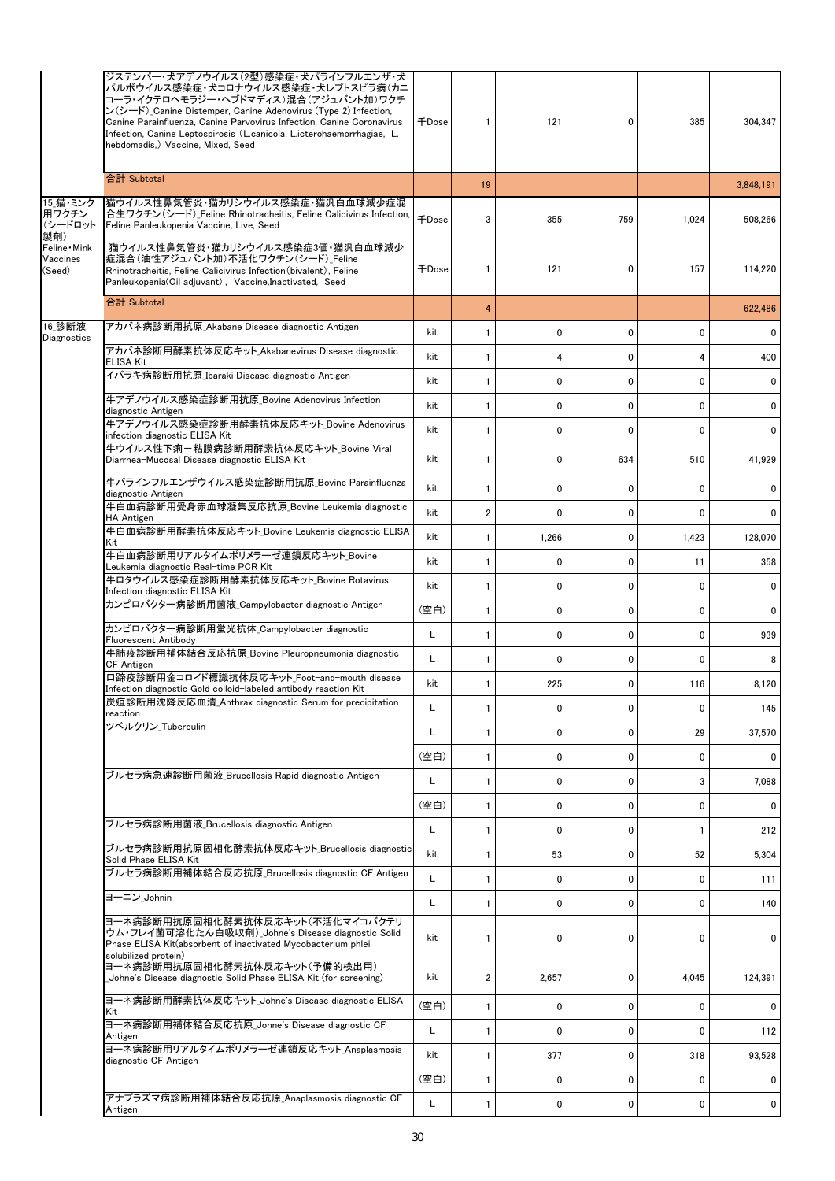| | | | | | | | |
|---|---|---|---|---|---|---|---|
| | ジステンパー・犬アデノウイルス（2型）感染症・犬パラインフルエンザ・犬パルボウイルス感染症・犬コロナウイルス感染症・犬レプトスピラ病（カニコーラ・イクテロヘモラジー・ヘブドマディス）混合（アジュバント加）ワクチン（シード）_Canine Distemper, Canine Adenovirus (Type 2) Infection, Canine Parainfluenza, Canine Parvovirus Infection, Canine Coronavirus Infection, Canine Leptospirosis (L.canicola, L.icterohaemorrhagiae, L. hebdomadis,) Vaccine, Mixed, Seed | 千Dose | 1 | 121 | 0 | 385 | 304,347 |
| | 合計 Subtotal | | 19 | | | | 3,848,191 |
| 15_猫・ミンク用ワクチン（シードロット製剤）Feline・Mink Vaccines (Seed) | 猫ウイルス性鼻気管炎・猫カリシウイルス感染症・猫汎白血球減少症混合生ワクチン（シード）_Feline Rhinotracheitis, Feline Calicivirus Infection, Feline Panleukopenia Vaccine, Live, Seed | 千Dose | 3 | 355 | 759 | 1,024 | 508,266 |
| | 猫ウイルス性鼻気管炎・猫カリシウイルス感染症3価・猫汎白血球減少症混合（油性アジュバント加）不活化ワクチン（シード）_Feline Rhinotracheitis, Feline Calicivirus Infection (bivalent), Feline Panleukopenia(Oil adjuvant)， Vaccine,Inactivated, Seed | 千Dose | 1 | 121 | 0 | 157 | 114,220 |
| | 合計 Subtotal | | 4 | | | | 622,486 |
| 16_診断液 Diagnostics | アカバネ病診断用抗原_Akabane Disease diagnostic Antigen | kit | 1 | 0 | 0 | 0 | 0 |
| | アカバネ病診断用酵素抗体反応キット_Akabanevirus Disease diagnostic ELISA Kit | kit | 1 | 4 | 0 | 4 | 400 |
| | イバラキ病診断用抗原_Ibaraki Disease diagnostic Antigen | kit | 1 | 0 | 0 | 0 | 0 |
| | 牛アデノウイルス感染症診断用抗原_Bovine Adenovirus Infection diagnostic Antigen | kit | 1 | 0 | 0 | 0 | 0 |
| | 牛アデノウイルス感染症診断用酵素抗体反応キット_Bovine Adenovirus infection diagnostic ELISA Kit | kit | 1 | 0 | 0 | 0 | 0 |
| | 牛ウイルス性下痢－粘膜病診断用酵素抗体反応キット_Bovine Viral Diarrhea-Mucosal Disease diagnostic ELISA Kit | kit | 1 | 0 | 634 | 510 | 41,929 |
| | 牛パラインフルエンザウイルス感染症診断用抗原_Bovine Parainfluenza diagnostic Antigen | kit | 1 | 0 | 0 | 0 | 0 |
| | 牛白血病診断用受身赤血球凝集反応抗原_Bovine Leukemia diagnostic HA Antigen | kit | 2 | 0 | 0 | 0 | 0 |
| | 牛白血病診断用酵素抗体反応キット_Bovine Leukemia diagnostic ELISA Kit | kit | 1 | 1,266 | 0 | 1,423 | 128,070 |
| | 牛白血病診断用リアルタイムポリメラーゼ連鎖反応キット_Bovine Leukemia diagnostic Real-time PCR Kit | kit | 1 | 0 | 0 | 11 | 358 |
| | 牛ロタウイルス感染症診断用酵素抗体反応キット_Bovine Rotavirus Infection diagnostic ELISA Kit | kit | 1 | 0 | 0 | 0 | 0 |
| | カンピロバクター病診断用菌液_Campylobacter diagnostic Antigen | (空白) | 1 | 0 | 0 | 0 | 0 |
| | カンピロバクター病診断用蛍光抗体_Campylobacter diagnostic Fluorescent Antibody | L | 1 | 0 | 0 | 0 | 939 |
| | 牛肺疫診断用補体結合反応抗原_Bovine Pleuropneumonia diagnostic CF Antigen | L | 1 | 0 | 0 | 0 | 8 |
| | 口蹄疫診断用金コロイド標識抗体反応キット_Foot-and-mouth disease Infection diagnostic Gold colloid-labeled antibody reaction Kit | kit | 1 | 225 | 0 | 116 | 8,120 |
| | 炭疽診断用沈降反応血清_Anthrax diagnostic Serum for precipitation reaction | L | 1 | 0 | 0 | 0 | 145 |
| | ツベルクリン_Tuberculin | L | 1 | 0 | 0 | 29 | 37,570 |
| | | (空白) | 1 | 0 | 0 | 0 | 0 |
| | ブルセラ病急速診断用菌液_Brucellosis Rapid diagnostic Antigen | L | 1 | 0 | 0 | 3 | 7,088 |
| | | (空白) | 1 | 0 | 0 | 0 | 0 |
| | ブルセラ病診断用菌液_Brucellosis diagnostic Antigen | L | 1 | 0 | 0 | 1 | 212 |
| | ブルセラ病診断用抗原固相化酵素抗体反応キット_Brucellosis diagnostic Solid Phase ELISA Kit | kit | 1 | 53 | 0 | 52 | 5,304 |
| | ブルセラ病診断用補体結合反応抗原_Brucellosis diagnostic CF Antigen | L | 1 | 0 | 0 | 0 | 111 |
| | ヨーニン_Johnin | L | 1 | 0 | 0 | 0 | 140 |
| | ヨーネ病診断用抗原固相化酵素抗体反応キット（不活化マイコバクテリウム・フレイ菌可溶化たん白吸収剤）_Johne's Disease diagnostic Solid Phase ELISA Kit(absorbent of inactivated Mycobacterium phlei solubilized protein) | kit | 1 | 0 | 0 | 0 | 0 |
| | ヨーネ病診断用抗原固相化酵素抗体反応キット（予備的検出用）_Johne's Disease diagnostic Solid Phase ELISA Kit (for screening) | kit | 2 | 2,657 | 0 | 4,045 | 124,391 |
| | ヨーネ病診断用酵素抗体反応キット_Johne's Disease diagnostic ELISA Kit | (空白) | 1 | 0 | 0 | 0 | 0 |
| | ヨーネ病診断用補体結合反応抗原_Johne's Disease diagnostic CF Antigen | L | 1 | 0 | 0 | 0 | 112 |
| | ヨーネ病診断用リアルタイムポリメラーゼ連鎖反応キット_Anaplasmosis diagnostic CF Antigen | kit | 1 | 377 | 0 | 318 | 93,528 |
| | | (空白) | 1 | 0 | 0 | 0 | 0 |
| | アナプラズマ病診断用補体結合反応抗原_Anaplasmosis diagnostic CF Antigen | L | 1 | 0 | 0 | 0 | 0 |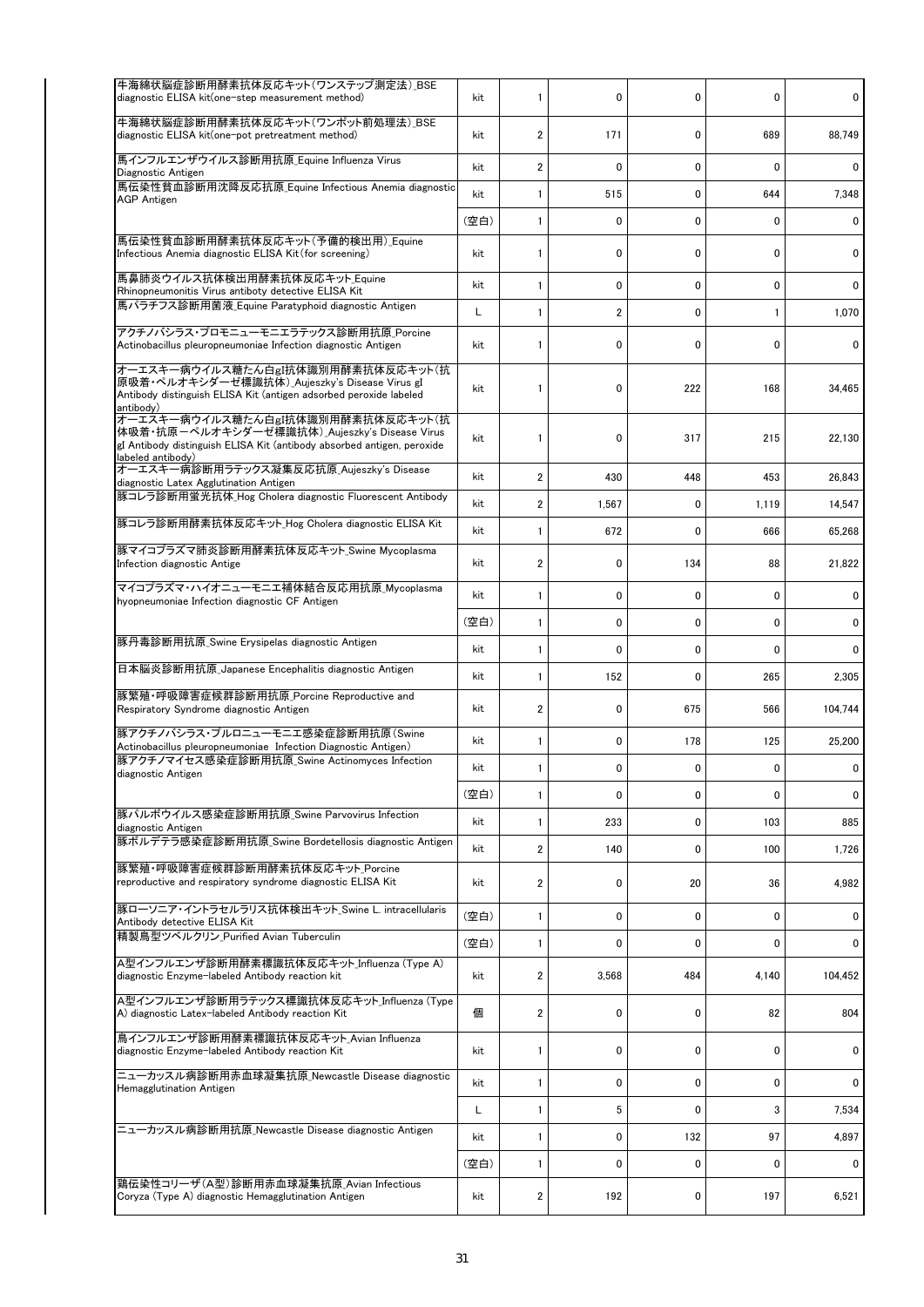| | | | | | | |
|---|---|---|---|---|---|---|
| 牛海綿状脳症診断用酵素抗体反応キット(ワンステップ測定法)_BSE diagnostic ELISA kit(one-step measurement method) | kit | 1 | 0 | 0 | 0 | 0 |
| 牛海綿状脳症診断用酵素抗体反応キット(ワンポット前処理法)_BSE diagnostic ELISA kit(one-pot pretreatment method) | kit | 2 | 171 | 0 | 689 | 88,749 |
| 馬インフルエンザウイルス診断用抗原_Equine Influenza Virus Diagnostic Antigen | kit | 2 | 0 | 0 | 0 | 0 |
| 馬伝染性貧血診断用沈降反応抗原_Equine Infectious Anemia diagnostic AGP Antigen | kit | 1 | 515 | 0 | 644 | 7,348 |
| | (空白) | 1 | 0 | 0 | 0 | 0 |
| 馬伝染性貧血診断用酵素抗体反応キット(予備的検出用)_Equine Infectious Anemia diagnostic ELISA Kit(for screening) | kit | 1 | 0 | 0 | 0 | 0 |
| 馬鼻肺炎ウイルス抗体検出用酵素抗体反応キット_Equine Rhinopneumonitis Virus antiboty detective ELISA Kit | kit | 1 | 0 | 0 | 0 | 0 |
| 馬パラチフス診断用菌液_Equine Paratyphoid diagnostic Antigen | L | 1 | 2 | 0 | 1 | 1,070 |
| アクチノバシラス・プロモニューモニエラテックス診断用抗原_Porcine Actinobacillus pleuropneumoniae Infection diagnostic Antigen | kit | 1 | 0 | 0 | 0 | 0 |
| オーエスキー病ウイルス糖たん白gI抗体識別用酵素抗体反応キット(抗原吸着・ペルオキシダーゼ標識抗体)_Aujeszky's Disease Virus gI Antibody distinguish ELISA Kit (antigen adsorbed peroxide labeled antibody) | kit | 1 | 0 | 222 | 168 | 34,465 |
| オーエスキー病ウイルス糖たん白gI抗体識別用酵素抗体反応キット(抗体吸着・抗原－ペルオキシダーゼ標識抗体)_Aujeszky's Disease Virus gI Antibody distinguish ELISA Kit (antibody absorbed antigen, peroxide labeled antibody) | kit | 1 | 0 | 317 | 215 | 22,130 |
| オーエスキー病診断用ラテックス凝集反応抗原_Aujeszky's Disease diagnostic Latex Agglutination Antigen | kit | 2 | 430 | 448 | 453 | 26,843 |
| 豚コレラ診断用蛍光抗体_Hog Cholera diagnostic Fluorescent Antibody | kit | 2 | 1,567 | 0 | 1,119 | 14,547 |
| 豚コレラ診断用酵素抗体反応キット_Hog Cholera diagnostic ELISA Kit | kit | 1 | 672 | 0 | 666 | 65,268 |
| 豚マイコプラズマ肺炎診断用酵素抗体反応キット_Swine Mycoplasma Infection diagnostic Antige | kit | 2 | 0 | 134 | 88 | 21,822 |
| マイコプラズマ・ハイオニューモニエ補体結合反応用抗原_Mycoplasma hyopneumoniae Infection diagnostic CF Antigen | kit | 1 | 0 | 0 | 0 | 0 |
| | (空白) | 1 | 0 | 0 | 0 | 0 |
| 豚丹毒診断用抗原_Swine Erysipelas diagnostic Antigen | kit | 1 | 0 | 0 | 0 | 0 |
| 日本脳炎診断用抗原_Japanese Encephalitis diagnostic Antigen | kit | 1 | 152 | 0 | 265 | 2,305 |
| 豚繁殖・呼吸障害症候群診断用抗原_Porcine Reproductive and Respiratory Syndrome diagnostic Antigen | kit | 2 | 0 | 675 | 566 | 104,744 |
| 豚アクチノバシラス・プルロニューモニエ感染症診断用抗原(Swine Actinobacillus pleuropneumoniae Infection Diagnostic Antigen) | kit | 1 | 0 | 178 | 125 | 25,200 |
| 豚アクチノマイセス感染症診断用抗原_Swine Actinomyces Infection diagnostic Antigen | kit | 1 | 0 | 0 | 0 | 0 |
| | (空白) | 1 | 0 | 0 | 0 | 0 |
| 豚パルボウイルス感染症診断用抗原_Swine Parvovirus Infection diagnostic Antigen | kit | 1 | 233 | 0 | 103 | 885 |
| 豚ボルデテラ感染症診断用抗原_Swine Bordetellosis diagnostic Antigen | kit | 2 | 140 | 0 | 100 | 1,726 |
| 豚繁殖・呼吸障害症候群診断用酵素抗体反応キット_Porcine reproductive and respiratory syndrome diagnostic ELISA Kit | kit | 2 | 0 | 20 | 36 | 4,982 |
| 豚ローソニア・イントラセルラリス抗体検出キット_Swine L. intracellularis Antibody detective ELISA Kit | (空白) | 1 | 0 | 0 | 0 | 0 |
| 精製鳥型ツベルクリン_Purified Avian Tuberculin | (空白) | 1 | 0 | 0 | 0 | 0 |
| A型インフルエンザ診断用酵素標識抗体反応キット_Influenza (Type A) diagnostic Enzyme-labeled Antibody reaction kit | kit | 2 | 3,568 | 484 | 4,140 | 104,452 |
| A型インフルエンザ診断用ラテックス標識抗体反応キット_Influenza (Type A) diagnostic Latex-labeled Antibody reaction Kit | 個 | 2 | 0 | 0 | 82 | 804 |
| 鳥インフルエンザ診断用酵素標識抗体反応キット_Avian Influenza diagnostic Enzyme-labeled Antibody reaction Kit | kit | 1 | 0 | 0 | 0 | 0 |
| ニューカッスル病診断用赤血球凝集抗原_Newcastle Disease diagnostic Hemagglutination Antigen | kit | 1 | 0 | 0 | 0 | 0 |
| | L | 1 | 5 | 0 | 3 | 7,534 |
| ニューカッスル病診断用抗原_Newcastle Disease diagnostic Antigen | kit | 1 | 0 | 132 | 97 | 4,897 |
| | (空白) | 1 | 0 | 0 | 0 | 0 |
| 鶏伝染性コリーザ(A型)診断用赤血球凝集抗原_Avian Infectious Coryza (Type A) diagnostic Hemagglutination Antigen | kit | 2 | 192 | 0 | 197 | 6,521 |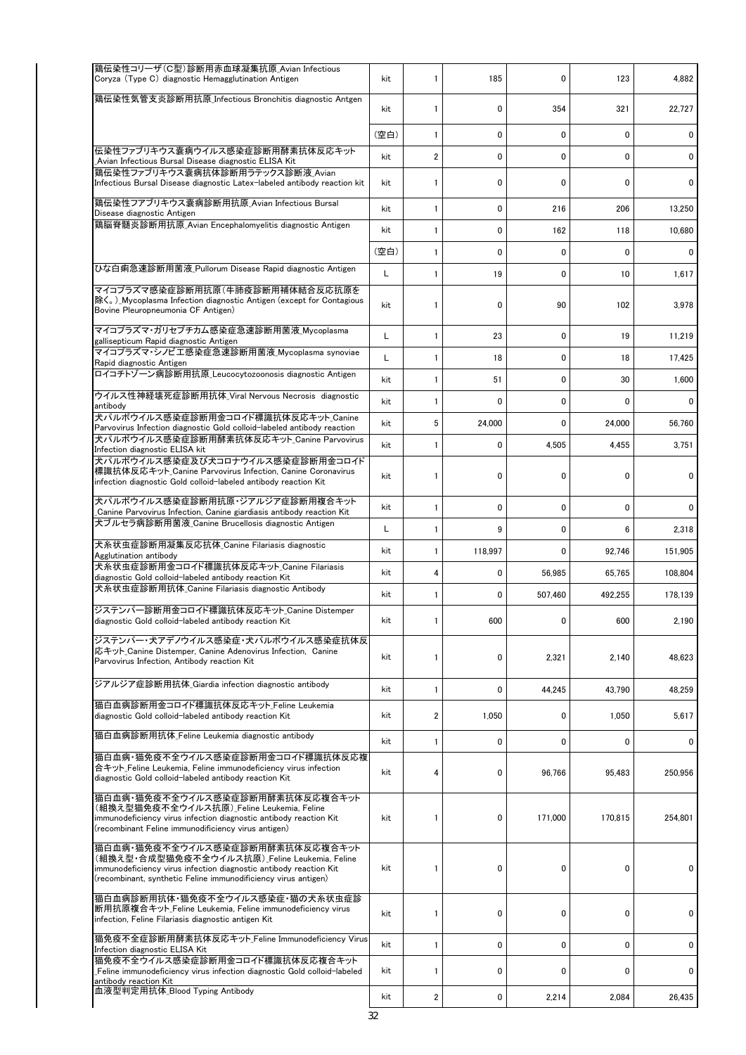| | | | | | | |
|---|---|---|---|---|---|---|
| 鶏伝染性コリーザ（C型）診断用赤血球凝集抗原_Avian Infectious Coryza (Type C) diagnostic Hemagglutination Antigen | kit | 1 | 185 | 0 | 123 | 4,882 |
| 鶏伝染性気管支炎診断用抗原_Infectious Bronchitis diagnostic Antgen | kit | 1 | 0 | 354 | 321 | 22,727 |
| | (空白) | 1 | 0 | 0 | 0 | 0 |
| 伝染性ファブリキウス嚢病ウイルス感染症診断用酵素抗体反応キット_Avian Infectious Bursal Disease diagnostic ELISA Kit | kit | 2 | 0 | 0 | 0 | 0 |
| 鶏伝染性ファブリキウス嚢病抗体診断用ラテックス診断液_Avian Infectious Bursal Disease diagnostic Latex-labeled antibody reaction kit | kit | 1 | 0 | 0 | 0 | 0 |
| 鶏伝染性ファブリキウス嚢病診断用抗原_Avian Infectious Bursal Disease diagnostic Antigen | kit | 1 | 0 | 216 | 206 | 13,250 |
| 鶏脳脊髄炎診断用抗原_Avian Encephalomyelitis diagnostic Antigen | kit | 1 | 0 | 162 | 118 | 10,680 |
| | (空白) | 1 | 0 | 0 | 0 | 0 |
| ひな白痢急速診断用菌液_Pullorum Disease Rapid diagnostic Antigen | L | 1 | 19 | 0 | 10 | 1,617 |
| マイコプラズマ感染症診断用抗原（牛肺疫診断用補体結合反応抗原を除く。）_Mycoplasma Infection diagnostic Antigen (except for Contagious Bovine Pleuropneumonia CF Antigen) | kit | 1 | 0 | 90 | 102 | 3,978 |
| マイコプラズマ・ガリセプチカム感染症急速診断用菌液_Mycoplasma gallisepticum Rapid diagnostic Antigen | L | 1 | 23 | 0 | 19 | 11,219 |
| マイコプラズマ・シノビエ感染症急速診断用菌液_Mycoplasma synoviae Rapid diagnostic Antigen | L | 1 | 18 | 0 | 18 | 17,425 |
| ロイコチトゾーン病診断用抗原_Leucocytozoonosis diagnostic Antigen | kit | 1 | 51 | 0 | 30 | 1,600 |
| ウイルス性神経壊死症診断用抗体_Viral Nervous Necrosis diagnostic antibody | kit | 1 | 0 | 0 | 0 | 0 |
| 犬パルボウイルス感染症診断用金コロイド標識抗体反応キット_Canine Parvovirus Infection diagnostic Gold colloid-labeled antibody reaction | kit | 5 | 24,000 | 0 | 24,000 | 56,760 |
| 犬パルボウイルス感染症診断用酵素抗体反応キット_Canine Parvovirus Infection diagnostic ELISA kit | kit | 1 | 0 | 4,505 | 4,455 | 3,751 |
| 犬パルボウイルス感染症及び犬コロナウイルス感染症診断用金コロイド標識抗体反応キット_Canine Parvovirus Infection, Canine Coronavirus infection diagnostic Gold colloid-labeled antibody reaction Kit | kit | 1 | 0 | 0 | 0 | 0 |
| 犬パルボウイルス感染症診断用抗原・ジアルジア症診断用複合キット_Canine Parvovirus Infection, Canine giardiasis antibody reaction Kit | kit | 1 | 0 | 0 | 0 | 0 |
| 犬ブルセラ病診断用菌液_Canine Brucellosis diagnostic Antigen | L | 1 | 9 | 0 | 6 | 2,318 |
| 犬糸状虫症診断用凝集反応抗体_Canine Filariasis diagnostic Agglutination antibody | kit | 1 | 118,997 | 0 | 92,746 | 151,905 |
| 犬糸状虫症診断用金コロイド標識抗体反応キット_Canine Filariasis diagnostic Gold colloid-labeled antibody reaction Kit | kit | 4 | 0 | 56,985 | 65,765 | 108,804 |
| 犬糸状虫症診断用抗体_Canine Filariasis diagnostic Antibody | kit | 1 | 0 | 507,460 | 492,255 | 178,139 |
| ジステンパー診断用金コロイド標識抗体反応キット_Canine Distemper diagnostic Gold colloid-labeled antibody reaction Kit | kit | 1 | 600 | 0 | 600 | 2,190 |
| ジステンパー・犬アデノウイルス感染症・犬パルボウイルス感染症抗体反応キット_Canine Distemper, Canine Adenovirus Infection, Canine Parvovirus Infection, Antibody reaction Kit | kit | 1 | 0 | 2,321 | 2,140 | 48,623 |
| ジアルジア症診断用抗体_Giardia infection diagnostic antibody | kit | 1 | 0 | 44,245 | 43,790 | 48,259 |
| 猫白血病診断用金コロイド標識抗体反応キット_Feline Leukemia diagnostic Gold colloid-labeled antibody reaction Kit | kit | 2 | 1,050 | 0 | 1,050 | 5,617 |
| 猫白血病診断用抗体_Feline Leukemia diagnostic antibody | kit | 1 | 0 | 0 | 0 | 0 |
| 猫白血病・猫免疫不全ウイルス感染症診断用金コロイド標識抗体反応複合キット_Feline Leukemia, Feline immunodeficiency virus infection diagnostic Gold colloid-labeled antibody reaction Kit | kit | 4 | 0 | 96,766 | 95,483 | 250,956 |
| 猫白血病・猫免疫不全ウイルス感染症診断用酵素抗体反応複合キット（組換え型猫免疫不全ウイルス抗原）_Feline Leukemia, Feline immunodeficiency virus infection diagnostic antibody reaction Kit (recombinant Feline immunodificiency virus antigen) | kit | 1 | 0 | 171,000 | 170,815 | 254,801 |
| 猫白血病・猫免疫不全ウイルス感染症診断用酵素抗体反応複合キット（組換え型・合成型猫免疫不全ウイルス抗原）_Feline Leukemia, Feline immunodeficiency virus infection diagnostic antibody reaction Kit (recombinant, synthetic Feline immunodificiency virus antigen) | kit | 1 | 0 | 0 | 0 | 0 |
| 猫白血病診断用抗体・猫免疫不全ウイルス感染症・猫の犬糸状虫症診断用抗原複合キット_Feline Leukemia, Feline immunodeficiency virus infection, Feline Filariasis diagnostic antigen Kit | kit | 1 | 0 | 0 | 0 | 0 |
| 猫免疫不全症診断用酵素抗体反応キット_Feline Immunodeficiency Virus Infection diagnostic ELISA Kit | kit | 1 | 0 | 0 | 0 | 0 |
| 猫免疫不全ウイルス感染症診断用金コロイド標識抗体反応複合キット_Feline immunodeficiency virus infection diagnostic Gold colloid-labeled antibody reaction Kit | kit | 1 | 0 | 0 | 0 | 0 |
| 血液型判定用抗体_Blood Typing Antibody | kit | 2 | 0 | 2,214 | 2,084 | 26,435 |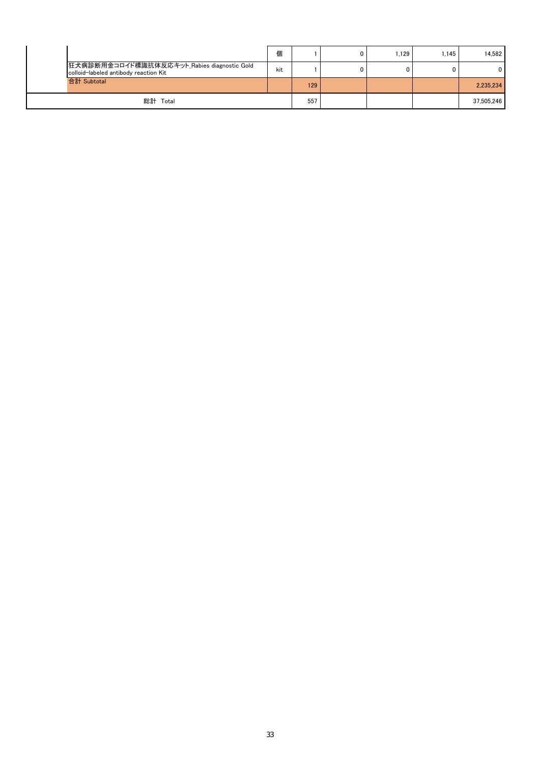| | | | | | | | |
|---|---|---|---|---|---|---|---|
| | | 個 | 1 | 0 | 1,129 | 1,145 | 14,582 |
| | 狂犬病診断用金コロイド標識抗体反応キット_Rabies diagnostic Gold colloid-labeled antibody reaction Kit | kit | 1 | 0 | 0 | 0 | 0 |
| | 合計 Subtotal | | 129 | | | | 2,235,234 |
| 総計 Total | | | 557 | | | | 37,505,246 |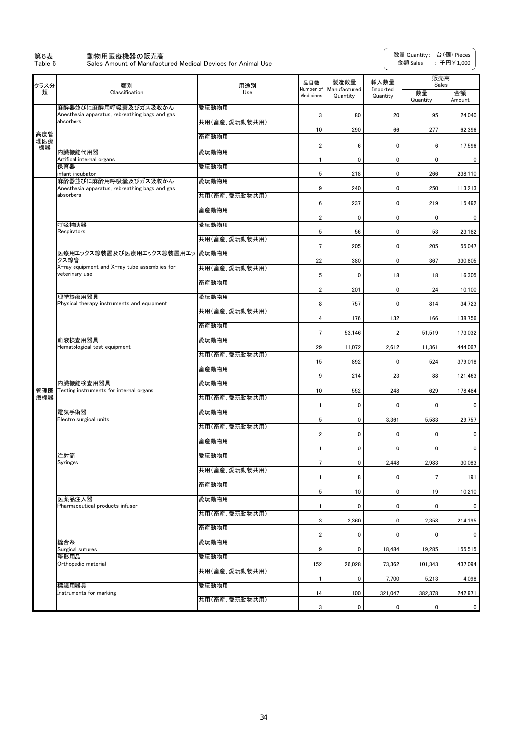第6表　　動物用医療機器の販売高
Table 6　　Sales Amount of Manufactured Medical Devices for Animal Use

数量 Quantity：台(個) Pieces
金額 Sales　：千円￥1,000

| クラス分類 | 類別 Classification | 用途別 Use | 品目数 Number of Medicines | 製造数量 Manufactured Quantity | 輸入数量 Imported Quantity | 販売高 Sales 数量 Quantity | 販売高 Sales 金額 Amount |
|---|---|---|---|---|---|---|---|
| 高度管理医療機器 | 麻酔器並びに麻酔用呼吸嚢及びガス吸収かん Anesthesia apparatus, rebreathing bags and gas absorbers | 愛玩動物用 | 3 | 80 | 20 | 95 | 24,040 |
| | | 共用(畜産、愛玩動物共用) | 10 | 290 | 66 | 277 | 62,396 |
| | | 畜産動物用 | 2 | 6 | 0 | 6 | 17,596 |
| | 内臓機能代用器 Artifical internal organs | 愛玩動物用 | 1 | 0 | 0 | 0 | 0 |
| | 保育器 infant incubator | 愛玩動物用 | 5 | 218 | 0 | 266 | 238,110 |
| 管理医療機器 | 麻酔器並びに麻酔用呼吸嚢及びガス吸収かん Anesthesia apparatus, rebreathing bags and gas absorbers | 愛玩動物用 | 9 | 240 | 0 | 250 | 113,213 |
| | | 共用(畜産、愛玩動物共用) | 6 | 237 | 0 | 219 | 15,492 |
| | | 畜産動物用 | 2 | 0 | 0 | 0 | 0 |
| | 呼吸補助器 Respirators | 愛玩動物用 | 5 | 56 | 0 | 53 | 23,182 |
| | | 共用(畜産、愛玩動物共用) | 7 | 205 | 0 | 205 | 55,047 |
| | 医療用エックス線装置及び医療用エックス線装置用エックス線管 X-ray equipment and X-ray tube assemblies for veterinary use | 愛玩動物用 | 22 | 380 | 0 | 367 | 330,805 |
| | | 共用(畜産、愛玩動物共用) | 5 | 0 | 18 | 18 | 16,305 |
| | | 畜産動物用 | 2 | 201 | 0 | 24 | 10,100 |
| | 理学診療用器具 Physical therapy instruments and equipment | 愛玩動物用 | 8 | 757 | 0 | 814 | 34,723 |
| | | 共用(畜産、愛玩動物共用) | 4 | 176 | 132 | 166 | 138,756 |
| | | 畜産動物用 | 7 | 53,146 | 2 | 51,519 | 173,032 |
| | 血液検査用器具 Hematological test equipment | 愛玩動物用 | 29 | 11,072 | 2,612 | 11,361 | 444,067 |
| | | 共用(畜産、愛玩動物共用) | 15 | 892 | 0 | 524 | 379,018 |
| | | 畜産動物用 | 9 | 214 | 23 | 88 | 121,463 |
| | 内臓機能検査用器具 Testing instruments for internal organs | 愛玩動物用 | 10 | 552 | 248 | 629 | 178,484 |
| | | 共用(畜産、愛玩動物共用) | 1 | 0 | 0 | 0 | 0 |
| | 電気手術器 Electro surgical units | 愛玩動物用 | 5 | 0 | 3,361 | 5,583 | 29,757 |
| | | 共用(畜産、愛玩動物共用) | 2 | 0 | 0 | 0 | 0 |
| | | 畜産動物用 | 1 | 0 | 0 | 0 | 0 |
| | 注射筒 Syringes | 愛玩動物用 | 7 | 0 | 2,448 | 2,983 | 30,083 |
| | | 共用(畜産、愛玩動物共用) | 1 | 8 | 0 | 7 | 191 |
| | | 畜産動物用 | 5 | 10 | 0 | 19 | 10,210 |
| | 医薬品注入器 Pharmaceutical products infuser | 愛玩動物用 | 1 | 0 | 0 | 0 | 0 |
| | | 共用(畜産、愛玩動物共用) | 3 | 2,360 | 0 | 2,358 | 214,195 |
| | | 畜産動物用 | 2 | 0 | 0 | 0 | 0 |
| | 縫合糸 Surgical sutures | 愛玩動物用 | 9 | 0 | 18,484 | 19,285 | 155,515 |
| | 整形用品 Orthopedic material | 愛玩動物用 | 152 | 26,028 | 73,362 | 101,343 | 437,094 |
| | | 共用(畜産、愛玩動物共用) | 1 | 0 | 7,700 | 5,213 | 4,098 |
| | 標識用器具 Instruments for marking | 愛玩動物用 | 14 | 100 | 321,047 | 382,378 | 242,971 |
| | | 共用(畜産、愛玩動物共用) | 3 | 0 | 0 | 0 | 0 |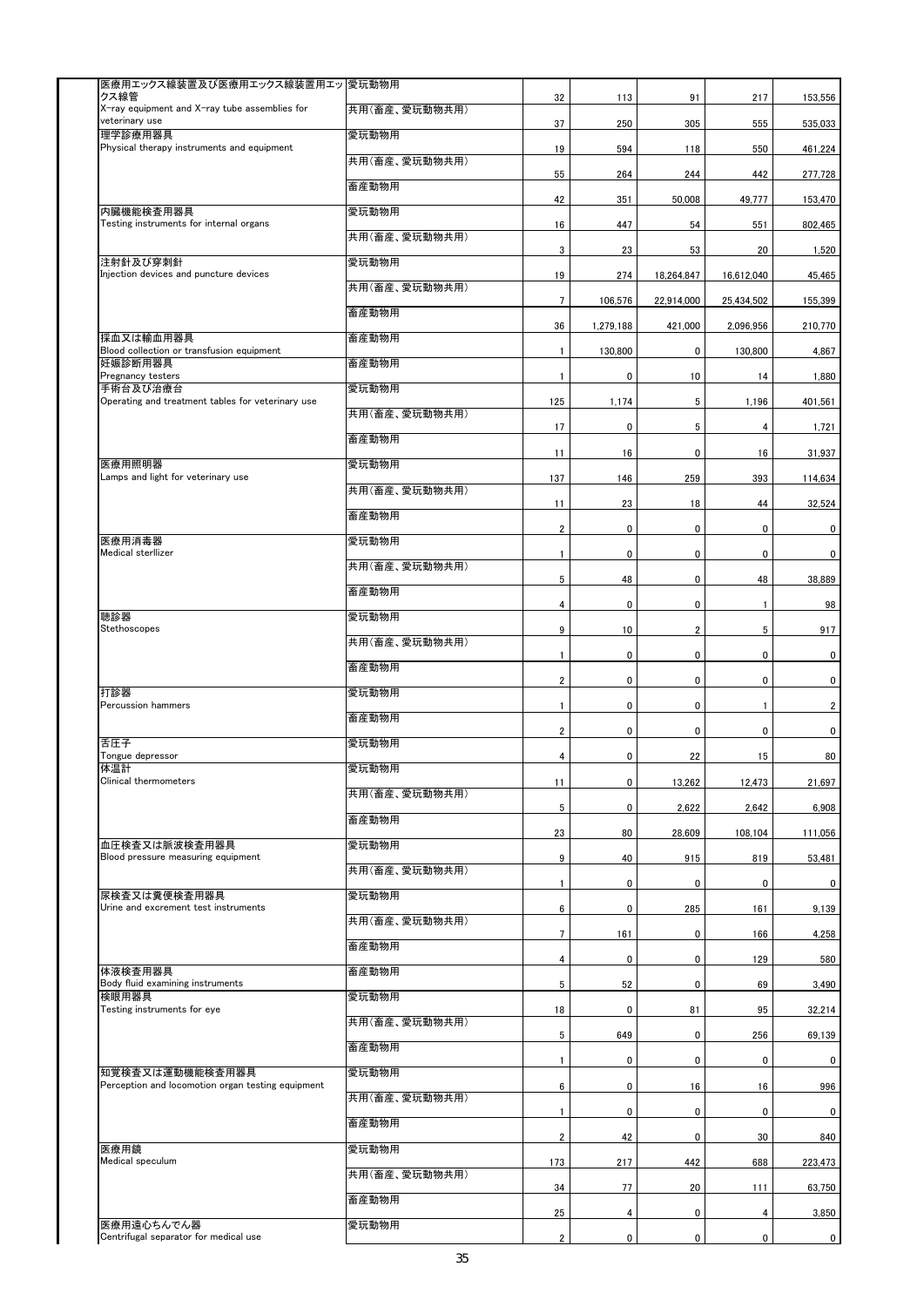| | | | | | | |
|---|---|---|---|---|---|---|
| 医療用エックス線装置及び医療用エックス線装置用エックス線管<br>X-ray equipment and X-ray tube assemblies for veterinary use | 愛玩動物用 | 32 | 113 | 91 | 217 | 153,556 |
| | 共用(畜産、愛玩動物共用) | 37 | 250 | 305 | 555 | 535,033 |
| 理学診療用器具<br>Physical therapy instruments and equipment | 愛玩動物用 | 19 | 594 | 118 | 550 | 461,224 |
| | 共用(畜産、愛玩動物共用) | 55 | 264 | 244 | 442 | 277,728 |
| | 畜産動物用 | 42 | 351 | 50,008 | 49,777 | 153,470 |
| 内臓機能検査用器具<br>Testing instruments for internal organs | 愛玩動物用 | 16 | 447 | 54 | 551 | 802,465 |
| | 共用(畜産、愛玩動物共用) | 3 | 23 | 53 | 20 | 1,520 |
| 注射針及び穿刺針<br>Injection devices and puncture devices | 愛玩動物用 | 19 | 274 | 18,264,847 | 16,612,040 | 45,465 |
| | 共用(畜産、愛玩動物共用) | 7 | 106,576 | 22,914,000 | 25,434,502 | 155,399 |
| | 畜産動物用 | 36 | 1,279,188 | 421,000 | 2,096,956 | 210,770 |
| 採血又は輸血用器具<br>Blood collection or transfusion equipment | 畜産動物用 | 1 | 130,800 | 0 | 130,800 | 4,867 |
| 妊娠診断用器具<br>Pregnancy testers | 畜産動物用 | 1 | 0 | 10 | 14 | 1,880 |
| 手術台及び治療台<br>Operating and treatment tables for veterinary use | 愛玩動物用 | 125 | 1,174 | 5 | 1,196 | 401,561 |
| | 共用(畜産、愛玩動物共用) | 17 | 0 | 5 | 4 | 1,721 |
| | 畜産動物用 | 11 | 16 | 0 | 16 | 31,937 |
| 医療用照明器<br>Lamps and light for veterinary use | 愛玩動物用 | 137 | 146 | 259 | 393 | 114,634 |
| | 共用(畜産、愛玩動物共用) | 11 | 23 | 18 | 44 | 32,524 |
| | 畜産動物用 | 2 | 0 | 0 | 0 | 0 |
| 医療用消毒器<br>Medical sterllizer | 愛玩動物用 | 1 | 0 | 0 | 0 | 0 |
| | 共用(畜産、愛玩動物共用) | 5 | 48 | 0 | 48 | 38,889 |
| | 畜産動物用 | 4 | 0 | 0 | 1 | 98 |
| 聴診器<br>Stethoscopes | 愛玩動物用 | 9 | 10 | 2 | 5 | 917 |
| | 共用(畜産、愛玩動物共用) | 1 | 0 | 0 | 0 | 0 |
| | 畜産動物用 | 2 | 0 | 0 | 0 | 0 |
| 打診器<br>Percussion hammers | 愛玩動物用 | 1 | 0 | 0 | 1 | 2 |
| | 畜産動物用 | 2 | 0 | 0 | 0 | 0 |
| 舌圧子<br>Tongue depressor | 愛玩動物用 | 4 | 0 | 22 | 15 | 80 |
| 体温計<br>Clinical thermometers | 愛玩動物用 | 11 | 0 | 13,262 | 12,473 | 21,697 |
| | 共用(畜産、愛玩動物共用) | 5 | 0 | 2,622 | 2,642 | 6,908 |
| | 畜産動物用 | 23 | 80 | 28,609 | 108,104 | 111,056 |
| 血圧検査又は脈波検査用器具<br>Blood pressure measuring equipment | 愛玩動物用 | 9 | 40 | 915 | 819 | 53,481 |
| | 共用(畜産、愛玩動物共用) | 1 | 0 | 0 | 0 | 0 |
| 尿検査又は糞便検査用器具<br>Urine and excrement test instruments | 愛玩動物用 | 6 | 0 | 285 | 161 | 9,139 |
| | 共用(畜産、愛玩動物共用) | 7 | 161 | 0 | 166 | 4,258 |
| | 畜産動物用 | 4 | 0 | 0 | 129 | 580 |
| 体液検査用器具<br>Body fluid examining instruments | 畜産動物用 | 5 | 52 | 0 | 69 | 3,490 |
| 検眼用器具<br>Testing instruments for eye | 愛玩動物用 | 18 | 0 | 81 | 95 | 32,214 |
| | 共用(畜産、愛玩動物共用) | 5 | 649 | 0 | 256 | 69,139 |
| | 畜産動物用 | 1 | 0 | 0 | 0 | 0 |
| 知覚検査又は運動機能検査用器具<br>Perception and locomotion organ testing equipment | 愛玩動物用 | 6 | 0 | 16 | 16 | 996 |
| | 共用(畜産、愛玩動物共用) | 1 | 0 | 0 | 0 | 0 |
| | 畜産動物用 | 2 | 42 | 0 | 30 | 840 |
| 医療用鏡<br>Medical speculum | 愛玩動物用 | 173 | 217 | 442 | 688 | 223,473 |
| | 共用(畜産、愛玩動物共用) | 34 | 77 | 20 | 111 | 63,750 |
| | 畜産動物用 | 25 | 4 | 0 | 4 | 3,850 |
| 医療用遠心ちんでん器<br>Centrifugal separator for medical use | 愛玩動物用 | 2 | 0 | 0 | 0 | 0 |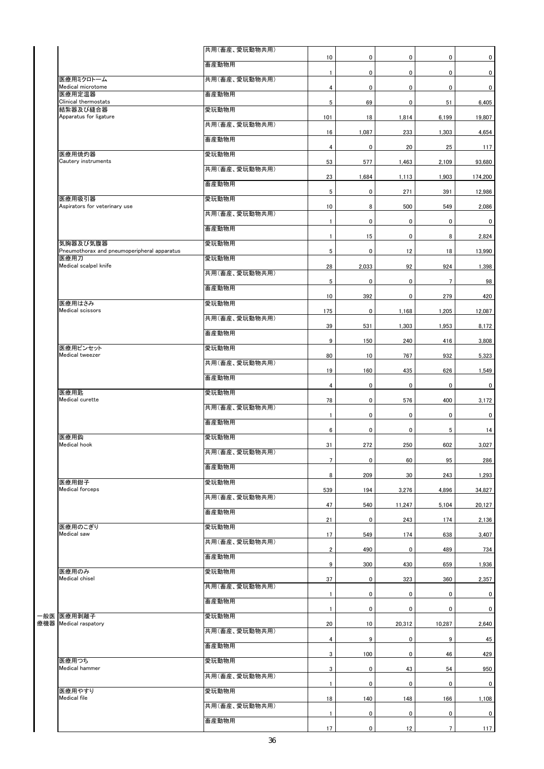| | | | | | | | |
|---|---|---|---|---|---|---|---|
| | | 共用(畜産、愛玩動物共用) | 10 | 0 | 0 | 0 | 0 |
| | | 畜産動物用 | 1 | 0 | 0 | 0 | 0 |
| | 医療用ミクロトーム<br>Medical microtome | 共用(畜産、愛玩動物共用) | 4 | 0 | 0 | 0 | 0 |
| | 医療用定温器<br>Clinical thermostats | 畜産動物用 | 5 | 69 | 0 | 51 | 6,405 |
| | 結紮器及び縫合器<br>Apparatus for ligature | 愛玩動物用 | 101 | 18 | 1,814 | 6,199 | 19,807 |
| | | 共用(畜産、愛玩動物共用) | 16 | 1,087 | 233 | 1,303 | 4,654 |
| | | 畜産動物用 | 4 | 0 | 20 | 25 | 117 |
| | 医療用焼灼器<br>Cautery instruments | 愛玩動物用 | 53 | 577 | 1,463 | 2,109 | 93,680 |
| | | 共用(畜産、愛玩動物共用) | 23 | 1,684 | 1,113 | 1,903 | 174,200 |
| | | 畜産動物用 | 5 | 0 | 271 | 391 | 12,986 |
| | 医療用吸引器<br>Aspirators for veterinary use | 愛玩動物用 | 10 | 8 | 500 | 549 | 2,086 |
| | | 共用(畜産、愛玩動物共用) | 1 | 0 | 0 | 0 | 0 |
| | | 畜産動物用 | 1 | 15 | 0 | 8 | 2,824 |
| | 気胸器及び気腹器<br>Pneumothorax and pneumoperipheral apparatus | 愛玩動物用 | 5 | 0 | 12 | 18 | 13,990 |
| | 医療用刀<br>Medical scalpel knife | 愛玩動物用 | 28 | 2,033 | 92 | 924 | 1,398 |
| | | 共用(畜産、愛玩動物共用) | 5 | 0 | 0 | 7 | 98 |
| | | 畜産動物用 | 10 | 392 | 0 | 279 | 420 |
| | 医療用はさみ<br>Medical scissors | 愛玩動物用 | 175 | 0 | 1,168 | 1,205 | 12,087 |
| | | 共用(畜産、愛玩動物共用) | 39 | 531 | 1,303 | 1,953 | 8,172 |
| | | 畜産動物用 | 9 | 150 | 240 | 416 | 3,808 |
| | 医療用ピンセット<br>Medical tweezer | 愛玩動物用 | 80 | 10 | 767 | 932 | 5,323 |
| | | 共用(畜産、愛玩動物共用) | 19 | 160 | 435 | 626 | 1,549 |
| | | 畜産動物用 | 4 | 0 | 0 | 0 | 0 |
| | 医療用匙<br>Medical curette | 愛玩動物用 | 78 | 0 | 576 | 400 | 3,172 |
| | | 共用(畜産、愛玩動物共用) | 1 | 0 | 0 | 0 | 0 |
| | | 畜産動物用 | 6 | 0 | 0 | 5 | 14 |
| | 医療用鈎<br>Medical hook | 愛玩動物用 | 31 | 272 | 250 | 602 | 3,027 |
| | | 共用(畜産、愛玩動物共用) | 7 | 0 | 60 | 95 | 286 |
| | | 畜産動物用 | 8 | 209 | 30 | 243 | 1,293 |
| | 医療用鉗子<br>Medical forceps | 愛玩動物用 | 539 | 194 | 3,276 | 4,896 | 34,827 |
| | | 共用(畜産、愛玩動物共用) | 47 | 540 | 11,247 | 5,104 | 20,127 |
| | | 畜産動物用 | 21 | 0 | 243 | 174 | 2,136 |
| | 医療用のこぎり<br>Medical saw | 愛玩動物用 | 17 | 549 | 174 | 638 | 3,407 |
| | | 共用(畜産、愛玩動物共用) | 2 | 490 | 0 | 489 | 734 |
| | | 畜産動物用 | 9 | 300 | 430 | 659 | 1,936 |
| | 医療用のみ<br>Medical chisel | 愛玩動物用 | 37 | 0 | 323 | 360 | 2,357 |
| | | 共用(畜産、愛玩動物共用) | 1 | 0 | 0 | 0 | 0 |
| | | 畜産動物用 | 1 | 0 | 0 | 0 | 0 |
| 一般医療機器 | 医療用剥離子<br>Medical raspatory | 愛玩動物用 | 20 | 10 | 20,312 | 10,287 | 2,640 |
| | | 共用(畜産、愛玩動物共用) | 4 | 9 | 0 | 9 | 45 |
| | | 畜産動物用 | 3 | 100 | 0 | 46 | 429 |
| | 医療用つち<br>Medical hammer | 愛玩動物用 | 3 | 0 | 43 | 54 | 950 |
| | | 共用(畜産、愛玩動物共用) | 1 | 0 | 0 | 0 | 0 |
| | 医療用やすり<br>Medical file | 愛玩動物用 | 18 | 140 | 148 | 166 | 1,108 |
| | | 共用(畜産、愛玩動物共用) | 1 | 0 | 0 | 0 | 0 |
| | | 畜産動物用 | 17 | 0 | 12 | 7 | 117 |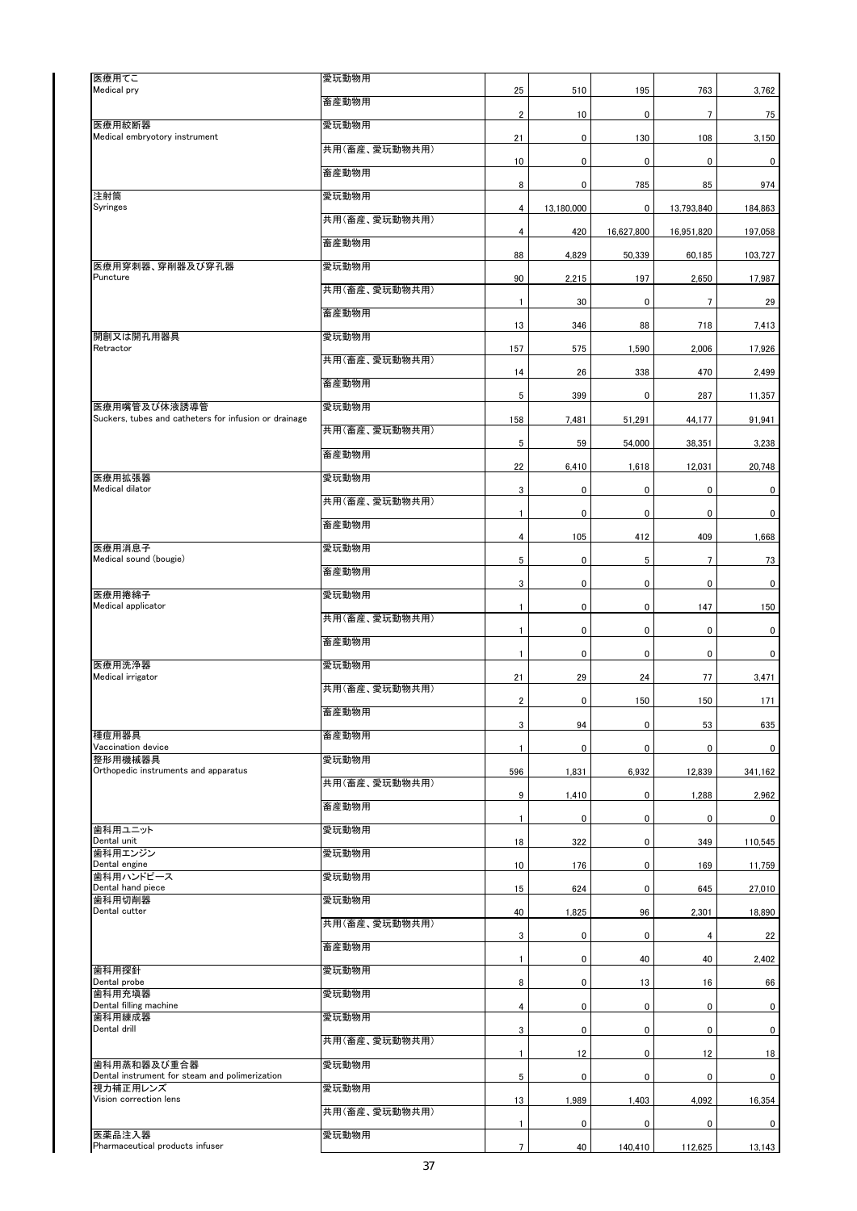| | | | | | | |
|---|---|---|---|---|---|---|
| 医療用てこ<br>Medical pry | 愛玩動物用 | 25 | 510 | 195 | 763 | 3,762 |
| | 畜産動物用 | 2 | 10 | 0 | 7 | 75 |
| 医療用絞断器<br>Medical embryotory instrument | 愛玩動物用 | 21 | 0 | 130 | 108 | 3,150 |
| | 共用(畜産、愛玩動物共用) | 10 | 0 | 0 | 0 | 0 |
| | 畜産動物用 | 8 | 0 | 785 | 85 | 974 |
| 注射筒<br>Syringes | 愛玩動物用 | 4 | 13,180,000 | 0 | 13,793,840 | 184,863 |
| | 共用(畜産、愛玩動物共用) | 4 | 420 | 16,627,800 | 16,951,820 | 197,058 |
| | 畜産動物用 | 88 | 4,829 | 50,339 | 60,185 | 103,727 |
| 医療用穿刺器、穿削器及び穿孔器<br>Puncture | 愛玩動物用 | 90 | 2,215 | 197 | 2,650 | 17,987 |
| | 共用(畜産、愛玩動物共用) | 1 | 30 | 0 | 7 | 29 |
| | 畜産動物用 | 13 | 346 | 88 | 718 | 7,413 |
| 開創又は開孔用器具<br>Retractor | 愛玩動物用 | 157 | 575 | 1,590 | 2,006 | 17,926 |
| | 共用(畜産、愛玩動物共用) | 14 | 26 | 338 | 470 | 2,499 |
| | 畜産動物用 | 5 | 399 | 0 | 287 | 11,357 |
| 医療用嘴管及び体液誘導管<br>Suckers, tubes and catheters for infusion or drainage | 愛玩動物用 | 158 | 7,481 | 51,291 | 44,177 | 91,941 |
| | 共用(畜産、愛玩動物共用) | 5 | 59 | 54,000 | 38,351 | 3,238 |
| | 畜産動物用 | 22 | 6,410 | 1,618 | 12,031 | 20,748 |
| 医療用拡張器<br>Medical dilator | 愛玩動物用 | 3 | 0 | 0 | 0 | 0 |
| | 共用(畜産、愛玩動物共用) | 1 | 0 | 0 | 0 | 0 |
| | 畜産動物用 | 4 | 105 | 412 | 409 | 1,668 |
| 医療用消息子<br>Medical sound (bougie) | 愛玩動物用 | 5 | 0 | 5 | 7 | 73 |
| | 畜産動物用 | 3 | 0 | 0 | 0 | 0 |
| 医療用捲綿子<br>Medical applicator | 愛玩動物用 | 1 | 0 | 0 | 147 | 150 |
| | 共用(畜産、愛玩動物共用) | 1 | 0 | 0 | 0 | 0 |
| | 畜産動物用 | 1 | 0 | 0 | 0 | 0 |
| 医療用洗浄器<br>Medical irrigator | 愛玩動物用 | 21 | 29 | 24 | 77 | 3,471 |
| | 共用(畜産、愛玩動物共用) | 2 | 0 | 150 | 150 | 171 |
| | 畜産動物用 | 3 | 94 | 0 | 53 | 635 |
| 種痘用器具<br>Vaccination device | 畜産動物用 | 1 | 0 | 0 | 0 | 0 |
| 整形用機械器具<br>Orthopedic instruments and apparatus | 愛玩動物用 | 596 | 1,831 | 6,932 | 12,839 | 341,162 |
| | 共用(畜産、愛玩動物共用) | 9 | 1,410 | 0 | 1,288 | 2,962 |
| | 畜産動物用 | 1 | 0 | 0 | 0 | 0 |
| 歯科用ユニット<br>Dental unit | 愛玩動物用 | 18 | 322 | 0 | 349 | 110,545 |
| 歯科用エンジン<br>Dental engine | 愛玩動物用 | 10 | 176 | 0 | 169 | 11,759 |
| 歯科用ハンドピース<br>Dental hand piece | 愛玩動物用 | 15 | 624 | 0 | 645 | 27,010 |
| 歯科用切削器<br>Dental cutter | 愛玩動物用 | 40 | 1,825 | 96 | 2,301 | 18,890 |
| | 共用(畜産、愛玩動物共用) | 3 | 0 | 0 | 4 | 22 |
| | 畜産動物用 | 1 | 0 | 40 | 40 | 2,402 |
| 歯科用探針<br>Dental probe | 愛玩動物用 | 8 | 0 | 13 | 16 | 66 |
| 歯科用充填器<br>Dental filling machine | 愛玩動物用 | 4 | 0 | 0 | 0 | 0 |
| 歯科用練成器<br>Dental drill | 愛玩動物用 | 3 | 0 | 0 | 0 | 0 |
| | 共用(畜産、愛玩動物共用) | 1 | 12 | 0 | 12 | 18 |
| 歯科用蒸和器及び重合器<br>Dental instrument for steam and polimerization | 愛玩動物用 | 5 | 0 | 0 | 0 | 0 |
| 視力補正用レンズ<br>Vision correction lens | 愛玩動物用 | 13 | 1,989 | 1,403 | 4,092 | 16,354 |
| | 共用(畜産、愛玩動物共用) | 1 | 0 | 0 | 0 | 0 |
| 医薬品注入器<br>Pharmaceutical products infuser | 愛玩動物用 | 7 | 40 | 140,410 | 112,625 | 13,143 |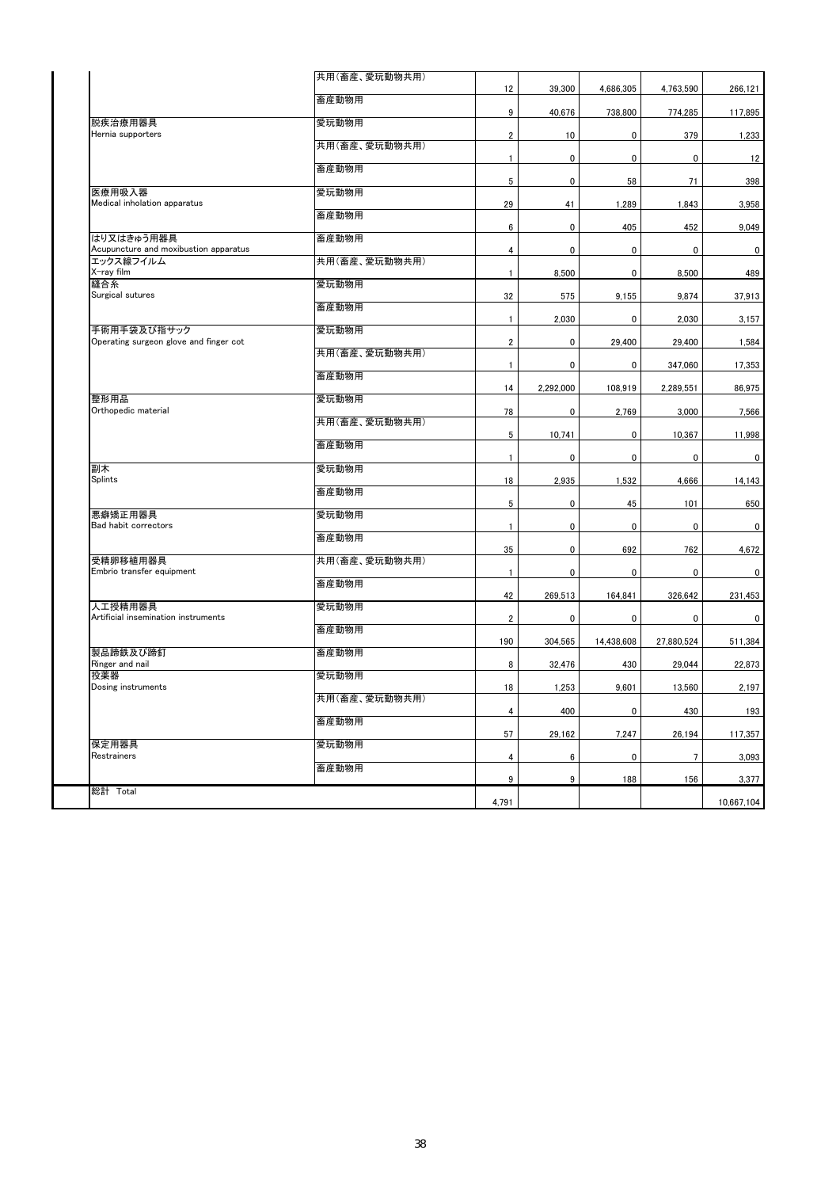| | | | | | | |
|---|---|---|---|---|---|---|
| | 共用(畜産、愛玩動物共用) | 12 | 39,300 | 4,686,305 | 4,763,590 | 266,121 |
| | 畜産動物用 | 9 | 40,676 | 738,800 | 774,285 | 117,895 |
| 脱疾治療用器具 Hernia supporters | 愛玩動物用 | 2 | 10 | 0 | 379 | 1,233 |
| | 共用(畜産、愛玩動物共用) | 1 | 0 | 0 | 0 | 12 |
| | 畜産動物用 | 5 | 0 | 58 | 71 | 398 |
| 医療用吸入器 Medical inholation apparatus | 愛玩動物用 | 29 | 41 | 1,289 | 1,843 | 3,958 |
| | 畜産動物用 | 6 | 0 | 405 | 452 | 9,049 |
| はり又はきゅう用器具 Acupuncture and moxibustion apparatus | 畜産動物用 | 4 | 0 | 0 | 0 | 0 |
| エックス線フイルム X-ray film | 共用(畜産、愛玩動物共用) | 1 | 8,500 | 0 | 8,500 | 489 |
| 縫合糸 Surgical sutures | 愛玩動物用 | 32 | 575 | 9,155 | 9,874 | 37,913 |
| | 畜産動物用 | 1 | 2,030 | 0 | 2,030 | 3,157 |
| 手術用手袋及び指サック Operating surgeon glove and finger cot | 愛玩動物用 | 2 | 0 | 29,400 | 29,400 | 1,584 |
| | 共用(畜産、愛玩動物共用) | 1 | 0 | 0 | 347,060 | 17,353 |
| | 畜産動物用 | 14 | 2,292,000 | 108,919 | 2,289,551 | 86,975 |
| 整形用品 Orthopedic material | 愛玩動物用 | 78 | 0 | 2,769 | 3,000 | 7,566 |
| | 共用(畜産、愛玩動物共用) | 5 | 10,741 | 0 | 10,367 | 11,998 |
| | 畜産動物用 | 1 | 0 | 0 | 0 | 0 |
| 副木 Splints | 愛玩動物用 | 18 | 2,935 | 1,532 | 4,666 | 14,143 |
| | 畜産動物用 | 5 | 0 | 45 | 101 | 650 |
| 悪癖矯正用器具 Bad habit correctors | 愛玩動物用 | 1 | 0 | 0 | 0 | 0 |
| | 畜産動物用 | 35 | 0 | 692 | 762 | 4,672 |
| 受精卵移植用器具 Embrio transfer equipment | 共用(畜産、愛玩動物共用) | 1 | 0 | 0 | 0 | 0 |
| | 畜産動物用 | 42 | 269,513 | 164,841 | 326,642 | 231,453 |
| 人工授精用器具 Artificial insemination instruments | 愛玩動物用 | 2 | 0 | 0 | 0 | 0 |
| | 畜産動物用 | 190 | 304,565 | 14,438,608 | 27,880,524 | 511,384 |
| 製品蹄鉄及び蹄釘 Ringer and nail | 畜産動物用 | 8 | 32,476 | 430 | 29,044 | 22,873 |
| 投薬器 Dosing instruments | 愛玩動物用 | 18 | 1,253 | 9,601 | 13,560 | 2,197 |
| | 共用(畜産、愛玩動物共用) | 4 | 400 | 0 | 430 | 193 |
| | 畜産動物用 | 57 | 29,162 | 7,247 | 26,194 | 117,357 |
| 保定用器具 Restrainers | 愛玩動物用 | 4 | 6 | 0 | 7 | 3,093 |
| | 畜産動物用 | 9 | 9 | 188 | 156 | 3,377 |
| 総計 Total | | 4,791 | | | | 10,667,104 |